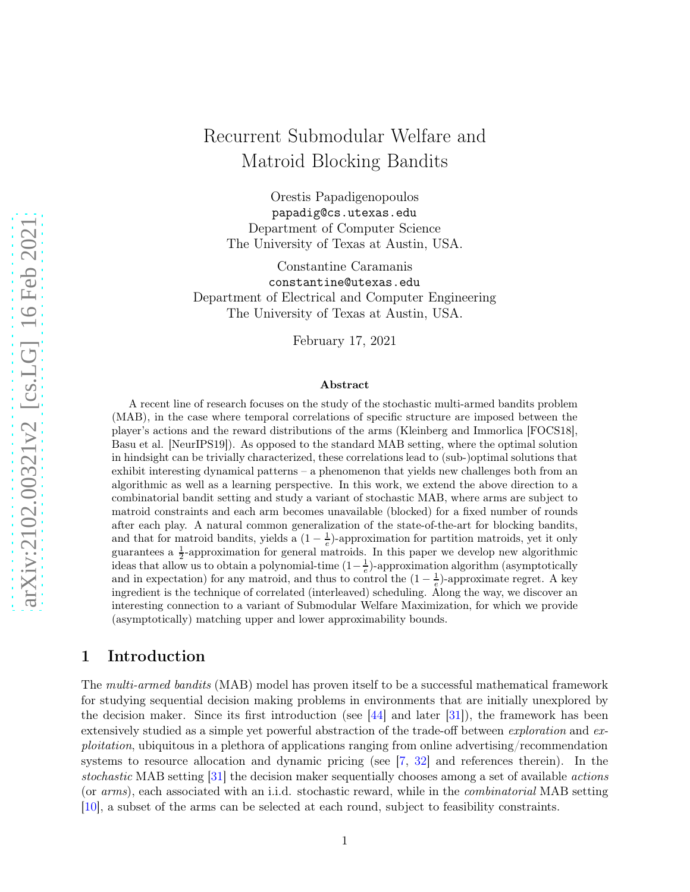# Recurrent Submodular Welfare and Matroid Blocking Bandits

Orestis Papadigenopoulos
papadig@cs.utexas.edu
Department of Computer Science
The University of Texas at Austin, USA.

Constantine Caramanis
constantine@utexas.edu
Department of Electrical and Computer Engineering
The University of Texas at Austin, USA.

February 17, 2021

### Abstract

A recent line of research focuses on the study of the stochastic multi-armed bandits problem (MAB), in the case where temporal correlations of specific structure are imposed between the player's actions and the reward distributions of the arms (Kleinberg and Immorlica [FOCS18], Basu et al. [NeurIPS19]). As opposed to the standard MAB setting, where the optimal solution in hindsight can be trivially characterized, these correlations lead to (sub-)optimal solutions that exhibit interesting dynamical patterns – a phenomenon that yields new challenges both from an algorithmic as well as a learning perspective. In this work, we extend the above direction to a combinatorial bandit setting and study a variant of stochastic MAB, where arms are subject to matroid constraints and each arm becomes unavailable (blocked) for a fixed number of rounds after each play. A natural common generalization of the state-of-the-art for blocking bandits, and that for matroid bandits, yields a $(1 - \frac{1}{e})$-approximation for partition matroids, yet it only guarantees a $\frac{1}{2}$-approximation for general matroids. In this paper we develop new algorithmic ideas that allow us to obtain a polynomial-time $(1-\frac{1}{e})$-approximation algorithm (asymptotically and in expectation) for any matroid, and thus to control the $(1 - \frac{1}{e})$-approximate regret. A key ingredient is the technique of correlated (interleaved) scheduling. Along the way, we discover an interesting connection to a variant of Submodular Welfare Maximization, for which we provide (asymptotically) matching upper and lower approximability bounds.

## 1 Introduction

The *multi-armed bandits* (MAB) model has proven itself to be a successful mathematical framework for studying sequential decision making problems in environments that are initially unexplored by the decision maker. Since its first introduction (see [44] and later [31]), the framework has been extensively studied as a simple yet powerful abstraction of the trade-off between *exploration* and *exploitation*, ubiquitous in a plethora of applications ranging from online advertising/recommendation systems to resource allocation and dynamic pricing (see [7, 32] and references therein). In the *stochastic* MAB setting [31] the decision maker sequentially chooses among a set of available *actions* (or *arms*), each associated with an i.i.d. stochastic reward, while in the *combinatorial* MAB setting [10], a subset of the arms can be selected at each round, subject to feasibility constraints.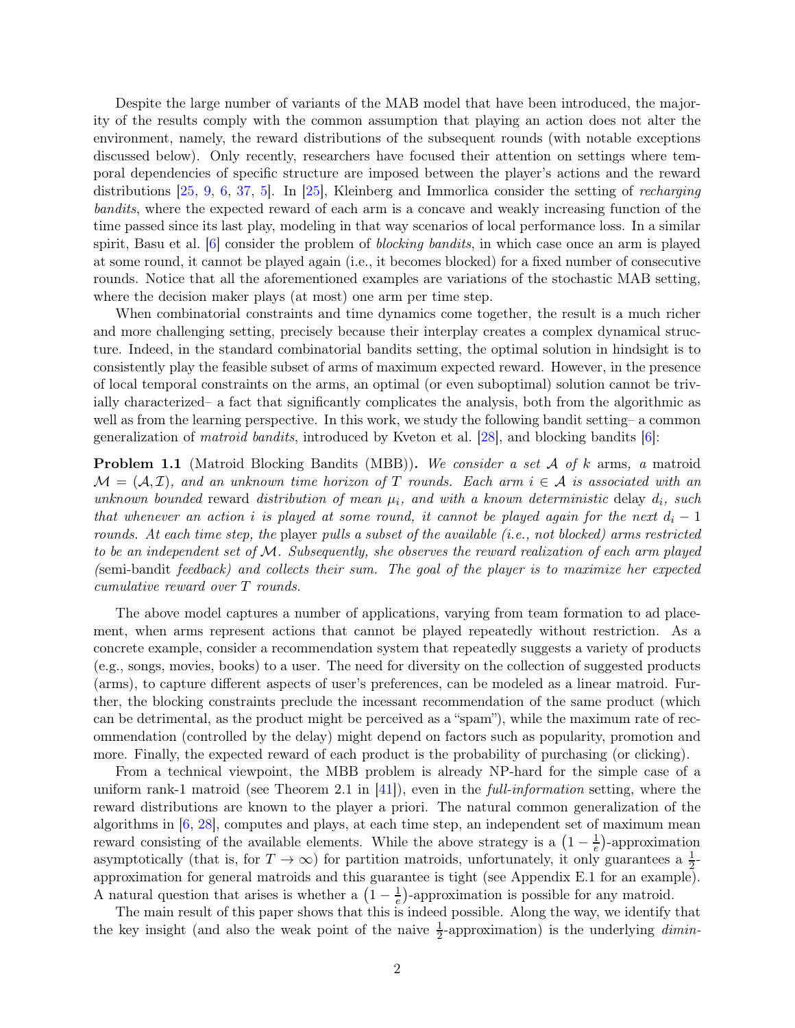Despite the large number of variants of the MAB model that have been introduced, the majority of the results comply with the common assumption that playing an action does not alter the environment, namely, the reward distributions of the subsequent rounds (with notable exceptions discussed below). Only recently, researchers have focused their attention on settings where temporal dependencies of specific structure are imposed between the player's actions and the reward distributions [25, 9, 6, 37, 5]. In [25], Kleinberg and Immorlica consider the setting of *recharging bandits*, where the expected reward of each arm is a concave and weakly increasing function of the time passed since its last play, modeling in that way scenarios of local performance loss. In a similar spirit, Basu et al. [6] consider the problem of *blocking bandits*, in which case once an arm is played at some round, it cannot be played again (i.e., it becomes blocked) for a fixed number of consecutive rounds. Notice that all the aforementioned examples are variations of the stochastic MAB setting, where the decision maker plays (at most) one arm per time step.

When combinatorial constraints and time dynamics come together, the result is a much richer and more challenging setting, precisely because their interplay creates a complex dynamical structure. Indeed, in the standard combinatorial bandits setting, the optimal solution in hindsight is to consistently play the feasible subset of arms of maximum expected reward. However, in the presence of local temporal constraints on the arms, an optimal (or even suboptimal) solution cannot be trivially characterized– a fact that significantly complicates the analysis, both from the algorithmic as well as from the learning perspective. In this work, we study the following bandit setting– a common generalization of *matroid bandits*, introduced by Kveton et al. [28], and blocking bandits [6]:

**Problem 1.1** (Matroid Blocking Bandits (MBB))**.** *We consider a set $\mathcal{A}$ of $k$* arms*, a* matroid *$\mathcal{M} = (\mathcal{A}, \mathcal{I})$, and an unknown time horizon of $T$ rounds. Each arm $i \in \mathcal{A}$ is associated with an unknown bounded* reward *distribution of mean $\mu_i$, and with a known deterministic* delay *$d_i$, such that whenever an action $i$ is played at some round, it cannot be played again for the next $d_i - 1$ rounds. At each time step, the* player *pulls a subset of the available (i.e., not blocked) arms restricted to be an independent set of $\mathcal{M}$. Subsequently, she observes the reward realization of each arm played (*semi-bandit *feedback) and collects their sum. The goal of the player is to maximize her expected cumulative reward over $T$ rounds.*

The above model captures a number of applications, varying from team formation to ad placement, when arms represent actions that cannot be played repeatedly without restriction. As a concrete example, consider a recommendation system that repeatedly suggests a variety of products (e.g., songs, movies, books) to a user. The need for diversity on the collection of suggested products (arms), to capture different aspects of user's preferences, can be modeled as a linear matroid. Further, the blocking constraints preclude the incessant recommendation of the same product (which can be detrimental, as the product might be perceived as a "spam"), while the maximum rate of recommendation (controlled by the delay) might depend on factors such as popularity, promotion and more. Finally, the expected reward of each product is the probability of purchasing (or clicking).

From a technical viewpoint, the MBB problem is already NP-hard for the simple case of a uniform rank-1 matroid (see Theorem 2.1 in [41]), even in the *full-information* setting, where the reward distributions are known to the player a priori. The natural common generalization of the algorithms in [6, 28], computes and plays, at each time step, an independent set of maximum mean reward consisting of the available elements. While the above strategy is a $\left(1 - \frac{1}{e}\right)$-approximation asymptotically (that is, for $T \to \infty$) for partition matroids, unfortunately, it only guarantees a $\frac{1}{2}$-approximation for general matroids and this guarantee is tight (see Appendix E.1 for an example). A natural question that arises is whether a $\left(1 - \frac{1}{e}\right)$-approximation is possible for any matroid.

The main result of this paper shows that this is indeed possible. Along the way, we identify that the key insight (and also the weak point of the naive $\frac{1}{2}$-approximation) is the underlying *dimin-*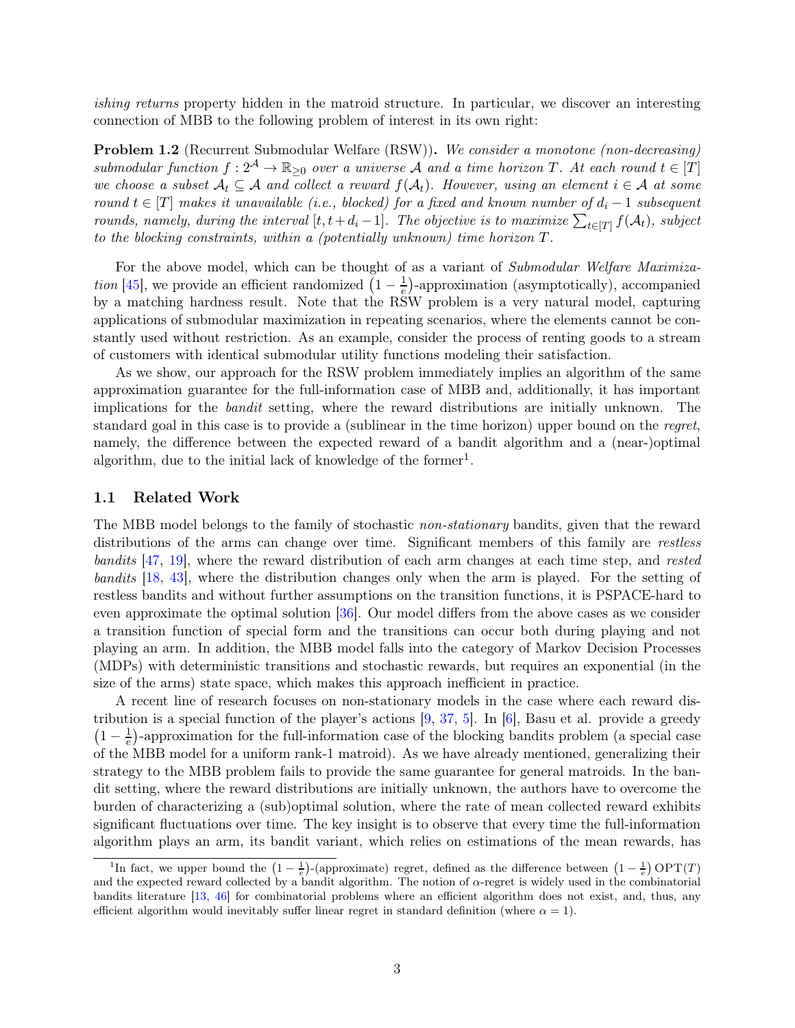*ishing returns* property hidden in the matroid structure. In particular, we discover an interesting connection of MBB to the following problem of interest in its own right:

**Problem 1.2** (Recurrent Submodular Welfare (RSW))**.** *We consider a monotone (non-decreasing) submodular function $f : 2^{\mathcal{A}} \to \mathbb{R}_{\geq 0}$ over a universe $\mathcal{A}$ and a time horizon $T$. At each round $t \in [T]$ we choose a subset $\mathcal{A}_t \subseteq \mathcal{A}$ and collect a reward $f(\mathcal{A}_t)$. However, using an element $i \in \mathcal{A}$ at some round $t \in [T]$ makes it unavailable (i.e., blocked) for a fixed and known number of $d_i - 1$ subsequent rounds, namely, during the interval $[t, t + d_i - 1]$. The objective is to maximize $\sum_{t \in [T]} f(\mathcal{A}_t)$, subject to the blocking constraints, within a (potentially unknown) time horizon $T$.*

For the above model, which can be thought of as a variant of *Submodular Welfare Maximization* [45], we provide an efficient randomized $\left(1 - \frac{1}{e}\right)$-approximation (asymptotically), accompanied by a matching hardness result. Note that the RSW problem is a very natural model, capturing applications of submodular maximization in repeating scenarios, where the elements cannot be constantly used without restriction. As an example, consider the process of renting goods to a stream of customers with identical submodular utility functions modeling their satisfaction.

As we show, our approach for the RSW problem immediately implies an algorithm of the same approximation guarantee for the full-information case of MBB and, additionally, it has important implications for the *bandit* setting, where the reward distributions are initially unknown. The standard goal in this case is to provide a (sublinear in the time horizon) upper bound on the *regret*, namely, the difference between the expected reward of a bandit algorithm and a (near-)optimal algorithm, due to the initial lack of knowledge of the former[1].

## 1.1 Related Work

The MBB model belongs to the family of stochastic *non-stationary* bandits, given that the reward distributions of the arms can change over time. Significant members of this family are *restless bandits* [47, 19], where the reward distribution of each arm changes at each time step, and *rested bandits* [18, 43], where the distribution changes only when the arm is played. For the setting of restless bandits and without further assumptions on the transition functions, it is PSPACE-hard to even approximate the optimal solution [36]. Our model differs from the above cases as we consider a transition function of special form and the transitions can occur both during playing and not playing an arm. In addition, the MBB model falls into the category of Markov Decision Processes (MDPs) with deterministic transitions and stochastic rewards, but requires an exponential (in the size of the arms) state space, which makes this approach inefficient in practice.

A recent line of research focuses on non-stationary models in the case where each reward distribution is a special function of the player's actions [9, 37, 5]. In [6], Basu et al. provide a greedy $\left(1 - \frac{1}{e}\right)$-approximation for the full-information case of the blocking bandits problem (a special case of the MBB model for a uniform rank-1 matroid). As we have already mentioned, generalizing their strategy to the MBB problem fails to provide the same guarantee for general matroids. In the bandit setting, where the reward distributions are initially unknown, the authors have to overcome the burden of characterizing a (sub)optimal solution, where the rate of mean collected reward exhibits significant fluctuations over time. The key insight is to observe that every time the full-information algorithm plays an arm, its bandit variant, which relies on estimations of the mean rewards, has

[1] In fact, we upper bound the $\left(1 - \frac{1}{e}\right)$-(approximate) regret, defined as the difference between $\left(1 - \frac{1}{e}\right) \mathrm{OPT}(T)$ and the expected reward collected by a bandit algorithm. The notion of $\alpha$-regret is widely used in the combinatorial bandits literature [13, 46] for combinatorial problems where an efficient algorithm does not exist, and, thus, any efficient algorithm would inevitably suffer linear regret in standard definition (where $\alpha = 1$).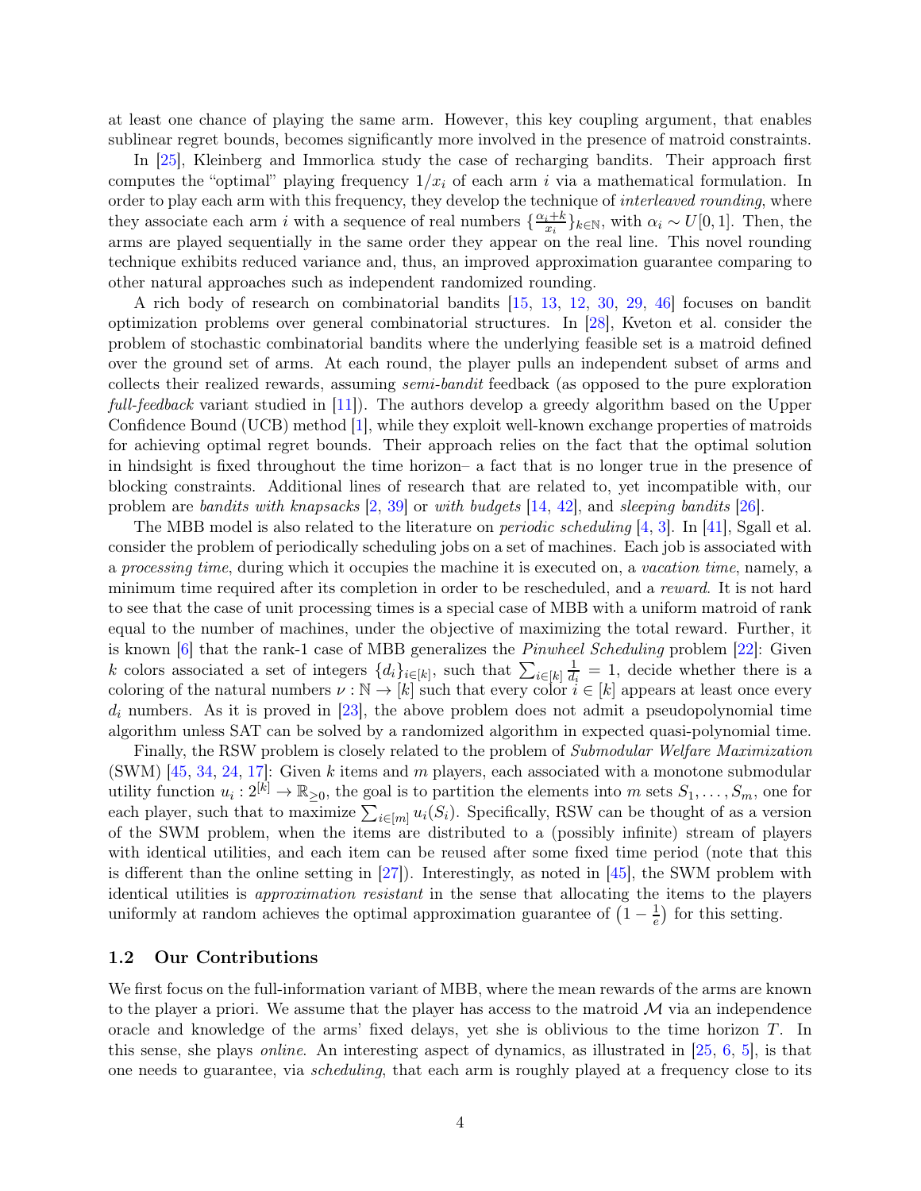at least one chance of playing the same arm. However, this key coupling argument, that enables sublinear regret bounds, becomes significantly more involved in the presence of matroid constraints.

In [25], Kleinberg and Immorlica study the case of recharging bandits. Their approach first computes the "optimal" playing frequency $1/x_i$ of each arm $i$ via a mathematical formulation. In order to play each arm with this frequency, they develop the technique of *interleaved rounding*, where they associate each arm $i$ with a sequence of real numbers $\{\frac{\alpha_i + k}{x_i}\}_{k \in \mathbb{N}}$, with $\alpha_i \sim U[0,1]$. Then, the arms are played sequentially in the same order they appear on the real line. This novel rounding technique exhibits reduced variance and, thus, an improved approximation guarantee comparing to other natural approaches such as independent randomized rounding.

A rich body of research on combinatorial bandits [15, 13, 12, 30, 29, 46] focuses on bandit optimization problems over general combinatorial structures. In [28], Kveton et al. consider the problem of stochastic combinatorial bandits where the underlying feasible set is a matroid defined over the ground set of arms. At each round, the player pulls an independent subset of arms and collects their realized rewards, assuming *semi-bandit* feedback (as opposed to the pure exploration *full-feedback* variant studied in [11]). The authors develop a greedy algorithm based on the Upper Confidence Bound (UCB) method [1], while they exploit well-known exchange properties of matroids for achieving optimal regret bounds. Their approach relies on the fact that the optimal solution in hindsight is fixed throughout the time horizon– a fact that is no longer true in the presence of blocking constraints. Additional lines of research that are related to, yet incompatible with, our problem are *bandits with knapsacks* [2, 39] or *with budgets* [14, 42], and *sleeping bandits* [26].

The MBB model is also related to the literature on *periodic scheduling* [4, 3]. In [41], Sgall et al. consider the problem of periodically scheduling jobs on a set of machines. Each job is associated with a *processing time*, during which it occupies the machine it is executed on, a *vacation time*, namely, a minimum time required after its completion in order to be rescheduled, and a *reward*. It is not hard to see that the case of unit processing times is a special case of MBB with a uniform matroid of rank equal to the number of machines, under the objective of maximizing the total reward. Further, it is known [6] that the rank-1 case of MBB generalizes the *Pinwheel Scheduling* problem [22]: Given $k$ colors associated a set of integers $\{d_i\}_{i \in [k]}$, such that $\sum_{i \in [k]} \frac{1}{d_i} = 1$, decide whether there is a coloring of the natural numbers $\nu : \mathbb{N} \to [k]$ such that every color $i \in [k]$ appears at least once every $d_i$ numbers. As it is proved in [23], the above problem does not admit a pseudopolynomial time algorithm unless SAT can be solved by a randomized algorithm in expected quasi-polynomial time.

Finally, the RSW problem is closely related to the problem of *Submodular Welfare Maximization* (SWM) [45, 34, 24, 17]: Given $k$ items and $m$ players, each associated with a monotone submodular utility function $u_i : 2^{[k]} \to \mathbb{R}_{\geq 0}$, the goal is to partition the elements into $m$ sets $S_1, \ldots, S_m$, one for each player, such that to maximize $\sum_{i \in [m]} u_i(S_i)$. Specifically, RSW can be thought of as a version of the SWM problem, when the items are distributed to a (possibly infinite) stream of players with identical utilities, and each item can be reused after some fixed time period (note that this is different than the online setting in [27]). Interestingly, as noted in [45], the SWM problem with identical utilities is *approximation resistant* in the sense that allocating the items to the players uniformly at random achieves the optimal approximation guarantee of $\left(1 - \frac{1}{e}\right)$ for this setting.

## 1.2 Our Contributions

We first focus on the full-information variant of MBB, where the mean rewards of the arms are known to the player a priori. We assume that the player has access to the matroid $\mathcal{M}$ via an independence oracle and knowledge of the arms' fixed delays, yet she is oblivious to the time horizon $T$. In this sense, she plays *online*. An interesting aspect of dynamics, as illustrated in [25, 6, 5], is that one needs to guarantee, via *scheduling*, that each arm is roughly played at a frequency close to its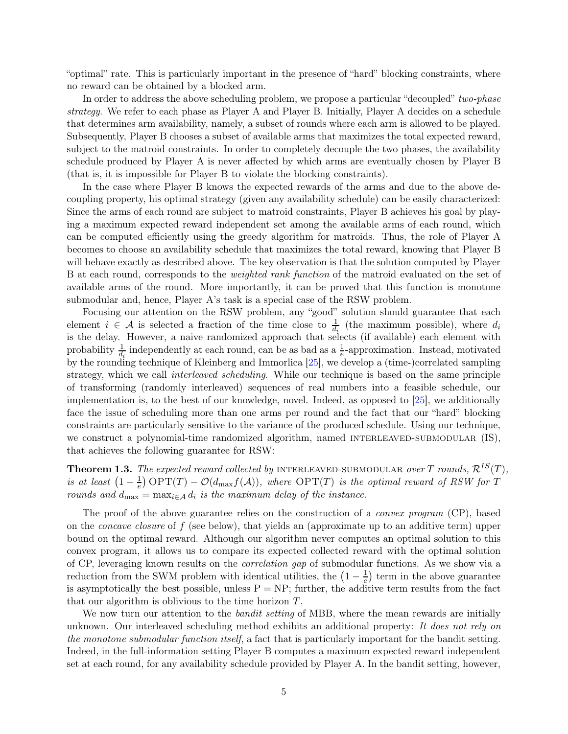"optimal" rate. This is particularly important in the presence of "hard" blocking constraints, where no reward can be obtained by a blocked arm.

In order to address the above scheduling problem, we propose a particular "decoupled" *two-phase strategy*. We refer to each phase as Player A and Player B. Initially, Player A decides on a schedule that determines arm availability, namely, a subset of rounds where each arm is allowed to be played. Subsequently, Player B chooses a subset of available arms that maximizes the total expected reward, subject to the matroid constraints. In order to completely decouple the two phases, the availability schedule produced by Player A is never affected by which arms are eventually chosen by Player B (that is, it is impossible for Player B to violate the blocking constraints).

In the case where Player B knows the expected rewards of the arms and due to the above decoupling property, his optimal strategy (given any availability schedule) can be easily characterized: Since the arms of each round are subject to matroid constraints, Player B achieves his goal by playing a maximum expected reward independent set among the available arms of each round, which can be computed efficiently using the greedy algorithm for matroids. Thus, the role of Player A becomes to choose an availability schedule that maximizes the total reward, knowing that Player B will behave exactly as described above. The key observation is that the solution computed by Player B at each round, corresponds to the *weighted rank function* of the matroid evaluated on the set of available arms of the round. More importantly, it can be proved that this function is monotone submodular and, hence, Player A's task is a special case of the RSW problem.

Focusing our attention on the RSW problem, any "good" solution should guarantee that each element $i \in \mathcal{A}$ is selected a fraction of the time close to $\frac{1}{d_i}$ (the maximum possible), where $d_i$ is the delay. However, a naive randomized approach that selects (if available) each element with probability $\frac{1}{d_i}$ independently at each round, can be as bad as a $\frac{1}{e}$-approximation. Instead, motivated by the rounding technique of Kleinberg and Immorlica [25], we develop a (time-)correlated sampling strategy, which we call *interleaved scheduling*. While our technique is based on the same principle of transforming (randomly interleaved) sequences of real numbers into a feasible schedule, our implementation is, to the best of our knowledge, novel. Indeed, as opposed to [25], we additionally face the issue of scheduling more than one arms per round and the fact that our "hard" blocking constraints are particularly sensitive to the variance of the produced schedule. Using our technique, we construct a polynomial-time randomized algorithm, named INTERLEAVED-SUBMODULAR (IS), that achieves the following guarantee for RSW:

**Theorem 1.3.** *The expected reward collected by* INTERLEAVED-SUBMODULAR *over $T$ rounds, $\mathcal{R}^{IS}(T)$, is at least $\left(1 - \frac{1}{e}\right) \mathrm{OPT}(T) - \mathcal{O}(d_{\max} f(\mathcal{A}))$, where $\mathrm{OPT}(T)$ is the optimal reward of RSW for $T$ rounds and $d_{\max} = \max_{i \in \mathcal{A}} d_i$ is the maximum delay of the instance.*

The proof of the above guarantee relies on the construction of a *convex program* (CP), based on the *concave closure* of $f$ (see below), that yields an (approximate up to an additive term) upper bound on the optimal reward. Although our algorithm never computes an optimal solution to this convex program, it allows us to compare its expected collected reward with the optimal solution of CP, leveraging known results on the *correlation gap* of submodular functions. As we show via a reduction from the SWM problem with identical utilities, the $\left(1 - \frac{1}{e}\right)$ term in the above guarantee is asymptotically the best possible, unless P = NP; further, the additive term results from the fact that our algorithm is oblivious to the time horizon $T$.

We now turn our attention to the *bandit setting* of MBB, where the mean rewards are initially unknown. Our interleaved scheduling method exhibits an additional property: *It does not rely on the monotone submodular function itself*, a fact that is particularly important for the bandit setting. Indeed, in the full-information setting Player B computes a maximum expected reward independent set at each round, for any availability schedule provided by Player A. In the bandit setting, however,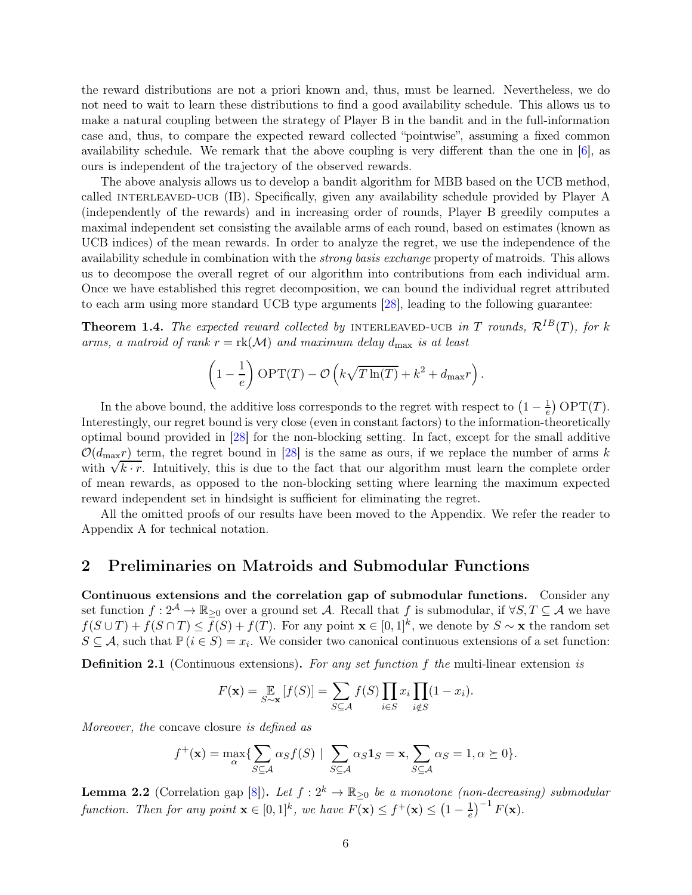the reward distributions are not a priori known and, thus, must be learned. Nevertheless, we do not need to wait to learn these distributions to find a good availability schedule. This allows us to make a natural coupling between the strategy of Player B in the bandit and in the full-information case and, thus, to compare the expected reward collected "pointwise", assuming a fixed common availability schedule. We remark that the above coupling is very different than the one in [6], as ours is independent of the trajectory of the observed rewards.

The above analysis allows us to develop a bandit algorithm for MBB based on the UCB method, called INTERLEAVED-UCB (IB). Specifically, given any availability schedule provided by Player A (independently of the rewards) and in increasing order of rounds, Player B greedily computes a maximal independent set consisting the available arms of each round, based on estimates (known as UCB indices) of the mean rewards. In order to analyze the regret, we use the independence of the availability schedule in combination with the *strong basis exchange* property of matroids. This allows us to decompose the overall regret of our algorithm into contributions from each individual arm. Once we have established this regret decomposition, we can bound the individual regret attributed to each arm using more standard UCB type arguments [28], leading to the following guarantee:

**Theorem 1.4.** *The expected reward collected by* INTERLEAVED-UCB *in $T$ rounds, $\mathcal{R}^{IB}(T)$, for $k$ arms, a matroid of rank $r = \mathrm{rk}(\mathcal{M})$ and maximum delay $d_{\max}$ is at least*

$$\left(1 - \frac{1}{e}\right) \mathrm{OPT}(T) - \mathcal{O}\left(k\sqrt{T\ln(T)} + k^2 + d_{\max} r\right).$$

In the above bound, the additive loss corresponds to the regret with respect to $\left(1 - \frac{1}{e}\right) \mathrm{OPT}(T)$. Interestingly, our regret bound is very close (even in constant factors) to the information-theoretically optimal bound provided in [28] for the non-blocking setting. In fact, except for the small additive $\mathcal{O}(d_{\max} r)$ term, the regret bound in [28] is the same as ours, if we replace the number of arms $k$ with $\sqrt{k \cdot r}$. Intuitively, this is due to the fact that our algorithm must learn the complete order of mean rewards, as opposed to the non-blocking setting where learning the maximum expected reward independent set in hindsight is sufficient for eliminating the regret.

All the omitted proofs of our results have been moved to the Appendix. We refer the reader to Appendix A for technical notation.

## 2 Preliminaries on Matroids and Submodular Functions

**Continuous extensions and the correlation gap of submodular functions.** Consider any set function $f : 2^{\mathcal{A}} \to \mathbb{R}_{\geq 0}$ over a ground set $\mathcal{A}$. Recall that $f$ is submodular, if $\forall S, T \subseteq \mathcal{A}$ we have $f(S \cup T) + f(S \cap T) \leq f(S) + f(T)$. For any point $\mathbf{x} \in [0,1]^k$, we denote by $S \sim \mathbf{x}$ the random set $S \subseteq \mathcal{A}$, such that $\mathbb{P}(i \in S) = x_i$. We consider two canonical continuous extensions of a set function:

**Definition 2.1** (Continuous extensions)**.** *For any set function $f$ the* multi-linear extension *is*

$$F(\mathbf{x}) = \mathop{\mathbb{E}}_{S \sim \mathbf{x}}[f(S)] = \sum_{S \subseteq \mathcal{A}} f(S) \prod_{i \in S} x_i \prod_{i \notin S} (1 - x_i).$$

*Moreover, the* concave closure *is defined as*

$$f^+(\mathbf{x}) = \max_{\alpha} \{ \sum_{S \subseteq \mathcal{A}} \alpha_S f(S) \mid \sum_{S \subseteq \mathcal{A}} \alpha_S \mathbf{1}_S = \mathbf{x}, \sum_{S \subseteq \mathcal{A}} \alpha_S = 1, \alpha \succeq 0 \}.$$

**Lemma 2.2** (Correlation gap [8])**.** *Let $f : 2^k \to \mathbb{R}_{\geq 0}$ be a monotone (non-decreasing) submodular function. Then for any point $\mathbf{x} \in [0,1]^k$, we have $F(\mathbf{x}) \leq f^+(\mathbf{x}) \leq \left(1 - \frac{1}{e}\right)^{-1} F(\mathbf{x})$.*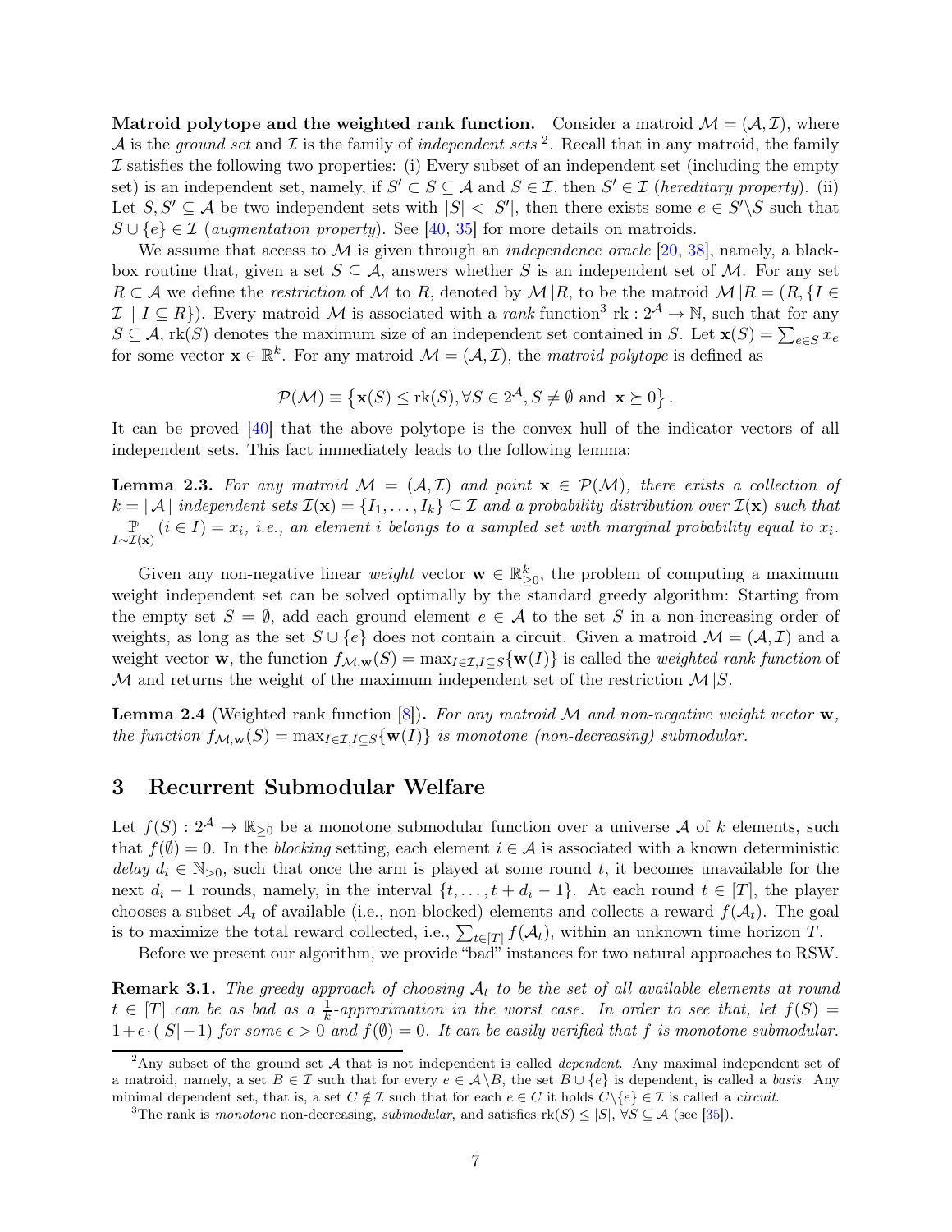**Matroid polytope and the weighted rank function.** Consider a matroid $\mathcal{M} = (\mathcal{A}, \mathcal{I})$, where $\mathcal{A}$ is the *ground set* and $\mathcal{I}$ is the family of *independent sets* [2]. Recall that in any matroid, the family $\mathcal{I}$ satisfies the following two properties: (i) Every subset of an independent set (including the empty set) is an independent set, namely, if $S' \subset S \subseteq \mathcal{A}$ and $S \in \mathcal{I}$, then $S' \in \mathcal{I}$ (*hereditary property*). (ii) Let $S, S' \subseteq \mathcal{A}$ be two independent sets with $|S| < |S'|$, then there exists some $e \in S' \backslash S$ such that $S \cup \{e\} \in \mathcal{I}$ (*augmentation property*). See [40, 35] for more details on matroids.

We assume that access to $\mathcal{M}$ is given through an *independence oracle* [20, 38], namely, a black-box routine that, given a set $S \subseteq \mathcal{A}$, answers whether $S$ is an independent set of $\mathcal{M}$. For any set $R \subset \mathcal{A}$ we define the *restriction* of $\mathcal{M}$ to $R$, denoted by $\mathcal{M}\,|R$, to be the matroid $\mathcal{M}\,|R = (R, \{I \in \mathcal{I} \mid I \subseteq R\})$. Every matroid $\mathcal{M}$ is associated with a *rank* function[3] $\mathrm{rk} : 2^{\mathcal{A}} \to \mathbb{N}$, such that for any $S \subseteq \mathcal{A}$, $\mathrm{rk}(S)$ denotes the maximum size of an independent set contained in $S$. Let $\mathbf{x}(S) = \sum_{e \in S} x_e$ for some vector $\mathbf{x} \in \mathbb{R}^k$. For any matroid $\mathcal{M} = (\mathcal{A}, \mathcal{I})$, the *matroid polytope* is defined as

$$\mathcal{P}(\mathcal{M}) \equiv \left\{\mathbf{x}(S) \le \mathrm{rk}(S), \forall S \in 2^{\mathcal{A}}, S \neq \emptyset \text{ and } \mathbf{x} \succeq 0\right\}.$$

It can be proved [40] that the above polytope is the convex hull of the indicator vectors of all independent sets. This fact immediately leads to the following lemma:

**Lemma 2.3.** *For any matroid $\mathcal{M} = (\mathcal{A}, \mathcal{I})$ and point $\mathbf{x} \in \mathcal{P}(\mathcal{M})$, there exists a collection of $k = |\,\mathcal{A}\,|$ independent sets $\mathcal{I}(\mathbf{x}) = \{I_1, \ldots, I_k\} \subseteq \mathcal{I}$ and a probability distribution over $\mathcal{I}(\mathbf{x})$ such that $\underset{I \sim \mathcal{I}(\mathbf{x})}{\mathbb{P}}(i \in I) = x_i$, i.e., an element $i$ belongs to a sampled set with marginal probability equal to $x_i$.*

Given any non-negative linear *weight* vector $\mathbf{w} \in \mathbb{R}^k_{\ge 0}$, the problem of computing a maximum weight independent set can be solved optimally by the standard greedy algorithm: Starting from the empty set $S = \emptyset$, add each ground element $e \in \mathcal{A}$ to the set $S$ in a non-increasing order of weights, as long as the set $S \cup \{e\}$ does not contain a circuit. Given a matroid $\mathcal{M} = (\mathcal{A}, \mathcal{I})$ and a weight vector $\mathbf{w}$, the function $f_{\mathcal{M},\mathbf{w}}(S) = \max_{I \in \mathcal{I}, I \subseteq S}\{\mathbf{w}(I)\}$ is called the *weighted rank function* of $\mathcal{M}$ and returns the weight of the maximum independent set of the restriction $\mathcal{M}\,|S$.

**Lemma 2.4** (Weighted rank function [8])**.** *For any matroid $\mathcal{M}$ and non-negative weight vector $\mathbf{w}$, the function $f_{\mathcal{M},\mathbf{w}}(S) = \max_{I \in \mathcal{I}, I \subseteq S}\{\mathbf{w}(I)\}$ is monotone (non-decreasing) submodular.*

# 3 Recurrent Submodular Welfare

Let $f(S) : 2^{\mathcal{A}} \to \mathbb{R}_{\ge 0}$ be a monotone submodular function over a universe $\mathcal{A}$ of $k$ elements, such that $f(\emptyset) = 0$. In the *blocking* setting, each element $i \in \mathcal{A}$ is associated with a known deterministic *delay* $d_i \in \mathbb{N}_{>0}$, such that once the arm is played at some round $t$, it becomes unavailable for the next $d_i - 1$ rounds, namely, in the interval $\{t, \ldots, t + d_i - 1\}$. At each round $t \in [T]$, the player chooses a subset $\mathcal{A}_t$ of available (i.e., non-blocked) elements and collects a reward $f(\mathcal{A}_t)$. The goal is to maximize the total reward collected, i.e., $\sum_{t \in [T]} f(\mathcal{A}_t)$, within an unknown time horizon $T$.

Before we present our algorithm, we provide "bad" instances for two natural approaches to RSW.

**Remark 3.1.** *The greedy approach of choosing $\mathcal{A}_t$ to be the set of all available elements at round $t \in [T]$ can be as bad as a $\frac{1}{k}$-approximation in the worst case. In order to see that, let $f(S) = 1 + \epsilon \cdot (|S| - 1)$ for some $\epsilon > 0$ and $f(\emptyset) = 0$. It can be easily verified that $f$ is monotone submodular.*

[2] Any subset of the ground set $\mathcal{A}$ that is not independent is called *dependent*. Any maximal independent set of a matroid, namely, a set $B \in \mathcal{I}$ such that for every $e \in \mathcal{A} \backslash B$, the set $B \cup \{e\}$ is dependent, is called a *basis*. Any minimal dependent set, that is, a set $C \notin \mathcal{I}$ such that for each $e \in C$ it holds $C \backslash \{e\} \in \mathcal{I}$ is called a *circuit*.

[3] The rank is *monotone* non-decreasing, *submodular*, and satisfies $\mathrm{rk}(S) \le |S|$, $\forall S \subseteq \mathcal{A}$ (see [35]).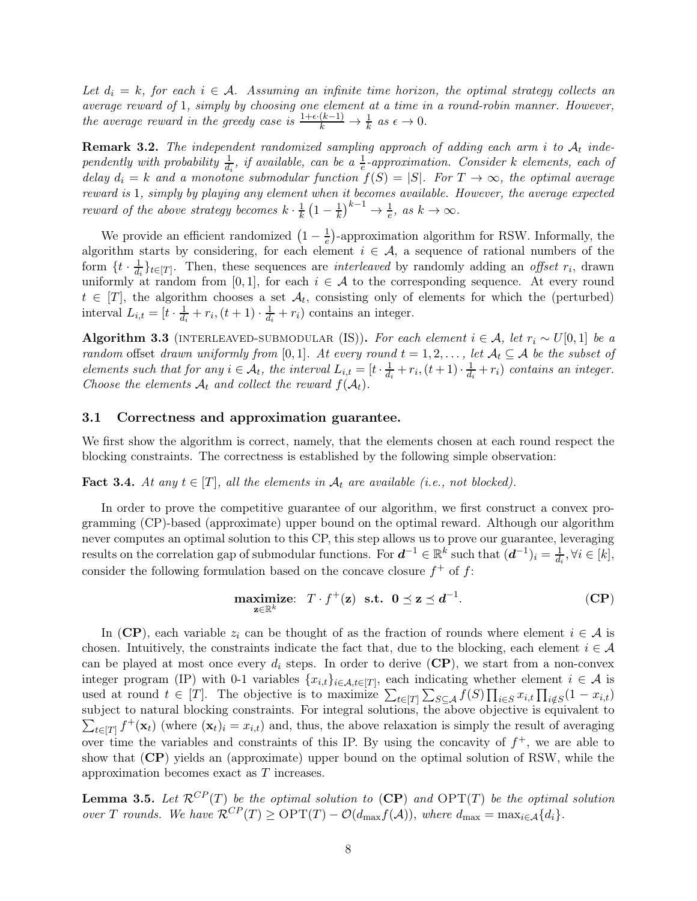*Let $d_i = k$, for each $i \in \mathcal{A}$. Assuming an infinite time horizon, the optimal strategy collects an average reward of* 1*, simply by choosing one element at a time in a round-robin manner. However, the average reward in the greedy case is $\frac{1+\epsilon\cdot(k-1)}{k} \to \frac{1}{k}$ as $\epsilon \to 0$.*

**Remark 3.2.** *The independent randomized sampling approach of adding each arm $i$ to $\mathcal{A}_t$ independently with probability $\frac{1}{d_i}$, if available, can be a $\frac{1}{e}$-approximation. Consider $k$ elements, each of delay $d_i = k$ and a monotone submodular function $f(S) = |S|$. For $T \to \infty$, the optimal average reward is* 1*, simply by playing any element when it becomes available. However, the average expected reward of the above strategy becomes $k \cdot \frac{1}{k}\left(1 - \frac{1}{k}\right)^{k-1} \to \frac{1}{e}$, as $k \to \infty$.*

We provide an efficient randomized $\left(1 - \frac{1}{e}\right)$-approximation algorithm for RSW. Informally, the algorithm starts by considering, for each element $i \in \mathcal{A}$, a sequence of rational numbers of the form $\{t \cdot \frac{1}{d_i}\}_{t\in[T]}$. Then, these sequences are *interleaved* by randomly adding an *offset* $r_i$, drawn uniformly at random from $[0, 1]$, for each $i \in \mathcal{A}$ to the corresponding sequence. At every round $t \in [T]$, the algorithm chooses a set $\mathcal{A}_t$, consisting only of elements for which the (perturbed) interval $L_{i,t} = [t \cdot \frac{1}{d_i} + r_i, (t + 1) \cdot \frac{1}{d_i} + r_i)$ contains an integer.

**Algorithm 3.3** (INTERLEAVED-SUBMODULAR (IS))**.** *For each element $i \in \mathcal{A}$, let $r_i \sim U[0, 1]$ be a random* offset *drawn uniformly from $[0, 1]$. At every round $t = 1, 2, \dots$, let $\mathcal{A}_t \subseteq \mathcal{A}$ be the subset of elements such that for any $i \in \mathcal{A}_t$, the interval $L_{i,t} = [t \cdot \frac{1}{d_i} + r_i, (t+1) \cdot \frac{1}{d_i} + r_i)$ contains an integer. Choose the elements $\mathcal{A}_t$ and collect the reward $f(\mathcal{A}_t)$.*

## 3.1 Correctness and approximation guarantee.

We first show the algorithm is correct, namely, that the elements chosen at each round respect the blocking constraints. The correctness is established by the following simple observation:

**Fact 3.4.** *At any $t \in [T]$, all the elements in $\mathcal{A}_t$ are available (i.e., not blocked).*

In order to prove the competitive guarantee of our algorithm, we first construct a convex programming (CP)-based (approximate) upper bound on the optimal reward. Although our algorithm never computes an optimal solution to this CP, this step allows us to prove our guarantee, leveraging results on the correlation gap of submodular functions. For $\boldsymbol{d}^{-1} \in \mathbb{R}^k$ such that $(\boldsymbol{d}^{-1})_i = \frac{1}{d_i}, \forall i \in [k]$, consider the following formulation based on the concave closure $f^+$ of $f$:

$$\underset{\mathbf{z}\in\mathbb{R}^k}{\textbf{maximize}}: \ T \cdot f^+(\mathbf{z}) \ \ \textbf{s.t.} \ \ \mathbf{0} \preceq \mathbf{z} \preceq \boldsymbol{d}^{-1}. \tag{\textbf{CP}}$$

In (**CP**), each variable $z_i$ can be thought of as the fraction of rounds where element $i \in \mathcal{A}$ is chosen. Intuitively, the constraints indicate the fact that, due to the blocking, each element $i \in \mathcal{A}$ can be played at most once every $d_i$ steps. In order to derive (**CP**), we start from a non-convex integer program (IP) with 0-1 variables $\{x_{i,t}\}_{i\in\mathcal{A},t\in[T]}$, each indicating whether element $i \in \mathcal{A}$ is used at round $t \in [T]$. The objective is to maximize $\sum_{t\in[T]} \sum_{S\subseteq\mathcal{A}} f(S) \prod_{i\in S} x_{i,t} \prod_{i\notin S}(1 - x_{i,t})$ subject to natural blocking constraints. For integral solutions, the above objective is equivalent to $\sum_{t\in[T]} f^+(\mathbf{x}_t)$ (where $(\mathbf{x}_t)_i = x_{i,t}$) and, thus, the above relaxation is simply the result of averaging over time the variables and constraints of this IP. By using the concavity of $f^+$, we are able to show that (**CP**) yields an (approximate) upper bound on the optimal solution of RSW, while the approximation becomes exact as $T$ increases.

**Lemma 3.5.** *Let $\mathcal{R}^{CP}(T)$ be the optimal solution to* (**CP**) *and $\mathrm{OPT}(T)$ be the optimal solution over $T$ rounds. We have $\mathcal{R}^{CP}(T) \geq \mathrm{OPT}(T) - \mathcal{O}(d_{\max} f(\mathcal{A}))$, where $d_{\max} = \max_{i\in\mathcal{A}}\{d_i\}$.*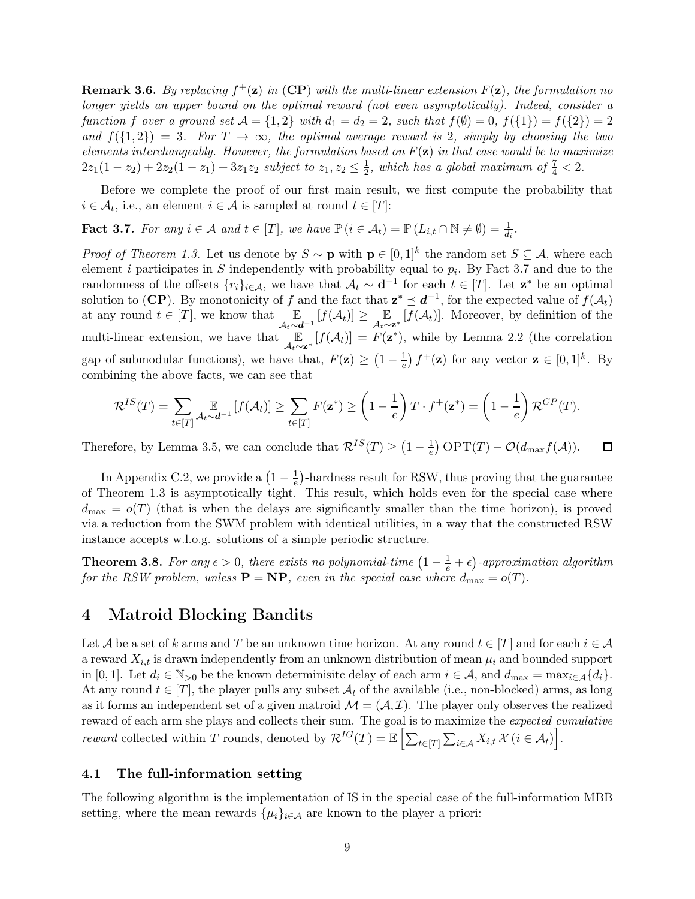**Remark 3.6.** *By replacing $f^+(\mathbf{z})$ in* (**CP**) *with the multi-linear extension $F(\mathbf{z})$, the formulation no longer yields an upper bound on the optimal reward (not even asymptotically). Indeed, consider a function $f$ over a ground set $\mathcal{A} = \{1, 2\}$ with $d_1 = d_2 = 2$, such that $f(\emptyset) = 0$, $f(\{1\}) = f(\{2\}) = 2$ and $f(\{1, 2\}) = 3$. For $T \to \infty$, the optimal average reward is 2, simply by choosing the two elements interchangeably. However, the formulation based on $F(\mathbf{z})$ in that case would be to maximize $2z_1(1 - z_2) + 2z_2(1 - z_1) + 3z_1z_2$ subject to $z_1, z_2 \leq \frac{1}{2}$, which has a global maximum of $\frac{7}{4} < 2$.*

Before we complete the proof of our first main result, we first compute the probability that $i \in \mathcal{A}_t$, i.e., an element $i \in \mathcal{A}$ is sampled at round $t \in [T]$:

**Fact 3.7.** *For any $i \in \mathcal{A}$ and $t \in [T]$, we have $\mathbb{P}(i \in \mathcal{A}_t) = \mathbb{P}(L_{i,t} \cap \mathbb{N} \neq \emptyset) = \frac{1}{d_i}$.*

*Proof of Theorem 1.3.* Let us denote by $S \sim \mathbf{p}$ with $\mathbf{p} \in [0, 1]^k$ the random set $S \subseteq \mathcal{A}$, where each element $i$ participates in $S$ independently with probability equal to $p_i$. By Fact 3.7 and due to the randomness of the offsets $\{r_i\}_{i \in \mathcal{A}}$, we have that $\mathcal{A}_t \sim \mathbf{d}^{-1}$ for each $t \in [T]$. Let $\mathbf{z}^*$ be an optimal solution to (**CP**). By monotonicity of $f$ and the fact that $\mathbf{z}^* \preceq \boldsymbol{d}^{-1}$, for the expected value of $f(\mathcal{A}_t)$ at any round $t \in [T]$, we know that $\underset{\mathcal{A}_t \sim \boldsymbol{d}^{-1}}{\mathbb{E}}[f(\mathcal{A}_t)] \geq \underset{\mathcal{A}_t \sim \mathbf{z}^*}{\mathbb{E}}[f(\mathcal{A}_t)]$. Moreover, by definition of the multi-linear extension, we have that $\underset{\mathcal{A}_t \sim \mathbf{z}^*}{\mathbb{E}}[f(\mathcal{A}_t)] = F(\mathbf{z}^*)$, while by Lemma 2.2 (the correlation gap of submodular functions), we have that, $F(\mathbf{z}) \geq \left(1 - \frac{1}{e}\right) f^+(\mathbf{z})$ for any vector $\mathbf{z} \in [0, 1]^k$. By combining the above facts, we can see that

$$\mathcal{R}^{IS}(T) = \sum_{t \in [T]} \underset{\mathcal{A}_t \sim \boldsymbol{d}^{-1}}{\mathbb{E}}[f(\mathcal{A}_t)] \geq \sum_{t \in [T]} F(\mathbf{z}^*) \geq \left(1 - \frac{1}{e}\right) T \cdot f^+(\mathbf{z}^*) = \left(1 - \frac{1}{e}\right) \mathcal{R}^{CP}(T).$$

Therefore, by Lemma 3.5, we can conclude that $\mathcal{R}^{IS}(T) \geq \left(1 - \frac{1}{e}\right) \text{OPT}(T) - \mathcal{O}(d_{\max} f(\mathcal{A}))$. $\square$

In Appendix C.2, we provide a $\left(1 - \frac{1}{e}\right)$-hardness result for RSW, thus proving that the guarantee of Theorem 1.3 is asymptotically tight. This result, which holds even for the special case where $d_{\max} = o(T)$ (that is when the delays are significantly smaller than the time horizon), is proved via a reduction from the SWM problem with identical utilities, in a way that the constructed RSW instance accepts w.l.o.g. solutions of a simple periodic structure.

**Theorem 3.8.** *For any $\epsilon > 0$, there exists no polynomial-time $\left(1 - \frac{1}{e} + \epsilon\right)$-approximation algorithm for the RSW problem, unless $\mathbf{P} = \mathbf{NP}$, even in the special case where $d_{\max} = o(T)$.*

# 4 Matroid Blocking Bandits

Let $\mathcal{A}$ be a set of $k$ arms and $T$ be an unknown time horizon. At any round $t \in [T]$ and for each $i \in \mathcal{A}$ a reward $X_{i,t}$ is drawn independently from an unknown distribution of mean $\mu_i$ and bounded support in $[0, 1]$. Let $d_i \in \mathbb{N}_{>0}$ be the known determinisitc delay of each arm $i \in \mathcal{A}$, and $d_{\max} = \max_{i \in \mathcal{A}}\{d_i\}$. At any round $t \in [T]$, the player pulls any subset $\mathcal{A}_t$ of the available (i.e., non-blocked) arms, as long as it forms an independent set of a given matroid $\mathcal{M} = (\mathcal{A}, \mathcal{I})$. The player only observes the realized reward of each arm she plays and collects their sum. The goal is to maximize the *expected cumulative reward* collected within $T$ rounds, denoted by $\mathcal{R}^{IG}(T) = \mathbb{E}\left[\sum_{t \in [T]} \sum_{i \in \mathcal{A}} X_{i,t} \, \mathcal{X}(i \in \mathcal{A}_t)\right]$.

## 4.1 The full-information setting

The following algorithm is the implementation of IS in the special case of the full-information MBB setting, where the mean rewards $\{\mu_i\}_{i \in \mathcal{A}}$ are known to the player a priori: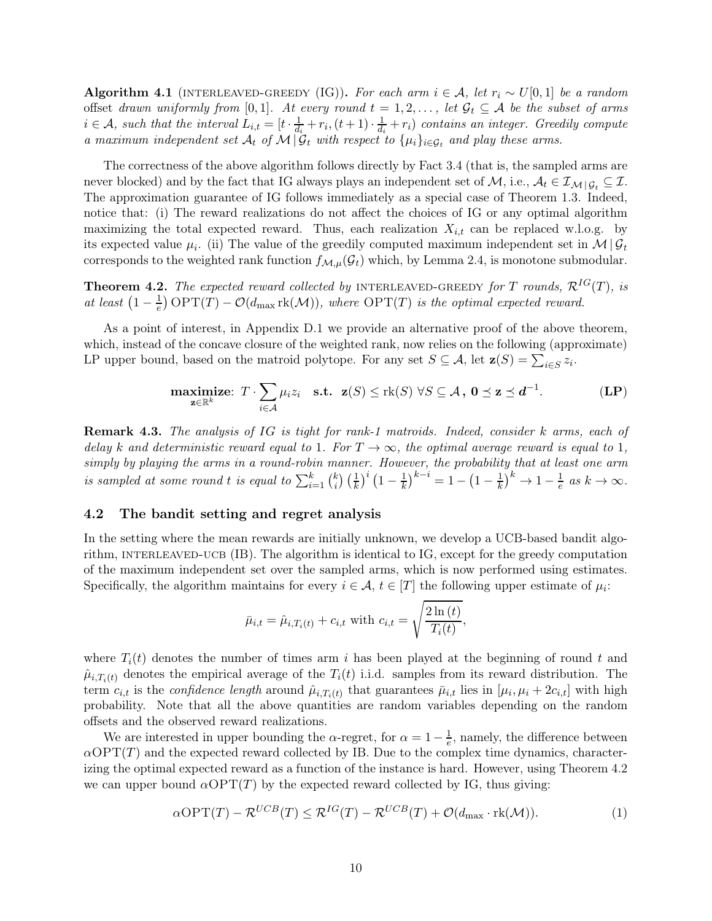**Algorithm 4.1** (INTERLEAVED-GREEDY (IG))**.** *For each arm $i \in \mathcal{A}$, let $r_i \sim U[0,1]$ be a random* offset *drawn uniformly from $[0,1]$. At every round $t = 1, 2, \dots$, let $\mathcal{G}_t \subseteq \mathcal{A}$ be the subset of arms $i \in \mathcal{A}$, such that the interval $L_{i,t} = [t \cdot \frac{1}{d_i} + r_i, (t+1) \cdot \frac{1}{d_i} + r_i)$ contains an integer. Greedily compute a maximum independent set $\mathcal{A}_t$ of $\mathcal{M} \,|\, \mathcal{G}_t$ with respect to $\{\mu_i\}_{i \in \mathcal{G}_t}$ and play these arms.*

The correctness of the above algorithm follows directly by Fact 3.4 (that is, the sampled arms are never blocked) and by the fact that IG always plays an independent set of $\mathcal{M}$, i.e., $\mathcal{A}_t \in \mathcal{I}_{\mathcal{M} \,|\, \mathcal{G}_t} \subseteq \mathcal{I}$. The approximation guarantee of IG follows immediately as a special case of Theorem 1.3. Indeed, notice that: (i) The reward realizations do not affect the choices of IG or any optimal algorithm maximizing the total expected reward. Thus, each realization $X_{i,t}$ can be replaced w.l.o.g. by its expected value $\mu_i$. (ii) The value of the greedily computed maximum independent set in $\mathcal{M} \,|\, \mathcal{G}_t$ corresponds to the weighted rank function $f_{\mathcal{M},\mu}(\mathcal{G}_t)$ which, by Lemma 2.4, is monotone submodular.

**Theorem 4.2.** *The expected reward collected by* INTERLEAVED-GREEDY *for $T$ rounds, $\mathcal{R}^{IG}(T)$, is at least $\left(1 - \frac{1}{e}\right) \mathrm{OPT}(T) - \mathcal{O}(d_{\max} \operatorname{rk}(\mathcal{M}))$, where $\mathrm{OPT}(T)$ is the optimal expected reward.*

As a point of interest, in Appendix D.1 we provide an alternative proof of the above theorem, which, instead of the concave closure of the weighted rank, now relies on the following (approximate) LP upper bound, based on the matroid polytope. For any set $S \subseteq \mathcal{A}$, let $\mathbf{z}(S) = \sum_{i \in S} z_i$.

$$\underset{\mathbf{z} \in \mathbb{R}^k}{\textbf{maximize}}\text{: } T \cdot \sum_{i \in \mathcal{A}} \mu_i z_i \quad \textbf{s.t.} \;\; \mathbf{z}(S) \leq \operatorname{rk}(S) \; \forall S \subseteq \mathcal{A} \, \textbf{,} \; \mathbf{0} \preceq \mathbf{z} \preceq \boldsymbol{d}^{-1}. \qquad \textbf{(LP)}$$

**Remark 4.3.** *The analysis of IG is tight for rank-1 matroids. Indeed, consider $k$ arms, each of delay $k$ and deterministic reward equal to 1. For $T \to \infty$, the optimal average reward is equal to 1, simply by playing the arms in a round-robin manner. However, the probability that at least one arm is sampled at some round $t$ is equal to $\sum_{i=1}^{k} \binom{k}{i} \left(\frac{1}{k}\right)^i \left(1 - \frac{1}{k}\right)^{k-i} = 1 - \left(1 - \frac{1}{k}\right)^k \to 1 - \frac{1}{e}$ as $k \to \infty$.*

## 4.2 The bandit setting and regret analysis

In the setting where the mean rewards are initially unknown, we develop a UCB-based bandit algorithm, INTERLEAVED-UCB (IB). The algorithm is identical to IG, except for the greedy computation of the maximum independent set over the sampled arms, which is now performed using estimates. Specifically, the algorithm maintains for every $i \in \mathcal{A}$, $t \in [T]$ the following upper estimate of $\mu_i$:

$$\bar{\mu}_{i,t} = \hat{\mu}_{i,T_i(t)} + c_{i,t} \text{ with } c_{i,t} = \sqrt{\frac{2 \ln(t)}{T_i(t)}},$$

where $T_i(t)$ denotes the number of times arm $i$ has been played at the beginning of round $t$ and $\hat{\mu}_{i,T_i(t)}$ denotes the empirical average of the $T_i(t)$ i.i.d. samples from its reward distribution. The term $c_{i,t}$ is the *confidence length* around $\hat{\mu}_{i,T_i(t)}$ that guarantees $\bar{\mu}_{i,t}$ lies in $[\mu_i, \mu_i + 2c_{i,t}]$ with high probability. Note that all the above quantities are random variables depending on the random offsets and the observed reward realizations.

We are interested in upper bounding the $\alpha$-regret, for $\alpha = 1 - \frac{1}{e}$, namely, the difference between $\alpha \mathrm{OPT}(T)$ and the expected reward collected by IB. Due to the complex time dynamics, characterizing the optimal expected reward as a function of the instance is hard. However, using Theorem 4.2 we can upper bound $\alpha \mathrm{OPT}(T)$ by the expected reward collected by IG, thus giving:

$$\alpha \mathrm{OPT}(T) - \mathcal{R}^{UCB}(T) \leq \mathcal{R}^{IG}(T) - \mathcal{R}^{UCB}(T) + \mathcal{O}(d_{\max} \cdot \operatorname{rk}(\mathcal{M})). \qquad (1)$$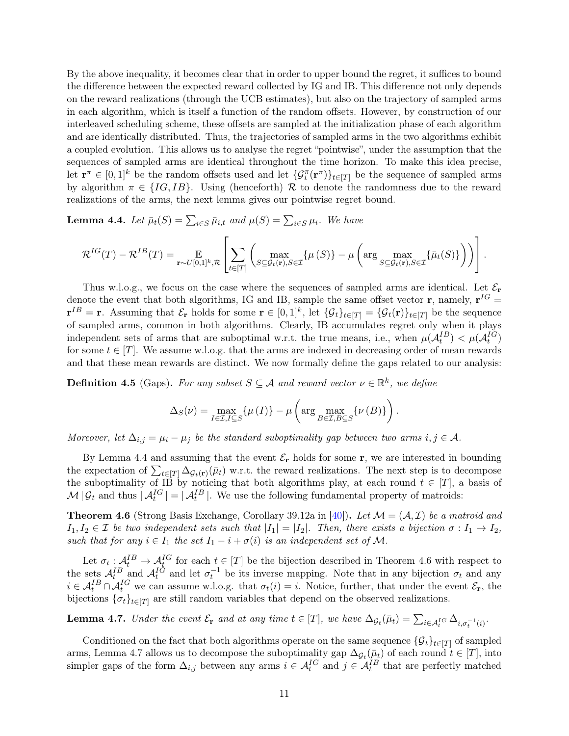By the above inequality, it becomes clear that in order to upper bound the regret, it suffices to bound the difference between the expected reward collected by IG and IB. This difference not only depends on the reward realizations (through the UCB estimates), but also on the trajectory of sampled arms in each algorithm, which is itself a function of the random offsets. However, by construction of our interleaved scheduling scheme, these offsets are sampled at the initialization phase of each algorithm and are identically distributed. Thus, the trajectories of sampled arms in the two algorithms exhibit a coupled evolution. This allows us to analyse the regret "pointwise", under the assumption that the sequences of sampled arms are identical throughout the time horizon. To make this idea precise, let $\mathbf{r}^{\pi} \in [0,1]^k$ be the random offsets used and let $\{\mathcal{G}^{\pi}_t(\mathbf{r}^{\pi})\}_{t\in[T]}$ be the sequence of sampled arms by algorithm $\pi \in \{IG, IB\}$. Using (henceforth) $\mathcal{R}$ to denote the randomness due to the reward realizations of the arms, the next lemma gives our pointwise regret bound.

**Lemma 4.4.** *Let $\bar{\mu}_t(S) = \sum_{i\in S} \bar{\mu}_{i,t}$ and $\mu(S) = \sum_{i\in S} \mu_i$. We have*

$$\mathcal{R}^{IG}(T) - \mathcal{R}^{IB}(T) = \mathop{\mathbb{E}}_{\mathbf{r}\sim U[0,1]^k, \mathcal{R}} \left[ \sum_{t\in[T]} \left( \max_{S\subseteq \mathcal{G}_t(\mathbf{r}), S\in\mathcal{I}} \{\mu(S)\} - \mu\left(\arg\max_{S\subseteq \mathcal{G}_t(\mathbf{r}), S\in\mathcal{I}} \{\bar{\mu}_t(S)\}\right)\right)\right].$$

Thus w.l.o.g., we focus on the case where the sequences of sampled arms are identical. Let $\mathcal{E}_{\mathbf{r}}$ denote the event that both algorithms, IG and IB, sample the same offset vector $\mathbf{r}$, namely, $\mathbf{r}^{IG} = \mathbf{r}^{IB} = \mathbf{r}$. Assuming that $\mathcal{E}_{\mathbf{r}}$ holds for some $\mathbf{r} \in [0,1]^k$, let $\{\mathcal{G}_t\}_{t\in[T]} = \{\mathcal{G}_t(\mathbf{r})\}_{t\in[T]}$ be the sequence of sampled arms, common in both algorithms. Clearly, IB accumulates regret only when it plays independent sets of arms that are suboptimal w.r.t. the true means, i.e., when $\mu(\mathcal{A}^{IB}_t) < \mu(\mathcal{A}^{IG}_t)$ for some $t \in [T]$. We assume w.l.o.g. that the arms are indexed in decreasing order of mean rewards and that these mean rewards are distinct. We now formally define the gaps related to our analysis:

**Definition 4.5** (Gaps)**.** *For any subset $S \subseteq \mathcal{A}$ and reward vector $\nu \in \mathbb{R}^k$, we define*

$$\Delta_S(\nu) = \max_{I\in\mathcal{I}, I\subseteq S} \{\mu(I)\} - \mu\left(\arg\max_{B\in\mathcal{I}, B\subseteq S} \{\nu(B)\}\right).$$

*Moreover, let $\Delta_{i,j} = \mu_i - \mu_j$ be the standard suboptimality gap between two arms $i, j \in \mathcal{A}$.*

By Lemma 4.4 and assuming that the event $\mathcal{E}_{\mathbf{r}}$ holds for some $\mathbf{r}$, we are interested in bounding the expectation of $\sum_{t\in[T]} \Delta_{\mathcal{G}_t(\mathbf{r})}(\bar{\mu}_t)$ w.r.t. the reward realizations. The next step is to decompose the suboptimality of IB by noticing that both algorithms play, at each round $t \in [T]$, a basis of $\mathcal{M} \,|\, \mathcal{G}_t$ and thus $|\,\mathcal{A}^{IG}_t\,| = |\,\mathcal{A}^{IB}_t\,|$. We use the following fundamental property of matroids:

**Theorem 4.6** (Strong Basis Exchange, Corollary 39.12a in [40])**.** *Let $\mathcal{M} = (\mathcal{A}, \mathcal{I})$ be a matroid and $I_1, I_2 \in \mathcal{I}$ be two independent sets such that $|I_1| = |I_2|$. Then, there exists a bijection $\sigma : I_1 \to I_2$, such that for any $i \in I_1$ the set $I_1 - i + \sigma(i)$ is an independent set of $\mathcal{M}$.*

Let $\sigma_t : \mathcal{A}^{IB}_t \to \mathcal{A}^{IG}_t$ for each $t \in [T]$ be the bijection described in Theorem 4.6 with respect to the sets $\mathcal{A}^{IB}_t$ and $\mathcal{A}^{IG}_t$ and let $\sigma^{-1}_t$ be its inverse mapping. Note that in any bijection $\sigma_t$ and any $i \in \mathcal{A}^{IB}_t \cap \mathcal{A}^{IG}_t$ we can assume w.l.o.g. that $\sigma_t(i) = i$. Notice, further, that under the event $\mathcal{E}_{\mathbf{r}}$, the bijections $\{\sigma_t\}_{t\in[T]}$ are still random variables that depend on the observed realizations.

**Lemma 4.7.** *Under the event $\mathcal{E}_{\mathbf{r}}$ and at any time $t \in [T]$, we have $\Delta_{\mathcal{G}_t}(\bar{\mu}_t) = \sum_{i\in\mathcal{A}^{IG}_t} \Delta_{i,\sigma^{-1}_t(i)}$.*

Conditioned on the fact that both algorithms operate on the same sequence $\{\mathcal{G}_t\}_{t\in[T]}$ of sampled arms, Lemma 4.7 allows us to decompose the suboptimality gap $\Delta_{\mathcal{G}_t}(\bar{\mu}_t)$ of each round $t \in [T]$, into simpler gaps of the form $\Delta_{i,j}$ between any arms $i \in \mathcal{A}^{IG}_t$ and $j \in \mathcal{A}^{IB}_t$ that are perfectly matched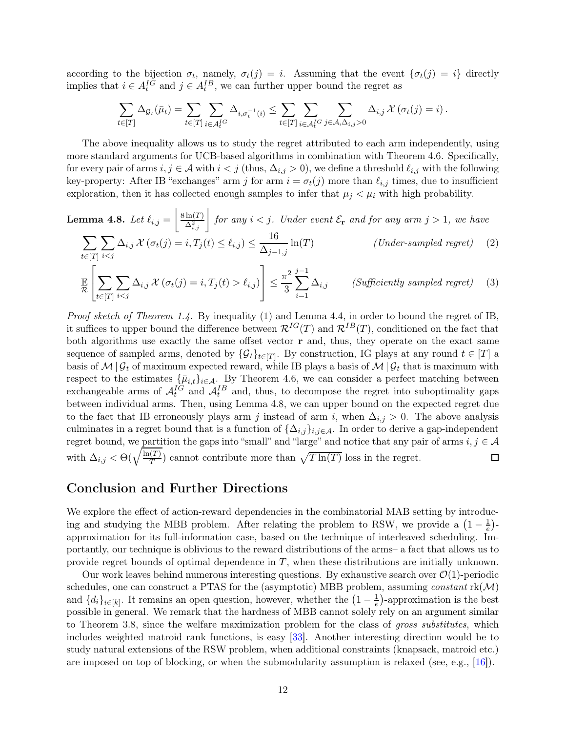according to the bijection $\sigma_t$, namely, $\sigma_t(j) = i$. Assuming that the event $\{\sigma_t(j) = i\}$ directly implies that $i \in A_t^{IG}$ and $j \in A_t^{IB}$, we can further upper bound the regret as

$$\sum_{t\in[T]} \Delta_{\mathcal{G}_t}(\bar{\mu}_t) = \sum_{t\in[T]} \sum_{i\in\mathcal{A}_t^{IG}} \Delta_{i,\sigma_t^{-1}(i)} \leq \sum_{t\in[T]} \sum_{i\in\mathcal{A}_t^{IG}} \sum_{j\in\mathcal{A},\Delta_{i,j}>0} \Delta_{i,j}\, \mathcal{X}\left(\sigma_t(j) = i\right).$$

The above inequality allows us to study the regret attributed to each arm independently, using more standard arguments for UCB-based algorithms in combination with Theorem 4.6. Specifically, for every pair of arms $i, j \in \mathcal{A}$ with $i < j$ (thus, $\Delta_{i,j} > 0$), we define a threshold $\ell_{i,j}$ with the following key-property: After IB "exchanges" arm $j$ for arm $i = \sigma_t(j)$ more than $\ell_{i,j}$ times, due to insufficient exploration, then it has collected enough samples to infer that $\mu_j < \mu_i$ with high probability.

**Lemma 4.8.** *Let $\ell_{i,j} = \left\lceil \frac{8\ln(T)}{\Delta_{i,j}^2} \right\rceil$ for any $i < j$. Under event $\mathcal{E}_{\mathbf{r}}$ and for any arm $j > 1$, we have*

$$\sum_{t\in[T]} \sum_{i<j} \Delta_{i,j}\, \mathcal{X}\left(\sigma_t(j) = i, T_j(t) \leq \ell_{i,j}\right) \leq \frac{16}{\Delta_{j-1,j}} \ln(T) \qquad \textit{(Under-sampled regret)} \quad (2)$$

$$\mathop{\mathbb{E}}_{\mathcal{R}}\left[\sum_{t\in[T]} \sum_{i<j} \Delta_{i,j}\, \mathcal{X}\left(\sigma_t(j) = i, T_j(t) > \ell_{i,j}\right)\right] \leq \frac{\pi^2}{3} \sum_{i=1}^{j-1} \Delta_{i,j} \qquad \textit{(Sufficiently sampled regret)} \quad (3)$$

*Proof sketch of Theorem 1.4.* By inequality (1) and Lemma 4.4, in order to bound the regret of IB, it suffices to upper bound the difference between $\mathcal{R}^{IG}(T)$ and $\mathcal{R}^{IB}(T)$, conditioned on the fact that both algorithms use exactly the same offset vector $\mathbf{r}$ and, thus, they operate on the exact same sequence of sampled arms, denoted by $\{\mathcal{G}_t\}_{t\in[T]}$. By construction, IG plays at any round $t \in [T]$ a basis of $\mathcal{M}\,|\,\mathcal{G}_t$ of maximum expected reward, while IB plays a basis of $\mathcal{M}\,|\,\mathcal{G}_t$ that is maximum with respect to the estimates $\{\bar{\mu}_{i,t}\}_{i\in\mathcal{A}}$. By Theorem 4.6, we can consider a perfect matching between exchangeable arms of $\mathcal{A}_t^{IG}$ and $\mathcal{A}_t^{IB}$ and, thus, to decompose the regret into suboptimality gaps between individual arms. Then, using Lemma 4.8, we can upper bound on the expected regret due to the fact that IB erroneously plays arm $j$ instead of arm $i$, when $\Delta_{i,j} > 0$. The above analysis culminates in a regret bound that is a function of $\{\Delta_{i,j}\}_{i,j\in\mathcal{A}}$. In order to derive a gap-independent regret bound, we partition the gaps into "small" and "large" and notice that any pair of arms $i, j \in \mathcal{A}$ with $\Delta_{i,j} < \Theta(\sqrt{\frac{\ln(T)}{T}})$ cannot contribute more than $\sqrt{T\ln(T)}$ loss in the regret. □

## Conclusion and Further Directions

We explore the effect of action-reward dependencies in the combinatorial MAB setting by introducing and studying the MBB problem. After relating the problem to RSW, we provide a $\left(1 - \frac{1}{e}\right)$-approximation for its full-information case, based on the technique of interleaved scheduling. Importantly, our technique is oblivious to the reward distributions of the arms– a fact that allows us to provide regret bounds of optimal dependence in $T$, when these distributions are initially unknown.

Our work leaves behind numerous interesting questions. By exhaustive search over $\mathcal{O}(1)$-periodic schedules, one can construct a PTAS for the (asymptotic) MBB problem, assuming *constant* $\text{rk}(\mathcal{M})$ and $\{d_i\}_{i\in[k]}$. It remains an open question, however, whether the $\left(1 - \frac{1}{e}\right)$-approximation is the best possible in general. We remark that the hardness of MBB cannot solely rely on an argument similar to Theorem 3.8, since the welfare maximization problem for the class of *gross substitutes*, which includes weighted matroid rank functions, is easy [33]. Another interesting direction would be to study natural extensions of the RSW problem, when additional constraints (knapsack, matroid etc.) are imposed on top of blocking, or when the submodularity assumption is relaxed (see, e.g., [16]).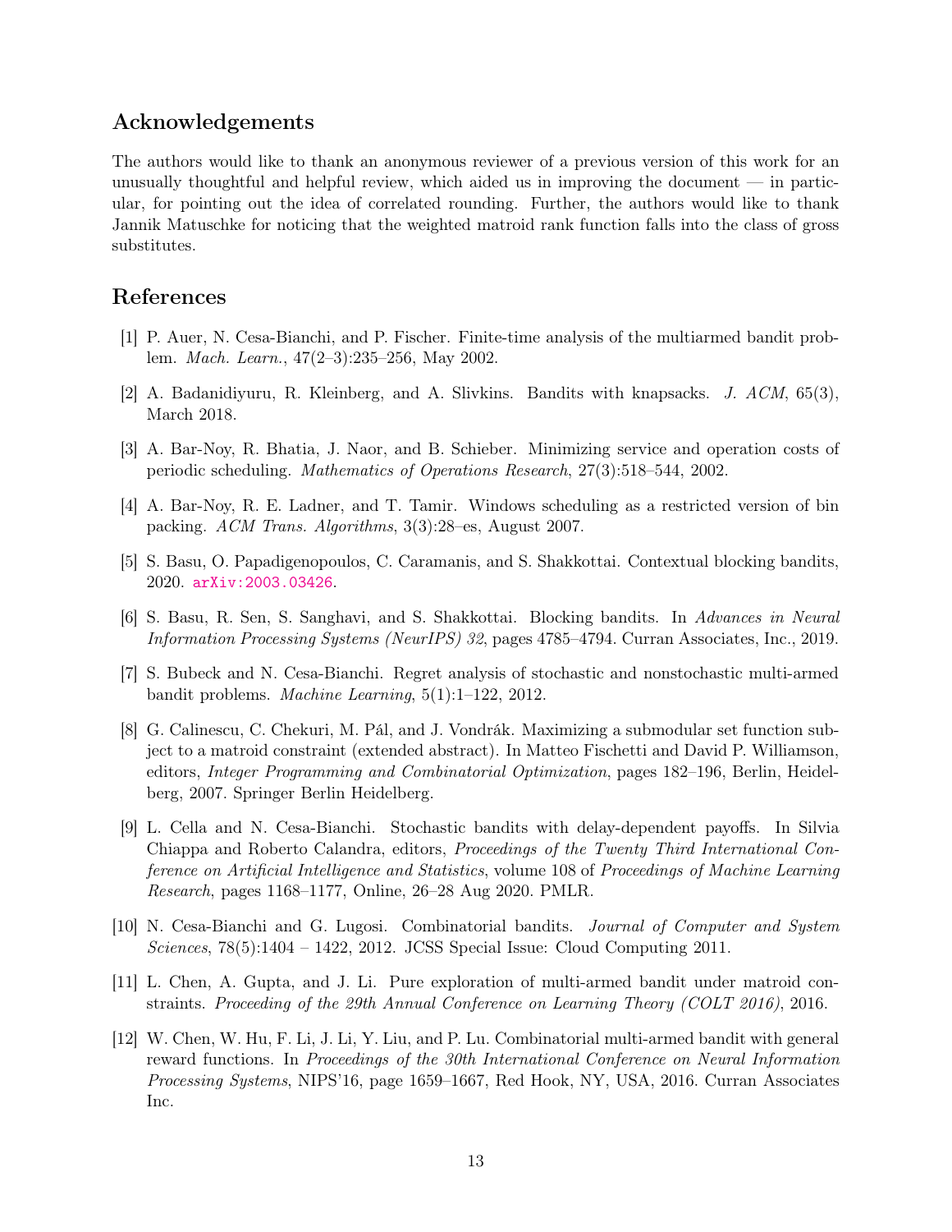## Acknowledgements

The authors would like to thank an anonymous reviewer of a previous version of this work for an unusually thoughtful and helpful review, which aided us in improving the document — in particular, for pointing out the idea of correlated rounding. Further, the authors would like to thank Jannik Matuschke for noticing that the weighted matroid rank function falls into the class of gross substitutes.

## References

[1] P. Auer, N. Cesa-Bianchi, and P. Fischer. Finite-time analysis of the multiarmed bandit problem. *Mach. Learn.*, 47(2–3):235–256, May 2002.

[2] A. Badanidiyuru, R. Kleinberg, and A. Slivkins. Bandits with knapsacks. *J. ACM*, 65(3), March 2018.

[3] A. Bar-Noy, R. Bhatia, J. Naor, and B. Schieber. Minimizing service and operation costs of periodic scheduling. *Mathematics of Operations Research*, 27(3):518–544, 2002.

[4] A. Bar-Noy, R. E. Ladner, and T. Tamir. Windows scheduling as a restricted version of bin packing. *ACM Trans. Algorithms*, 3(3):28–es, August 2007.

[5] S. Basu, O. Papadigenopoulos, C. Caramanis, and S. Shakkottai. Contextual blocking bandits, 2020. arXiv:2003.03426.

[6] S. Basu, R. Sen, S. Sanghavi, and S. Shakkottai. Blocking bandits. In *Advances in Neural Information Processing Systems (NeurIPS) 32*, pages 4785–4794. Curran Associates, Inc., 2019.

[7] S. Bubeck and N. Cesa-Bianchi. Regret analysis of stochastic and nonstochastic multi-armed bandit problems. *Machine Learning*, 5(1):1–122, 2012.

[8] G. Calinescu, C. Chekuri, M. Pál, and J. Vondrák. Maximizing a submodular set function subject to a matroid constraint (extended abstract). In Matteo Fischetti and David P. Williamson, editors, *Integer Programming and Combinatorial Optimization*, pages 182–196, Berlin, Heidelberg, 2007. Springer Berlin Heidelberg.

[9] L. Cella and N. Cesa-Bianchi. Stochastic bandits with delay-dependent payoffs. In Silvia Chiappa and Roberto Calandra, editors, *Proceedings of the Twenty Third International Conference on Artificial Intelligence and Statistics*, volume 108 of *Proceedings of Machine Learning Research*, pages 1168–1177, Online, 26–28 Aug 2020. PMLR.

[10] N. Cesa-Bianchi and G. Lugosi. Combinatorial bandits. *Journal of Computer and System Sciences*, 78(5):1404 – 1422, 2012. JCSS Special Issue: Cloud Computing 2011.

[11] L. Chen, A. Gupta, and J. Li. Pure exploration of multi-armed bandit under matroid constraints. *Proceeding of the 29th Annual Conference on Learning Theory (COLT 2016)*, 2016.

[12] W. Chen, W. Hu, F. Li, J. Li, Y. Liu, and P. Lu. Combinatorial multi-armed bandit with general reward functions. In *Proceedings of the 30th International Conference on Neural Information Processing Systems*, NIPS'16, page 1659–1667, Red Hook, NY, USA, 2016. Curran Associates Inc.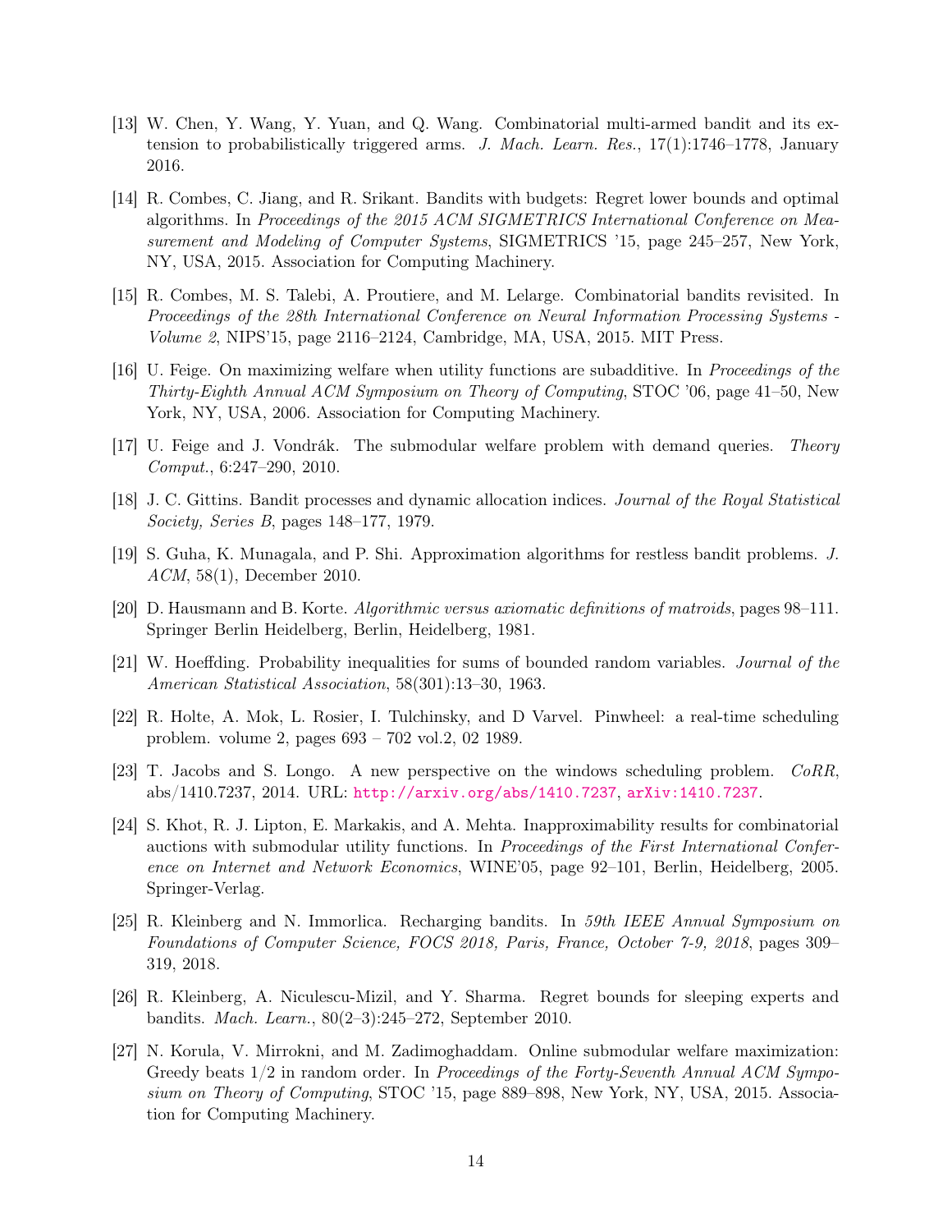[13] W. Chen, Y. Wang, Y. Yuan, and Q. Wang. Combinatorial multi-armed bandit and its extension to probabilistically triggered arms. *J. Mach. Learn. Res.*, 17(1):1746–1778, January 2016.

[14] R. Combes, C. Jiang, and R. Srikant. Bandits with budgets: Regret lower bounds and optimal algorithms. In *Proceedings of the 2015 ACM SIGMETRICS International Conference on Measurement and Modeling of Computer Systems*, SIGMETRICS '15, page 245–257, New York, NY, USA, 2015. Association for Computing Machinery.

[15] R. Combes, M. S. Talebi, A. Proutiere, and M. Lelarge. Combinatorial bandits revisited. In *Proceedings of the 28th International Conference on Neural Information Processing Systems - Volume 2*, NIPS'15, page 2116–2124, Cambridge, MA, USA, 2015. MIT Press.

[16] U. Feige. On maximizing welfare when utility functions are subadditive. In *Proceedings of the Thirty-Eighth Annual ACM Symposium on Theory of Computing*, STOC '06, page 41–50, New York, NY, USA, 2006. Association for Computing Machinery.

[17] U. Feige and J. Vondrák. The submodular welfare problem with demand queries. *Theory Comput.*, 6:247–290, 2010.

[18] J. C. Gittins. Bandit processes and dynamic allocation indices. *Journal of the Royal Statistical Society, Series B*, pages 148–177, 1979.

[19] S. Guha, K. Munagala, and P. Shi. Approximation algorithms for restless bandit problems. *J. ACM*, 58(1), December 2010.

[20] D. Hausmann and B. Korte. *Algorithmic versus axiomatic definitions of matroids*, pages 98–111. Springer Berlin Heidelberg, Berlin, Heidelberg, 1981.

[21] W. Hoeffding. Probability inequalities for sums of bounded random variables. *Journal of the American Statistical Association*, 58(301):13–30, 1963.

[22] R. Holte, A. Mok, L. Rosier, I. Tulchinsky, and D Varvel. Pinwheel: a real-time scheduling problem. volume 2, pages 693 – 702 vol.2, 02 1989.

[23] T. Jacobs and S. Longo. A new perspective on the windows scheduling problem. *CoRR*, abs/1410.7237, 2014. URL: http://arxiv.org/abs/1410.7237, arXiv:1410.7237.

[24] S. Khot, R. J. Lipton, E. Markakis, and A. Mehta. Inapproximability results for combinatorial auctions with submodular utility functions. In *Proceedings of the First International Conference on Internet and Network Economics*, WINE'05, page 92–101, Berlin, Heidelberg, 2005. Springer-Verlag.

[25] R. Kleinberg and N. Immorlica. Recharging bandits. In *59th IEEE Annual Symposium on Foundations of Computer Science, FOCS 2018, Paris, France, October 7-9, 2018*, pages 309–319, 2018.

[26] R. Kleinberg, A. Niculescu-Mizil, and Y. Sharma. Regret bounds for sleeping experts and bandits. *Mach. Learn.*, 80(2–3):245–272, September 2010.

[27] N. Korula, V. Mirrokni, and M. Zadimoghaddam. Online submodular welfare maximization: Greedy beats 1/2 in random order. In *Proceedings of the Forty-Seventh Annual ACM Symposium on Theory of Computing*, STOC '15, page 889–898, New York, NY, USA, 2015. Association for Computing Machinery.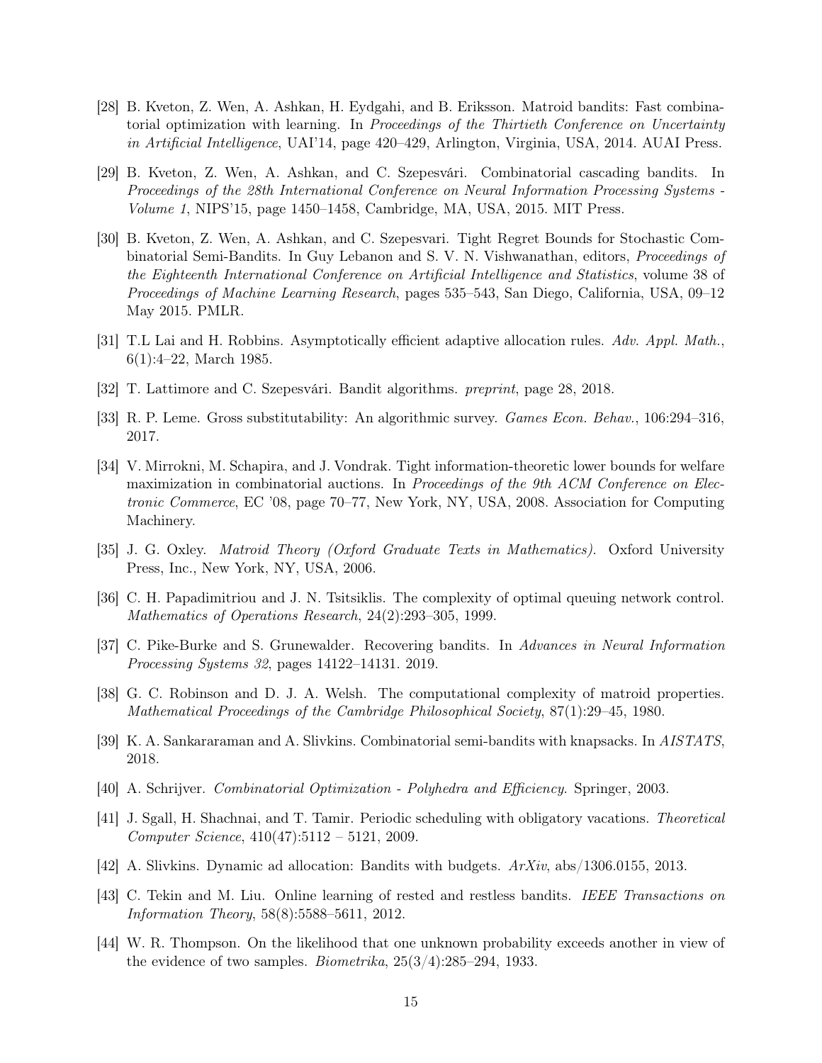[28] B. Kveton, Z. Wen, A. Ashkan, H. Eydgahi, and B. Eriksson. Matroid bandits: Fast combinatorial optimization with learning. In *Proceedings of the Thirtieth Conference on Uncertainty in Artificial Intelligence*, UAI'14, page 420–429, Arlington, Virginia, USA, 2014. AUAI Press.

[29] B. Kveton, Z. Wen, A. Ashkan, and C. Szepesvári. Combinatorial cascading bandits. In *Proceedings of the 28th International Conference on Neural Information Processing Systems - Volume 1*, NIPS'15, page 1450–1458, Cambridge, MA, USA, 2015. MIT Press.

[30] B. Kveton, Z. Wen, A. Ashkan, and C. Szepesvari. Tight Regret Bounds for Stochastic Combinatorial Semi-Bandits. In Guy Lebanon and S. V. N. Vishwanathan, editors, *Proceedings of the Eighteenth International Conference on Artificial Intelligence and Statistics*, volume 38 of *Proceedings of Machine Learning Research*, pages 535–543, San Diego, California, USA, 09–12 May 2015. PMLR.

[31] T.L Lai and H. Robbins. Asymptotically efficient adaptive allocation rules. *Adv. Appl. Math.*, 6(1):4–22, March 1985.

[32] T. Lattimore and C. Szepesvári. Bandit algorithms. *preprint*, page 28, 2018.

[33] R. P. Leme. Gross substitutability: An algorithmic survey. *Games Econ. Behav.*, 106:294–316, 2017.

[34] V. Mirrokni, M. Schapira, and J. Vondrak. Tight information-theoretic lower bounds for welfare maximization in combinatorial auctions. In *Proceedings of the 9th ACM Conference on Electronic Commerce*, EC '08, page 70–77, New York, NY, USA, 2008. Association for Computing Machinery.

[35] J. G. Oxley. *Matroid Theory (Oxford Graduate Texts in Mathematics)*. Oxford University Press, Inc., New York, NY, USA, 2006.

[36] C. H. Papadimitriou and J. N. Tsitsiklis. The complexity of optimal queuing network control. *Mathematics of Operations Research*, 24(2):293–305, 1999.

[37] C. Pike-Burke and S. Grunewalder. Recovering bandits. In *Advances in Neural Information Processing Systems 32*, pages 14122–14131. 2019.

[38] G. C. Robinson and D. J. A. Welsh. The computational complexity of matroid properties. *Mathematical Proceedings of the Cambridge Philosophical Society*, 87(1):29–45, 1980.

[39] K. A. Sankararaman and A. Slivkins. Combinatorial semi-bandits with knapsacks. In *AISTATS*, 2018.

[40] A. Schrijver. *Combinatorial Optimization - Polyhedra and Efficiency*. Springer, 2003.

[41] J. Sgall, H. Shachnai, and T. Tamir. Periodic scheduling with obligatory vacations. *Theoretical Computer Science*, 410(47):5112 – 5121, 2009.

[42] A. Slivkins. Dynamic ad allocation: Bandits with budgets. *ArXiv*, abs/1306.0155, 2013.

[43] C. Tekin and M. Liu. Online learning of rested and restless bandits. *IEEE Transactions on Information Theory*, 58(8):5588–5611, 2012.

[44] W. R. Thompson. On the likelihood that one unknown probability exceeds another in view of the evidence of two samples. *Biometrika*, 25(3/4):285–294, 1933.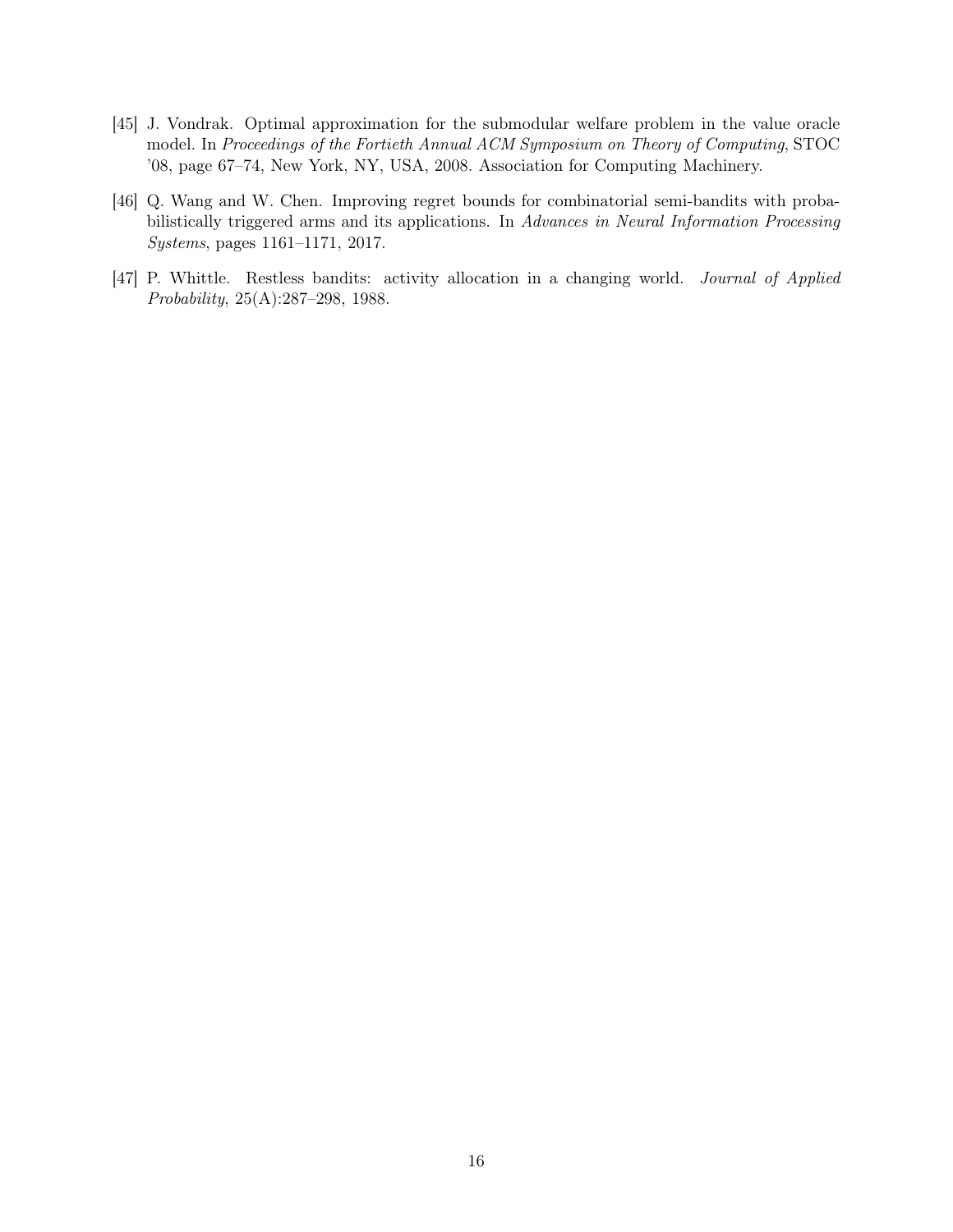[45] J. Vondrak. Optimal approximation for the submodular welfare problem in the value oracle model. In *Proceedings of the Fortieth Annual ACM Symposium on Theory of Computing*, STOC '08, page 67–74, New York, NY, USA, 2008. Association for Computing Machinery.

[46] Q. Wang and W. Chen. Improving regret bounds for combinatorial semi-bandits with probabilistically triggered arms and its applications. In *Advances in Neural Information Processing Systems*, pages 1161–1171, 2017.

[47] P. Whittle. Restless bandits: activity allocation in a changing world. *Journal of Applied Probability*, 25(A):287–298, 1988.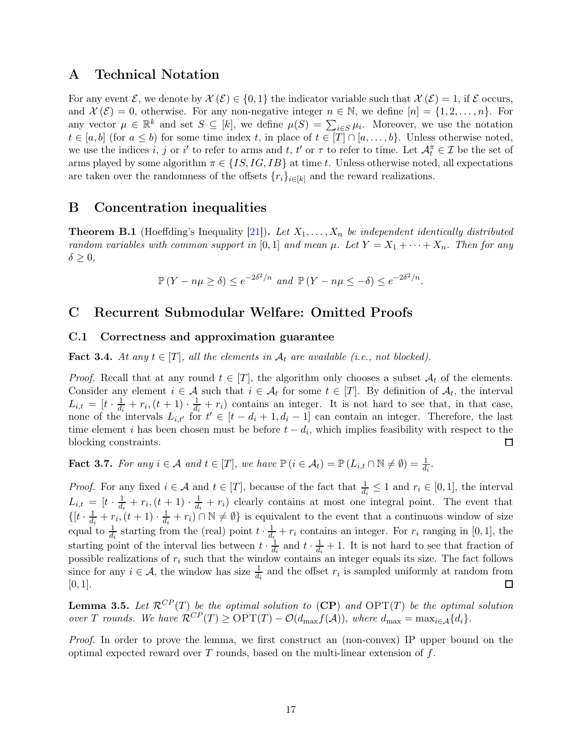# A Technical Notation

For any event $\mathcal{E}$, we denote by $\mathcal{X}(\mathcal{E}) \in \{0,1\}$ the indicator variable such that $\mathcal{X}(\mathcal{E}) = 1$, if $\mathcal{E}$ occurs, and $\mathcal{X}(\mathcal{E}) = 0$, otherwise. For any non-negative integer $n \in \mathbb{N}$, we define $[n] = \{1, 2, \ldots, n\}$. For any vector $\mu \in \mathbb{R}^k$ and set $S \subseteq [k]$, we define $\mu(S) = \sum_{i \in S} \mu_i$. Moreover, we use the notation $t \in [a, b]$ (for $a \leq b$) for some time index $t$, in place of $t \in [T] \cap [a, \ldots, b]$. Unless otherwise noted, we use the indices $i$, $j$ or $i'$ to refer to arms and $t$, $t'$ or $\tau$ to refer to time. Let $\mathcal{A}_t^{\pi} \in \mathcal{I}$ be the set of arms played by some algorithm $\pi \in \{IS, IG, IB\}$ at time $t$. Unless otherwise noted, all expectations are taken over the randomness of the offsets $\{r_i\}_{i \in [k]}$ and the reward realizations.

# B Concentration inequalities

**Theorem B.1** (Hoeffding's Inequality [21]). *Let $X_1, \ldots, X_n$ be independent identically distributed random variables with common support in $[0,1]$ and mean $\mu$. Let $Y = X_1 + \cdots + X_n$. Then for any $\delta \geq 0$,*

$$\mathbb{P}(Y - n\mu \geq \delta) \leq e^{-2\delta^2/n} \text{ and } \mathbb{P}(Y - n\mu \leq -\delta) \leq e^{-2\delta^2/n}.$$

# C Recurrent Submodular Welfare: Omitted Proofs

## C.1 Correctness and approximation guarantee

**Fact 3.4.** *At any $t \in [T]$, all the elements in $\mathcal{A}_t$ are available (i.e., not blocked).*

*Proof.* Recall that at any round $t \in [T]$, the algorithm only chooses a subset $\mathcal{A}_t$ of the elements. Consider any element $i \in \mathcal{A}$ such that $i \in \mathcal{A}_t$ for some $t \in [T]$. By definition of $\mathcal{A}_t$, the interval $L_{i,t} = [t \cdot \frac{1}{d_i} + r_i, (t+1) \cdot \frac{1}{d_i} + r_i)$ contains an integer. It is not hard to see that, in that case, none of the intervals $L_{i,t'}$ for $t' \in [t - d_i + 1, d_i - 1]$ can contain an integer. Therefore, the last time element $i$ has been chosen must be before $t - d_i$, which implies feasibility with respect to the blocking constraints. $\square$

**Fact 3.7.** *For any $i \in \mathcal{A}$ and $t \in [T]$, we have $\mathbb{P}(i \in \mathcal{A}_t) = \mathbb{P}(L_{i,t} \cap \mathbb{N} \neq \emptyset) = \frac{1}{d_i}$.*

*Proof.* For any fixed $i \in \mathcal{A}$ and $t \in [T]$, because of the fact that $\frac{1}{d_i} \leq 1$ and $r_i \in [0,1]$, the interval $L_{i,t} = [t \cdot \frac{1}{d_i} + r_i, (t+1) \cdot \frac{1}{d_i} + r_i)$ clearly contains at most one integral point. The event that $\{[t \cdot \frac{1}{d_i} + r_i, (t+1) \cdot \frac{1}{d_i} + r_i) \cap \mathbb{N} \neq \emptyset\}$ is equivalent to the event that a continuous window of size equal to $\frac{1}{d_i}$ starting from the (real) point $t \cdot \frac{1}{d_i} + r_i$ contains an integer. For $r_i$ ranging in $[0,1]$, the starting point of the interval lies between $t \cdot \frac{1}{d_i}$ and $t \cdot \frac{1}{d_i} + 1$. It is not hard to see that fraction of possible realizations of $r_i$ such that the window contains an integer equals its size. The fact follows since for any $i \in \mathcal{A}$, the window has size $\frac{1}{d_i}$ and the offset $r_i$ is sampled uniformly at random from $[0,1]$. $\square$

**Lemma 3.5.** *Let $\mathcal{R}^{CP}(T)$ be the optimal solution to* (**CP**) *and $\mathrm{OPT}(T)$ be the optimal solution over $T$ rounds. We have $\mathcal{R}^{CP}(T) \geq \mathrm{OPT}(T) - \mathcal{O}(d_{\max} f(\mathcal{A}))$, where $d_{\max} = \max_{i \in \mathcal{A}}\{d_i\}$.*

*Proof.* In order to prove the lemma, we first construct an (non-convex) IP upper bound on the optimal expected reward over $T$ rounds, based on the multi-linear extension of $f$.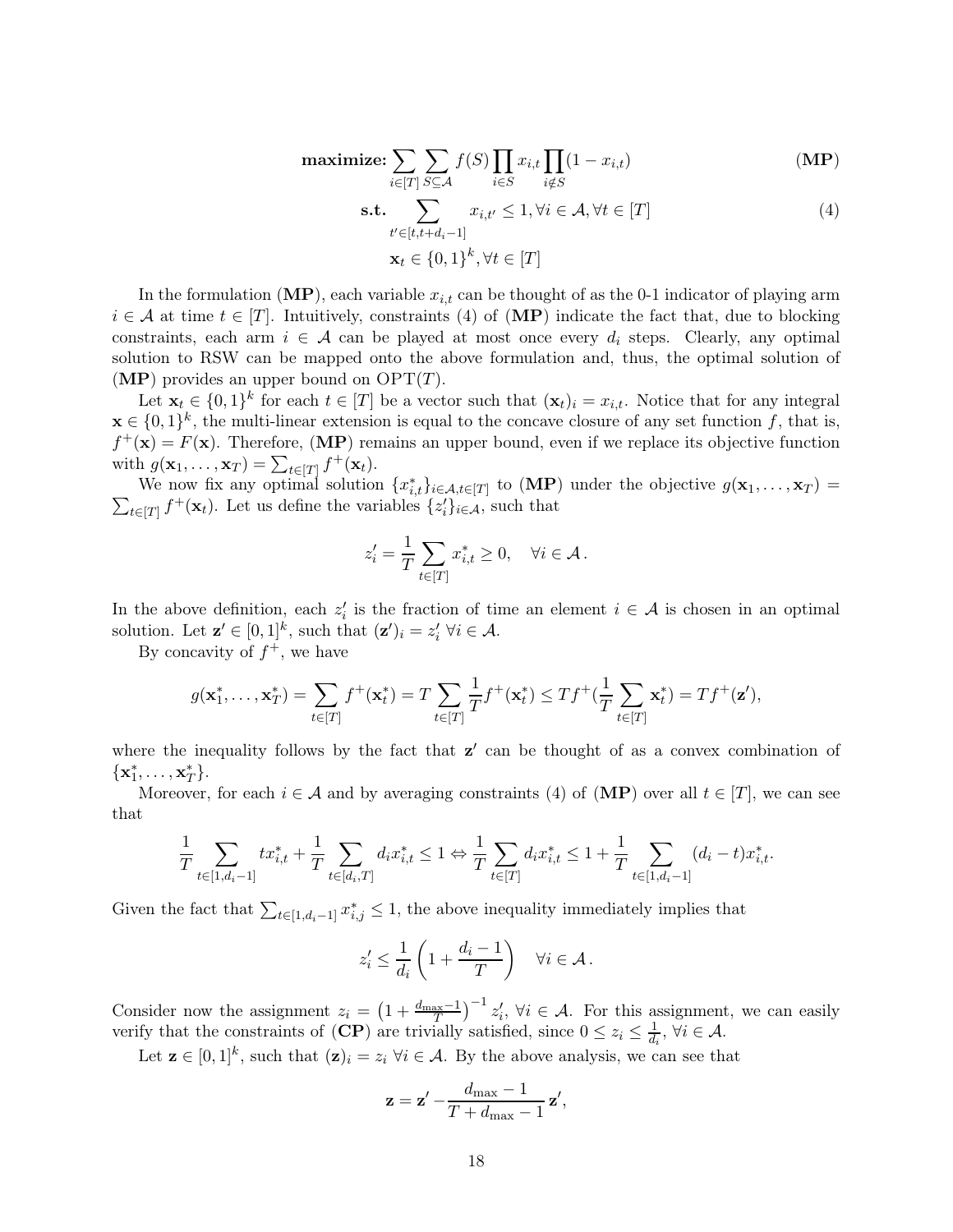$$\textbf{maximize:} \sum_{i \in [T]} \sum_{S \subseteq \mathcal{A}} f(S) \prod_{i \in S} x_{i,t} \prod_{i \notin S} (1 - x_{i,t}) \qquad \textbf{(MP)}$$

$$\textbf{s.t.} \sum_{t' \in [t, t+d_i-1]} x_{i,t'} \leq 1, \forall i \in \mathcal{A}, \forall t \in [T] \qquad (4)$$

$$\mathbf{x}_t \in \{0,1\}^k, \forall t \in [T]$$

In the formulation (**MP**), each variable $x_{i,t}$ can be thought of as the 0-1 indicator of playing arm $i \in \mathcal{A}$ at time $t \in [T]$. Intuitively, constraints (4) of (**MP**) indicate the fact that, due to blocking constraints, each arm $i \in \mathcal{A}$ can be played at most once every $d_i$ steps. Clearly, any optimal solution to RSW can be mapped onto the above formulation and, thus, the optimal solution of (**MP**) provides an upper bound on $\mathrm{OPT}(T)$.

Let $\mathbf{x}_t \in \{0,1\}^k$ for each $t \in [T]$ be a vector such that $(\mathbf{x}_t)_i = x_{i,t}$. Notice that for any integral $\mathbf{x} \in \{0,1\}^k$, the multi-linear extension is equal to the concave closure of any set function $f$, that is, $f^+(\mathbf{x}) = F(\mathbf{x})$. Therefore, (**MP**) remains an upper bound, even if we replace its objective function with $g(\mathbf{x}_1, \dots, \mathbf{x}_T) = \sum_{t \in [T]} f^+(\mathbf{x}_t)$.

We now fix any optimal solution $\{x^*_{i,t}\}_{i \in \mathcal{A}, t \in [T]}$ to (**MP**) under the objective $g(\mathbf{x}_1, \dots, \mathbf{x}_T) = \sum_{t \in [T]} f^+(\mathbf{x}_t)$. Let us define the variables $\{z'_i\}_{i \in \mathcal{A}}$, such that

$$z'_i = \frac{1}{T} \sum_{t \in [T]} x^*_{i,t} \geq 0, \quad \forall i \in \mathcal{A}.$$

In the above definition, each $z'_i$ is the fraction of time an element $i \in \mathcal{A}$ is chosen in an optimal solution. Let $\mathbf{z}' \in [0,1]^k$, such that $(\mathbf{z}')_i = z'_i \ \forall i \in \mathcal{A}$.

By concavity of $f^+$, we have

$$g(\mathbf{x}^*_1, \dots, \mathbf{x}^*_T) = \sum_{t \in [T]} f^+(\mathbf{x}^*_t) = T \sum_{t \in [T]} \frac{1}{T} f^+(\mathbf{x}^*_t) \leq T f^+(\frac{1}{T} \sum_{t \in [T]} \mathbf{x}^*_t) = T f^+(\mathbf{z}'),$$

where the inequality follows by the fact that $\mathbf{z}'$ can be thought of as a convex combination of $\{\mathbf{x}^*_1, \dots, \mathbf{x}^*_T\}$.

Moreover, for each $i \in \mathcal{A}$ and by averaging constraints (4) of (**MP**) over all $t \in [T]$, we can see that

$$\frac{1}{T} \sum_{t \in [1, d_i - 1]} t x^*_{i,t} + \frac{1}{T} \sum_{t \in [d_i, T]} d_i x^*_{i,t} \leq 1 \Leftrightarrow \frac{1}{T} \sum_{t \in [T]} d_i x^*_{i,t} \leq 1 + \frac{1}{T} \sum_{t \in [1, d_i - 1]} (d_i - t) x^*_{i,t}.$$

Given the fact that $\sum_{t \in [1, d_i - 1]} x^*_{i,j} \leq 1$, the above inequality immediately implies that

$$z'_i \leq \frac{1}{d_i} \left(1 + \frac{d_i - 1}{T}\right) \quad \forall i \in \mathcal{A}.$$

Consider now the assignment $z_i = \left(1 + \frac{d_{\max} - 1}{T}\right)^{-1} z'_i, \ \forall i \in \mathcal{A}$. For this assignment, we can easily verify that the constraints of (**CP**) are trivially satisfied, since $0 \leq z_i \leq \frac{1}{d_i}, \ \forall i \in \mathcal{A}$.

Let $\mathbf{z} \in [0,1]^k$, such that $(\mathbf{z})_i = z_i \ \forall i \in \mathcal{A}$. By the above analysis, we can see that

$$\mathbf{z} = \mathbf{z}' - \frac{d_{\max} - 1}{T + d_{\max} - 1} \mathbf{z}',$$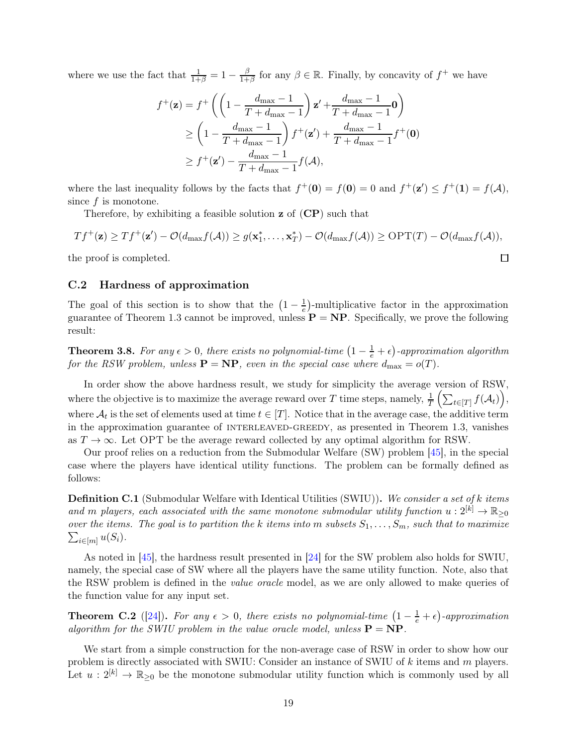where we use the fact that $\frac{1}{1+\beta} = 1 - \frac{\beta}{1+\beta}$ for any $\beta \in \mathbb{R}$. Finally, by concavity of $f^+$ we have

$$
\begin{aligned}
f^+(\mathbf{z}) &= f^+\left(\left(1 - \frac{d_{\max}-1}{T+d_{\max}-1}\right)\mathbf{z}' + \frac{d_{\max}-1}{T+d_{\max}-1}\mathbf{0}\right) \\
&\geq \left(1 - \frac{d_{\max}-1}{T+d_{\max}-1}\right)f^+(\mathbf{z}') + \frac{d_{\max}-1}{T+d_{\max}-1}f^+(\mathbf{0}) \\
&\geq f^+(\mathbf{z}') - \frac{d_{\max}-1}{T+d_{\max}-1}f(\mathcal{A}),
\end{aligned}
$$

where the last inequality follows by the facts that $f^+(\mathbf{0}) = f(\mathbf{0}) = 0$ and $f^+(\mathbf{z}') \leq f^+(\mathbf{1}) = f(\mathcal{A})$, since $f$ is monotone.

Therefore, by exhibiting a feasible solution $\mathbf{z}$ of $(\mathbf{CP})$ such that

$$
Tf^+(\mathbf{z}) \geq Tf^+(\mathbf{z}') - \mathcal{O}(d_{\max}f(\mathcal{A})) \geq g(\mathbf{x}_1^*, \dots, \mathbf{x}_T^*) - \mathcal{O}(d_{\max}f(\mathcal{A})) \geq \mathrm{OPT}(T) - \mathcal{O}(d_{\max}f(\mathcal{A})),
$$

the proof is completed. □

## C.2 Hardness of approximation

The goal of this section is to show that the $\left(1 - \frac{1}{e}\right)$-multiplicative factor in the approximation guarantee of Theorem 1.3 cannot be improved, unless $\mathbf{P} = \mathbf{NP}$. Specifically, we prove the following result:

**Theorem 3.8.** *For any $\epsilon > 0$, there exists no polynomial-time $\left(1 - \frac{1}{e} + \epsilon\right)$-approximation algorithm for the RSW problem, unless $\mathbf{P} = \mathbf{NP}$, even in the special case where $d_{\max} = o(T)$.*

In order show the above hardness result, we study for simplicity the average version of RSW, where the objective is to maximize the average reward over $T$ time steps, namely, $\frac{1}{T}\left(\sum_{t\in[T]} f(\mathcal{A}_t)\right)$, where $\mathcal{A}_t$ is the set of elements used at time $t \in [T]$. Notice that in the average case, the additive term in the approximation guarantee of INTERLEAVED-GREEDY, as presented in Theorem 1.3, vanishes as $T \to \infty$. Let OPT be the average reward collected by any optimal algorithm for RSW.

Our proof relies on a reduction from the Submodular Welfare (SW) problem [45], in the special case where the players have identical utility functions. The problem can be formally defined as follows:

**Definition C.1** (Submodular Welfare with Identical Utilities (SWIU))**.** *We consider a set of $k$ items and $m$ players, each associated with the same monotone submodular utility function $u : 2^{[k]} \to \mathbb{R}_{\geq 0}$ over the items. The goal is to partition the $k$ items into $m$ subsets $S_1, \dots, S_m$, such that to maximize $\sum_{i\in[m]} u(S_i)$.*

As noted in [45], the hardness result presented in [24] for the SW problem also holds for SWIU, namely, the special case of SW where all the players have the same utility function. Note, also that the RSW problem is defined in the *value oracle* model, as we are only allowed to make queries of the function value for any input set.

**Theorem C.2** ([24])**.** *For any $\epsilon > 0$, there exists no polynomial-time $\left(1 - \frac{1}{e} + \epsilon\right)$-approximation algorithm for the SWIU problem in the value oracle model, unless $\mathbf{P} = \mathbf{NP}$.*

We start from a simple construction for the non-average case of RSW in order to show how our problem is directly associated with SWIU: Consider an instance of SWIU of $k$ items and $m$ players. Let $u : 2^{[k]} \to \mathbb{R}_{\geq 0}$ be the monotone submodular utility function which is commonly used by all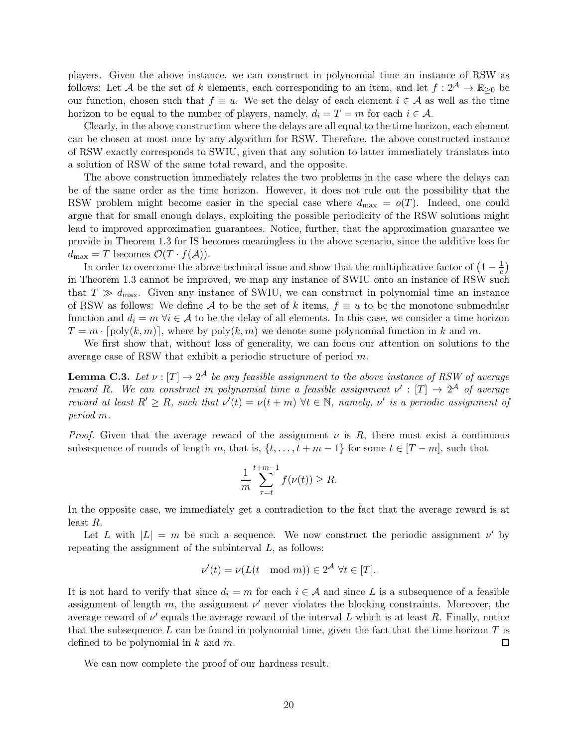players. Given the above instance, we can construct in polynomial time an instance of RSW as follows: Let $\mathcal{A}$ be the set of $k$ elements, each corresponding to an item, and let $f : 2^{\mathcal{A}} \to \mathbb{R}_{\geq 0}$ be our function, chosen such that $f \equiv u$. We set the delay of each element $i \in \mathcal{A}$ as well as the time horizon to be equal to the number of players, namely, $d_i = T = m$ for each $i \in \mathcal{A}$.

Clearly, in the above construction where the delays are all equal to the time horizon, each element can be chosen at most once by any algorithm for RSW. Therefore, the above constructed instance of RSW exactly corresponds to SWIU, given that any solution to latter immediately translates into a solution of RSW of the same total reward, and the opposite.

The above construction immediately relates the two problems in the case where the delays can be of the same order as the time horizon. However, it does not rule out the possibility that the RSW problem might become easier in the special case where $d_{\max} = o(T)$. Indeed, one could argue that for small enough delays, exploiting the possible periodicity of the RSW solutions might lead to improved approximation guarantees. Notice, further, that the approximation guarantee we provide in Theorem 1.3 for IS becomes meaningless in the above scenario, since the additive loss for $d_{\max} = T$ becomes $\mathcal{O}(T \cdot f(\mathcal{A}))$.

In order to overcome the above technical issue and show that the multiplicative factor of $\left(1 - \frac{1}{e}\right)$ in Theorem 1.3 cannot be improved, we map any instance of SWIU onto an instance of RSW such that $T \gg d_{\max}$. Given any instance of SWIU, we can construct in polynomial time an instance of RSW as follows: We define $\mathcal{A}$ to be the set of $k$ items, $f \equiv u$ to be the monotone submodular function and $d_i = m \; \forall i \in \mathcal{A}$ to be the delay of all elements. In this case, we consider a time horizon $T = m \cdot \lceil \text{poly}(k, m) \rceil$, where by $\text{poly}(k, m)$ we denote some polynomial function in $k$ and $m$.

We first show that, without loss of generality, we can focus our attention on solutions to the average case of RSW that exhibit a periodic structure of period $m$.

**Lemma C.3.** *Let $\nu : [T] \to 2^{\mathcal{A}}$ be any feasible assignment to the above instance of RSW of average reward $R$. We can construct in polynomial time a feasible assignment $\nu' : [T] \to 2^{\mathcal{A}}$ of average reward at least $R' \geq R$, such that $\nu'(t) = \nu(t + m) \; \forall t \in \mathbb{N}$, namely, $\nu'$ is a periodic assignment of period $m$.*

*Proof.* Given that the average reward of the assignment $\nu$ is $R$, there must exist a continuous subsequence of rounds of length $m$, that is, $\{t, \dots, t + m - 1\}$ for some $t \in [T - m]$, such that

$$\frac{1}{m} \sum_{\tau = t}^{t+m-1} f(\nu(t)) \geq R.$$

In the opposite case, we immediately get a contradiction to the fact that the average reward is at least $R$.

Let $L$ with $|L| = m$ be such a sequence. We now construct the periodic assignment $\nu'$ by repeating the assignment of the subinterval $L$, as follows:

$$\nu'(t) = \nu(L(t \mod m)) \in 2^{\mathcal{A}} \; \forall t \in [T].$$

It is not hard to verify that since $d_i = m$ for each $i \in \mathcal{A}$ and since $L$ is a subsequence of a feasible assignment of length $m$, the assignment $\nu'$ never violates the blocking constraints. Moreover, the average reward of $\nu'$ equals the average reward of the interval $L$ which is at least $R$. Finally, notice that the subsequence $L$ can be found in polynomial time, given the fact that the time horizon $T$ is defined to be polynomial in $k$ and $m$. $\square$

We can now complete the proof of our hardness result.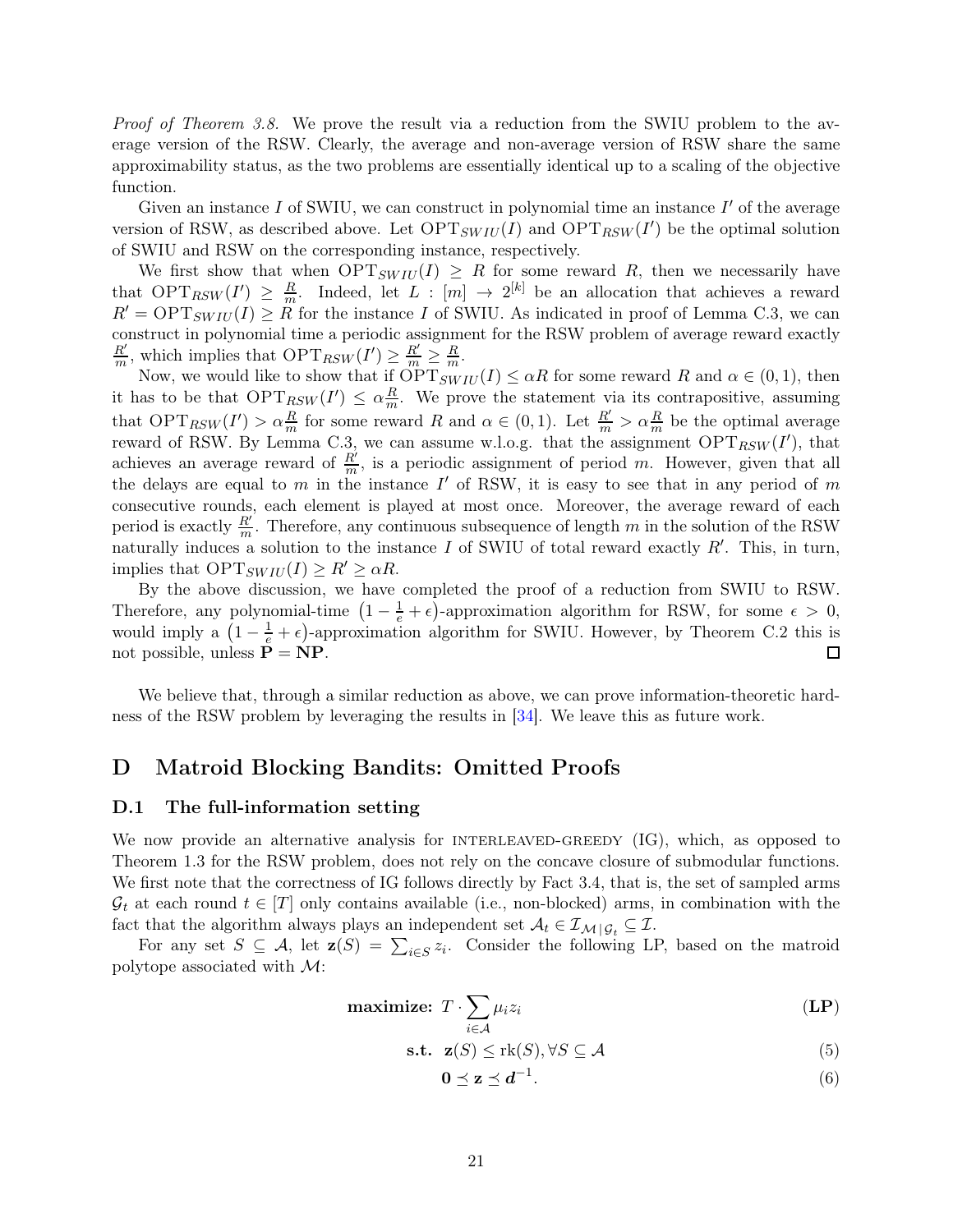*Proof of Theorem 3.8.* We prove the result via a reduction from the SWIU problem to the average version of the RSW. Clearly, the average and non-average version of RSW share the same approximability status, as the two problems are essentially identical up to a scaling of the objective function.

Given an instance $I$ of SWIU, we can construct in polynomial time an instance $I'$ of the average version of RSW, as described above. Let $\text{OPT}_{SWIU}(I)$ and $\text{OPT}_{RSW}(I')$ be the optimal solution of SWIU and RSW on the corresponding instance, respectively.

We first show that when $\text{OPT}_{SWIU}(I) \geq R$ for some reward $R$, then we necessarily have that $\text{OPT}_{RSW}(I') \geq \frac{R}{m}$. Indeed, let $L : [m] \to 2^{[k]}$ be an allocation that achieves a reward $R' = \text{OPT}_{SWIU}(I) \geq R$ for the instance $I$ of SWIU. As indicated in proof of Lemma C.3, we can construct in polynomial time a periodic assignment for the RSW problem of average reward exactly $\frac{R'}{m}$, which implies that $\text{OPT}_{RSW}(I') \geq \frac{R'}{m} \geq \frac{R}{m}$.

Now, we would like to show that if $\text{OPT}_{SWIU}(I) \leq \alpha R$ for some reward $R$ and $\alpha \in (0, 1)$, then it has to be that $\text{OPT}_{RSW}(I') \leq \alpha \frac{R}{m}$. We prove the statement via its contrapositive, assuming that $\text{OPT}_{RSW}(I') > \alpha \frac{R}{m}$ for some reward $R$ and $\alpha \in (0, 1)$. Let $\frac{R'}{m} > \alpha \frac{R}{m}$ be the optimal average reward of RSW. By Lemma C.3, we can assume w.l.o.g. that the assignment $\text{OPT}_{RSW}(I')$, that achieves an average reward of $\frac{R'}{m}$, is a periodic assignment of period $m$. However, given that all the delays are equal to $m$ in the instance $I'$ of RSW, it is easy to see that in any period of $m$ consecutive rounds, each element is played at most once. Moreover, the average reward of each period is exactly $\frac{R'}{m}$. Therefore, any continuous subsequence of length $m$ in the solution of the RSW naturally induces a solution to the instance $I$ of SWIU of total reward exactly $R'$. This, in turn, implies that $\text{OPT}_{SWIU}(I) \geq R' \geq \alpha R$.

By the above discussion, we have completed the proof of a reduction from SWIU to RSW. Therefore, any polynomial-time $\left(1 - \frac{1}{e} + \epsilon\right)$-approximation algorithm for RSW, for some $\epsilon > 0$, would imply a $\left(1 - \frac{1}{e} + \epsilon\right)$-approximation algorithm for SWIU. However, by Theorem C.2 this is not possible, unless $\mathbf{P} = \mathbf{NP}$. $\square$

We believe that, through a similar reduction as above, we can prove information-theoretic hardness of the RSW problem by leveraging the results in [34]. We leave this as future work.

# D Matroid Blocking Bandits: Omitted Proofs

## D.1 The full-information setting

We now provide an alternative analysis for INTERLEAVED-GREEDY (IG), which, as opposed to Theorem 1.3 for the RSW problem, does not rely on the concave closure of submodular functions. We first note that the correctness of IG follows directly by Fact 3.4, that is, the set of sampled arms $\mathcal{G}_t$ at each round $t \in [T]$ only contains available (i.e., non-blocked) arms, in combination with the fact that the algorithm always plays an independent set $\mathcal{A}_t \in \mathcal{I}_{\mathcal{M} \mid \mathcal{G}_t} \subseteq \mathcal{I}$.

For any set $S \subseteq \mathcal{A}$, let $\mathbf{z}(S) = \sum_{i \in S} z_i$. Consider the following LP, based on the matroid polytope associated with $\mathcal{M}$:

$$\textbf{maximize: } T \cdot \sum_{i \in \mathcal{A}} \mu_i z_i \qquad \textbf{(LP)}$$

$$\textbf{s.t. } \mathbf{z}(S) \leq \text{rk}(S), \forall S \subseteq \mathcal{A} \qquad (5)$$

$$\mathbf{0} \preceq \mathbf{z} \preceq \boldsymbol{d}^{-1}. \qquad (6)$$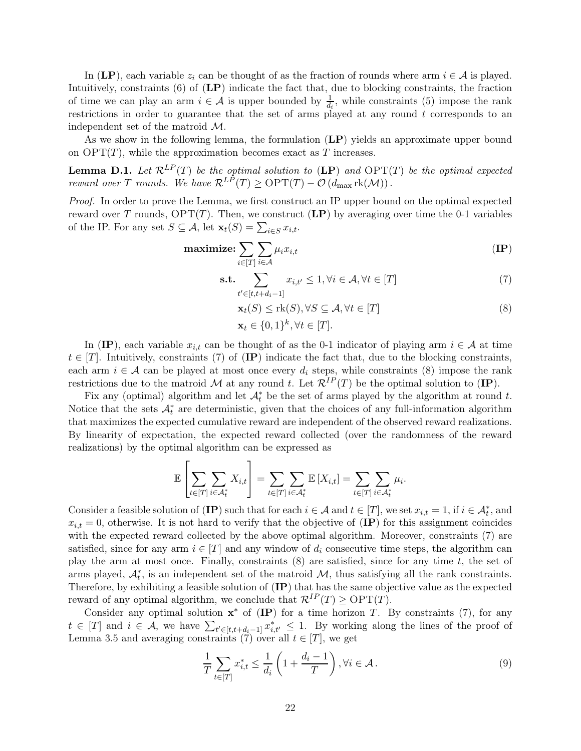In (**LP**), each variable $z_i$ can be thought of as the fraction of rounds where arm $i \in \mathcal{A}$ is played. Intuitively, constraints (6) of (**LP**) indicate the fact that, due to blocking constraints, the fraction of time we can play an arm $i \in \mathcal{A}$ is upper bounded by $\frac{1}{d_i}$, while constraints (5) impose the rank restrictions in order to guarantee that the set of arms played at any round $t$ corresponds to an independent set of the matroid $\mathcal{M}$.

As we show in the following lemma, the formulation (**LP**) yields an approximate upper bound on $\mathrm{OPT}(T)$, while the approximation becomes exact as $T$ increases.

**Lemma D.1.** *Let $\mathcal{R}^{LP}(T)$ be the optimal solution to* (**LP**) *and $\mathrm{OPT}(T)$ be the optimal expected reward over $T$ rounds. We have $\mathcal{R}^{LP}(T) \geq \mathrm{OPT}(T) - \mathcal{O}\left(d_{\max} \operatorname{rk}(\mathcal{M})\right)$.*

*Proof.* In order to prove the Lemma, we first construct an IP upper bound on the optimal expected reward over $T$ rounds, $\mathrm{OPT}(T)$. Then, we construct (**LP**) by averaging over time the 0-1 variables of the IP. For any set $S \subseteq \mathcal{A}$, let $\mathbf{x}_t(S) = \sum_{i \in S} x_{i,t}$.

$$
\begin{aligned}
\textbf{maximize: } & \sum_{i \in [T]} \sum_{i \in \mathcal{A}} \mu_i x_{i,t} && \textbf{(IP)} \\
\textbf{s.t. } & \sum_{t' \in [t, t+d_i-1]} x_{i,t'} \leq 1, \forall i \in \mathcal{A}, \forall t \in [T] && (7) \\
& \mathbf{x}_t(S) \leq \operatorname{rk}(S), \forall S \subseteq \mathcal{A}, \forall t \in [T] && (8) \\
& \mathbf{x}_t \in \{0,1\}^k, \forall t \in [T].
\end{aligned}
$$

In (**IP**), each variable $x_{i,t}$ can be thought of as the 0-1 indicator of playing arm $i \in \mathcal{A}$ at time $t \in [T]$. Intuitively, constraints (7) of (**IP**) indicate the fact that, due to the blocking constraints, each arm $i \in \mathcal{A}$ can be played at most once every $d_i$ steps, while constraints (8) impose the rank restrictions due to the matroid $\mathcal{M}$ at any round $t$. Let $\mathcal{R}^{IP}(T)$ be the optimal solution to (**IP**).

Fix any (optimal) algorithm and let $\mathcal{A}^*_t$ be the set of arms played by the algorithm at round $t$. Notice that the sets $\mathcal{A}^*_t$ are deterministic, given that the choices of any full-information algorithm that maximizes the expected cumulative reward are independent of the observed reward realizations. By linearity of expectation, the expected reward collected (over the randomness of the reward realizations) by the optimal algorithm can be expressed as

$$
\mathbb{E}\left[\sum_{t \in [T]} \sum_{i \in \mathcal{A}^*_t} X_{i,t}\right] = \sum_{t \in [T]} \sum_{i \in \mathcal{A}^*_t} \mathbb{E}\left[X_{i,t}\right] = \sum_{t \in [T]} \sum_{i \in \mathcal{A}^*_t} \mu_i.
$$

Consider a feasible solution of (**IP**) such that for each $i \in \mathcal{A}$ and $t \in [T]$, we set $x_{i,t} = 1$, if $i \in \mathcal{A}^*_t$, and $x_{i,t} = 0$, otherwise. It is not hard to verify that the objective of (**IP**) for this assignment coincides with the expected reward collected by the above optimal algorithm. Moreover, constraints (7) are satisfied, since for any arm $i \in [T]$ and any window of $d_i$ consecutive time steps, the algorithm can play the arm at most once. Finally, constraints (8) are satisfied, since for any time $t$, the set of arms played, $\mathcal{A}^*_t$, is an independent set of the matroid $\mathcal{M}$, thus satisfying all the rank constraints. Therefore, by exhibiting a feasible solution of (**IP**) that has the same objective value as the expected reward of any optimal algorithm, we conclude that $\mathcal{R}^{IP}(T) \geq \mathrm{OPT}(T)$.

Consider any optimal solution $\mathbf{x}^*$ of (**IP**) for a time horizon $T$. By constraints (7), for any $t \in [T]$ and $i \in \mathcal{A}$, we have $\sum_{t' \in [t, t+d_i-1]} x^*_{i,t'} \leq 1$. By working along the lines of the proof of Lemma 3.5 and averaging constraints (7) over all $t \in [T]$, we get

$$
\frac{1}{T} \sum_{t \in [T]} x^*_{i,t} \leq \frac{1}{d_i}\left(1 + \frac{d_i - 1}{T}\right), \forall i \in \mathcal{A}. \tag{9}
$$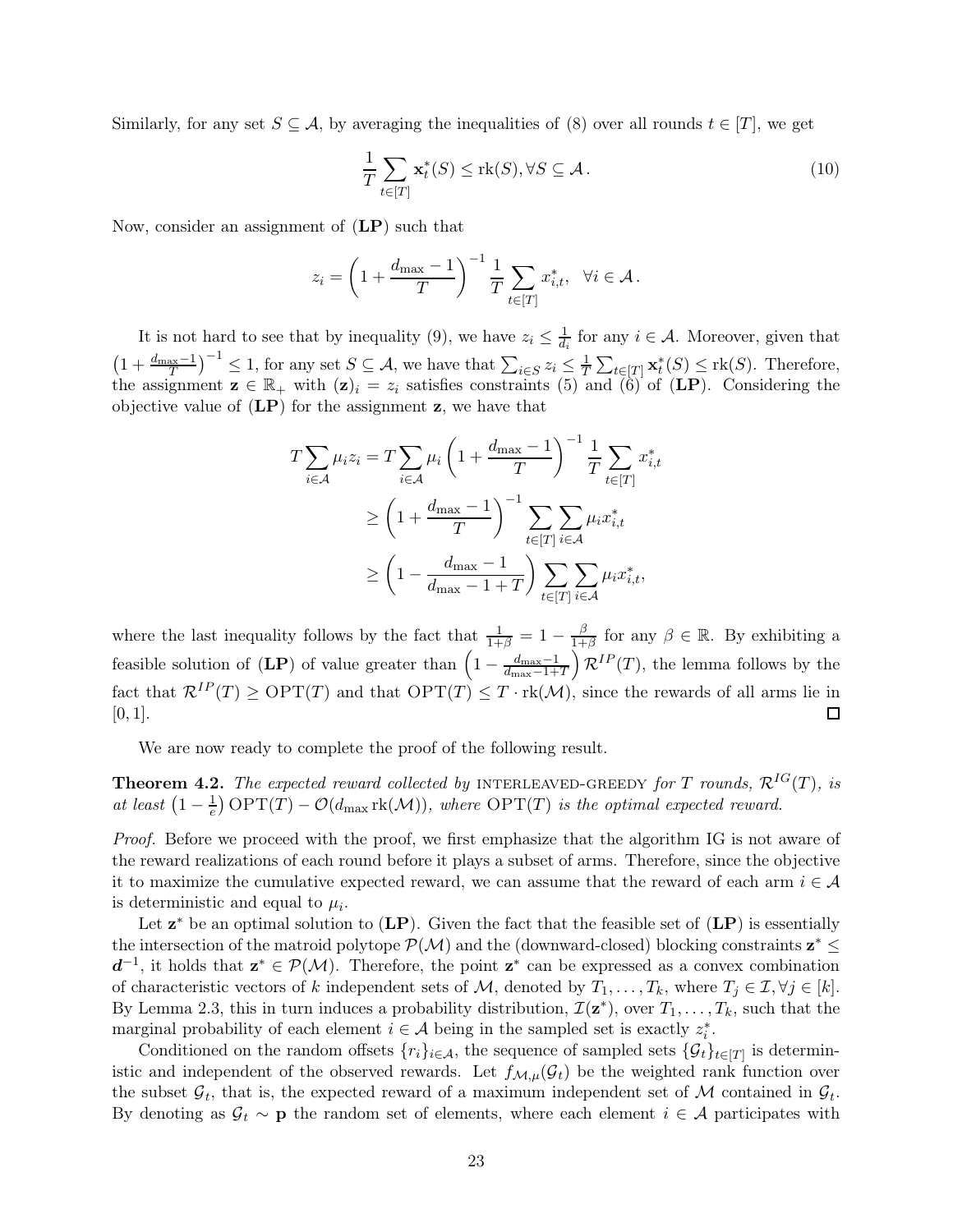Similarly, for any set $S \subseteq \mathcal{A}$, by averaging the inequalities of (8) over all rounds $t \in [T]$, we get

$$\frac{1}{T} \sum_{t\in[T]} \mathbf{x}^*_t(S) \leq \text{rk}(S), \forall S \subseteq \mathcal{A}\,. \tag{10}$$

Now, consider an assignment of (**LP**) such that

$$z_i = \left(1 + \frac{d_{\max} - 1}{T}\right)^{-1} \frac{1}{T} \sum_{t\in[T]} x^*_{i,t}, \quad \forall i \in \mathcal{A}\,.$$

It is not hard to see that by inequality (9), we have $z_i \leq \frac{1}{d_i}$ for any $i \in \mathcal{A}$. Moreover, given that $\left(1 + \frac{d_{\max}-1}{T}\right)^{-1} \leq 1$, for any set $S \subseteq \mathcal{A}$, we have that $\sum_{i\in S} z_i \leq \frac{1}{T}\sum_{t\in[T]} \mathbf{x}^*_t(S) \leq \text{rk}(S)$. Therefore, the assignment $\mathbf{z} \in \mathbb{R}_+$ with $(\mathbf{z})_i = z_i$ satisfies constraints (5) and (6) of (**LP**). Considering the objective value of (**LP**) for the assignment $\mathbf{z}$, we have that

$$\begin{aligned}
T\sum_{i\in\mathcal{A}} \mu_i z_i &= T\sum_{i\in\mathcal{A}} \mu_i \left(1 + \frac{d_{\max}-1}{T}\right)^{-1} \frac{1}{T}\sum_{t\in[T]} x^*_{i,t} \\
&\geq \left(1 + \frac{d_{\max}-1}{T}\right)^{-1} \sum_{t\in[T]}\sum_{i\in\mathcal{A}} \mu_i x^*_{i,t} \\
&\geq \left(1 - \frac{d_{\max}-1}{d_{\max}-1+T}\right) \sum_{t\in[T]}\sum_{i\in\mathcal{A}} \mu_i x^*_{i,t},
\end{aligned}$$

where the last inequality follows by the fact that $\frac{1}{1+\beta} = 1 - \frac{\beta}{1+\beta}$ for any $\beta \in \mathbb{R}$. By exhibiting a feasible solution of (**LP**) of value greater than $\left(1 - \frac{d_{\max}-1}{d_{\max}-1+T}\right)\mathcal{R}^{IP}(T)$, the lemma follows by the fact that $\mathcal{R}^{IP}(T) \geq \text{OPT}(T)$ and that $\text{OPT}(T) \leq T \cdot \text{rk}(\mathcal{M})$, since the rewards of all arms lie in $[0, 1]$. ◻

We are now ready to complete the proof of the following result.

**Theorem 4.2.** *The expected reward collected by* INTERLEAVED-GREEDY *for $T$ rounds, $\mathcal{R}^{IG}(T)$, is at least $\left(1 - \frac{1}{e}\right)\text{OPT}(T) - \mathcal{O}(d_{\max}\,\text{rk}(\mathcal{M}))$, where $\text{OPT}(T)$ is the optimal expected reward.*

*Proof.* Before we proceed with the proof, we first emphasize that the algorithm IG is not aware of the reward realizations of each round before it plays a subset of arms. Therefore, since the objective it to maximize the cumulative expected reward, we can assume that the reward of each arm $i \in \mathcal{A}$ is deterministic and equal to $\mu_i$.

Let $\mathbf{z}^*$ be an optimal solution to (**LP**). Given the fact that the feasible set of (**LP**) is essentially the intersection of the matroid polytope $\mathcal{P}(\mathcal{M})$ and the (downward-closed) blocking constraints $\mathbf{z}^* \leq \boldsymbol{d}^{-1}$, it holds that $\mathbf{z}^* \in \mathcal{P}(\mathcal{M})$. Therefore, the point $\mathbf{z}^*$ can be expressed as a convex combination of characteristic vectors of $k$ independent sets of $\mathcal{M}$, denoted by $T_1, \ldots, T_k$, where $T_j \in \mathcal{I}, \forall j \in [k]$. By Lemma 2.3, this in turn induces a probability distribution, $\mathcal{I}(\mathbf{z}^*)$, over $T_1, \ldots, T_k$, such that the marginal probability of each element $i \in \mathcal{A}$ being in the sampled set is exactly $z^*_i$.

Conditioned on the random offsets $\{r_i\}_{i\in\mathcal{A}}$, the sequence of sampled sets $\{\mathcal{G}_t\}_{t\in[T]}$ is deterministic and independent of the observed rewards. Let $f_{\mathcal{M},\mu}(\mathcal{G}_t)$ be the weighted rank function over the subset $\mathcal{G}_t$, that is, the expected reward of a maximum independent set of $\mathcal{M}$ contained in $\mathcal{G}_t$. By denoting as $\mathcal{G}_t \sim \mathbf{p}$ the random set of elements, where each element $i \in \mathcal{A}$ participates with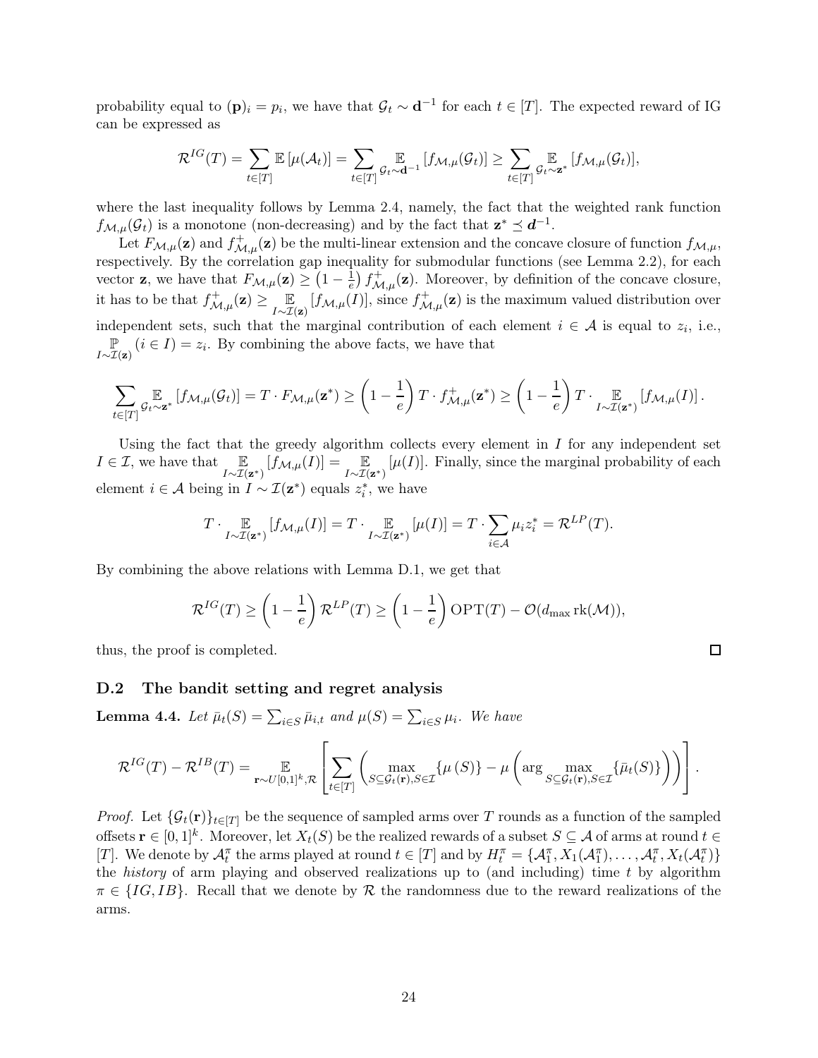probability equal to $(\mathbf{p})_i = p_i$, we have that $\mathcal{G}_t \sim \mathbf{d}^{-1}$ for each $t \in [T]$. The expected reward of IG can be expressed as

$$\mathcal{R}^{IG}(T) = \sum_{t\in[T]} \mathbb{E}\left[\mu(\mathcal{A}_t)\right] = \sum_{t\in[T]} \mathop{\mathbb{E}}_{\mathcal{G}_t \sim \mathbf{d}^{-1}} \left[f_{\mathcal{M},\mu}(\mathcal{G}_t)\right] \geq \sum_{t\in[T]} \mathop{\mathbb{E}}_{\mathcal{G}_t \sim \mathbf{z}^*} \left[f_{\mathcal{M},\mu}(\mathcal{G}_t)\right],$$

where the last inequality follows by Lemma 2.4, namely, the fact that the weighted rank function $f_{\mathcal{M},\mu}(\mathcal{G}_t)$ is a monotone (non-decreasing) and by the fact that $\mathbf{z}^* \preceq \boldsymbol{d}^{-1}$.

Let $F_{\mathcal{M},\mu}(\mathbf{z})$ and $f^+_{\mathcal{M},\mu}(\mathbf{z})$ be the multi-linear extension and the concave closure of function $f_{\mathcal{M},\mu}$, respectively. By the correlation gap inequality for submodular functions (see Lemma 2.2), for each vector $\mathbf{z}$, we have that $F_{\mathcal{M},\mu}(\mathbf{z}) \geq \left(1 - \frac{1}{e}\right) f^+_{\mathcal{M},\mu}(\mathbf{z})$. Moreover, by definition of the concave closure, it has to be that $f^+_{\mathcal{M},\mu}(\mathbf{z}) \geq \mathop{\mathbb{E}}_{I\sim\mathcal{I}(\mathbf{z})} \left[f_{\mathcal{M},\mu}(I)\right]$, since $f^+_{\mathcal{M},\mu}(\mathbf{z})$ is the maximum valued distribution over independent sets, such that the marginal contribution of each element $i \in \mathcal{A}$ is equal to $z_i$, i.e., $\mathop{\mathbb{P}}_{I\sim\mathcal{I}(\mathbf{z})}(i \in I) = z_i$. By combining the above facts, we have that

$$\sum_{t\in[T]} \mathop{\mathbb{E}}_{\mathcal{G}_t \sim \mathbf{z}^*} \left[f_{\mathcal{M},\mu}(\mathcal{G}_t)\right] = T \cdot F_{\mathcal{M},\mu}(\mathbf{z}^*) \geq \left(1 - \frac{1}{e}\right) T \cdot f^+_{\mathcal{M},\mu}(\mathbf{z}^*) \geq \left(1 - \frac{1}{e}\right) T \cdot \mathop{\mathbb{E}}_{I\sim\mathcal{I}(\mathbf{z}^*)} \left[f_{\mathcal{M},\mu}(I)\right].$$

Using the fact that the greedy algorithm collects every element in $I$ for any independent set $I \in \mathcal{I}$, we have that $\mathop{\mathbb{E}}_{I\sim\mathcal{I}(\mathbf{z}^*)} \left[f_{\mathcal{M},\mu}(I)\right] = \mathop{\mathbb{E}}_{I\sim\mathcal{I}(\mathbf{z}^*)} \left[\mu(I)\right]$. Finally, since the marginal probability of each element $i \in \mathcal{A}$ being in $I \sim \mathcal{I}(\mathbf{z}^*)$ equals $z^*_i$, we have

$$T \cdot \mathop{\mathbb{E}}_{I\sim\mathcal{I}(\mathbf{z}^*)} \left[f_{\mathcal{M},\mu}(I)\right] = T \cdot \mathop{\mathbb{E}}_{I\sim\mathcal{I}(\mathbf{z}^*)} \left[\mu(I)\right] = T \cdot \sum_{i\in\mathcal{A}} \mu_i z^*_i = \mathcal{R}^{LP}(T).$$

By combining the above relations with Lemma D.1, we get that

$$\mathcal{R}^{IG}(T) \geq \left(1 - \frac{1}{e}\right) \mathcal{R}^{LP}(T) \geq \left(1 - \frac{1}{e}\right) \mathrm{OPT}(T) - \mathcal{O}(d_{\max} \operatorname{rk}(\mathcal{M})),$$

thus, the proof is completed. □

### D.2 The bandit setting and regret analysis

**Lemma 4.4.** *Let $\bar{\mu}_t(S) = \sum_{i\in S} \bar{\mu}_{i,t}$ and $\mu(S) = \sum_{i\in S} \mu_i$. We have*

$$\mathcal{R}^{IG}(T) - \mathcal{R}^{IB}(T) = \mathop{\mathbb{E}}_{\mathbf{r}\sim U[0,1]^k,\mathcal{R}} \left[\sum_{t\in[T]} \left(\max_{S\subseteq\mathcal{G}_t(\mathbf{r}), S\in\mathcal{I}} \{\mu\left(S\right)\} - \mu\left(\arg\max_{S\subseteq\mathcal{G}_t(\mathbf{r}), S\in\mathcal{I}} \{\bar{\mu}_t(S)\}\right)\right)\right].$$

*Proof.* Let $\{\mathcal{G}_t(\mathbf{r})\}_{t\in[T]}$ be the sequence of sampled arms over $T$ rounds as a function of the sampled offsets $\mathbf{r} \in [0,1]^k$. Moreover, let $X_t(S)$ be the realized rewards of a subset $S \subseteq \mathcal{A}$ of arms at round $t \in [T]$. We denote by $\mathcal{A}^\pi_t$ the arms played at round $t \in [T]$ and by $H^\pi_t = \{\mathcal{A}^\pi_1, X_1(\mathcal{A}^\pi_1), \ldots, \mathcal{A}^\pi_t, X_t(\mathcal{A}^\pi_t)\}$ the *history* of arm playing and observed realizations up to (and including) time $t$ by algorithm $\pi \in \{IG, IB\}$. Recall that we denote by $\mathcal{R}$ the randomness due to the reward realizations of the arms.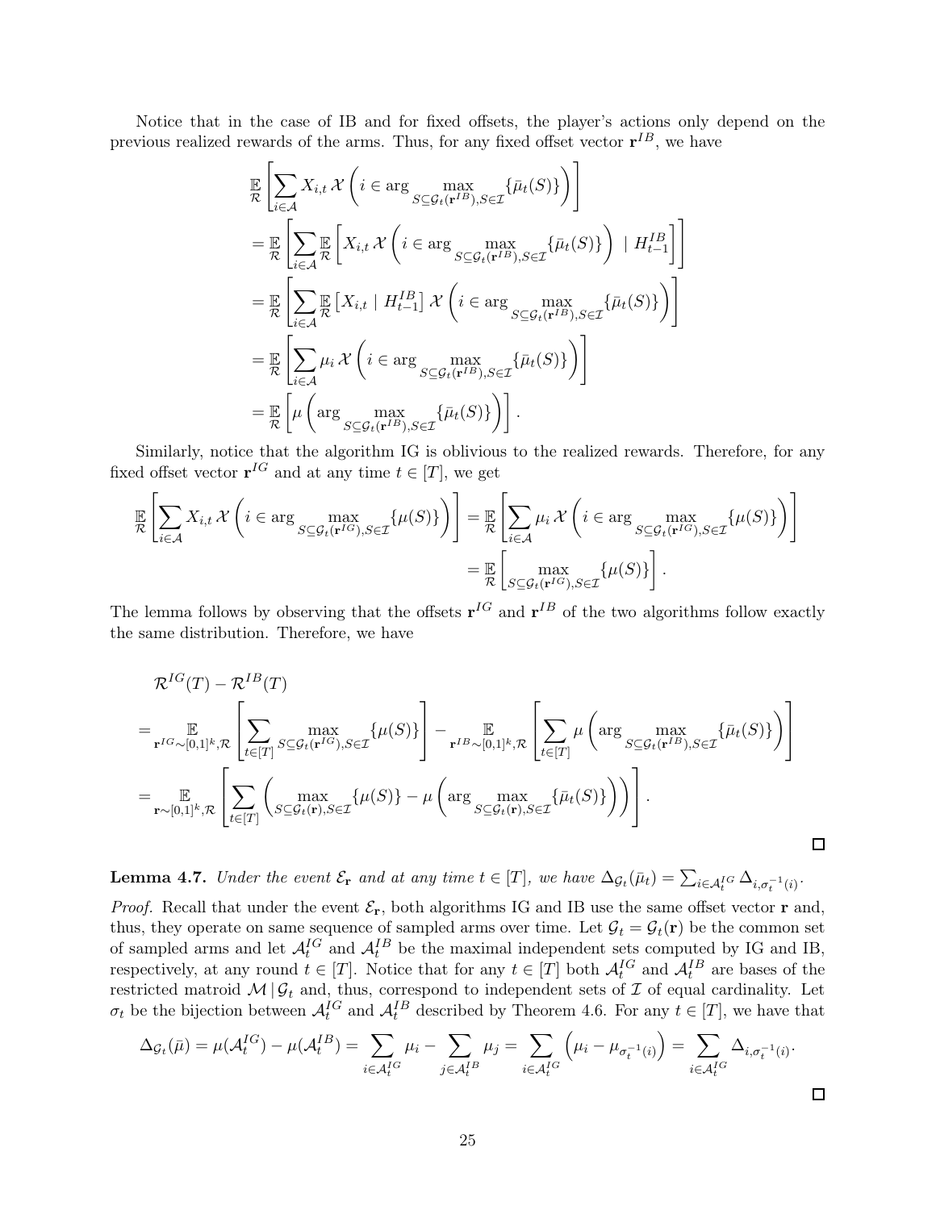Notice that in the case of IB and for fixed offsets, the player's actions only depend on the previous realized rewards of the arms. Thus, for any fixed offset vector $\mathbf{r}^{IB}$, we have

$$
\begin{aligned}
&\mathop{\mathbb{E}}_{\mathcal{R}}\left[\sum_{i\in\mathcal{A}} X_{i,t}\,\mathcal{X}\left(i\in\arg\max_{S\subseteq\mathcal{G}_t(\mathbf{r}^{IB}),S\in\mathcal{I}}\{\bar{\mu}_t(S)\}\right)\right] \\
&=\mathop{\mathbb{E}}_{\mathcal{R}}\left[\sum_{i\in\mathcal{A}}\mathop{\mathbb{E}}_{\mathcal{R}}\left[X_{i,t}\,\mathcal{X}\left(i\in\arg\max_{S\subseteq\mathcal{G}_t(\mathbf{r}^{IB}),S\in\mathcal{I}}\{\bar{\mu}_t(S)\}\right)\mid H_{t-1}^{IB}\right]\right] \\
&=\mathop{\mathbb{E}}_{\mathcal{R}}\left[\sum_{i\in\mathcal{A}}\mathop{\mathbb{E}}_{\mathcal{R}}\left[X_{i,t}\mid H_{t-1}^{IB}\right]\mathcal{X}\left(i\in\arg\max_{S\subseteq\mathcal{G}_t(\mathbf{r}^{IB}),S\in\mathcal{I}}\{\bar{\mu}_t(S)\}\right)\right] \\
&=\mathop{\mathbb{E}}_{\mathcal{R}}\left[\sum_{i\in\mathcal{A}}\mu_i\,\mathcal{X}\left(i\in\arg\max_{S\subseteq\mathcal{G}_t(\mathbf{r}^{IB}),S\in\mathcal{I}}\{\bar{\mu}_t(S)\}\right)\right] \\
&=\mathop{\mathbb{E}}_{\mathcal{R}}\left[\mu\left(\arg\max_{S\subseteq\mathcal{G}_t(\mathbf{r}^{IB}),S\in\mathcal{I}}\{\bar{\mu}_t(S)\}\right)\right].
\end{aligned}
$$

Similarly, notice that the algorithm IG is oblivious to the realized rewards. Therefore, for any fixed offset vector $\mathbf{r}^{IG}$ and at any time $t\in[T]$, we get

$$
\begin{aligned}
\mathop{\mathbb{E}}_{\mathcal{R}}\left[\sum_{i\in\mathcal{A}} X_{i,t}\,\mathcal{X}\left(i\in\arg\max_{S\subseteq\mathcal{G}_t(\mathbf{r}^{IG}),S\in\mathcal{I}}\{\mu(S)\}\right)\right] &= \mathop{\mathbb{E}}_{\mathcal{R}}\left[\sum_{i\in\mathcal{A}}\mu_i\,\mathcal{X}\left(i\in\arg\max_{S\subseteq\mathcal{G}_t(\mathbf{r}^{IG}),S\in\mathcal{I}}\{\mu(S)\}\right)\right] \\
&= \mathop{\mathbb{E}}_{\mathcal{R}}\left[\max_{S\subseteq\mathcal{G}_t(\mathbf{r}^{IG}),S\in\mathcal{I}}\{\mu(S)\}\right].
\end{aligned}
$$

The lemma follows by observing that the offsets $\mathbf{r}^{IG}$ and $\mathbf{r}^{IB}$ of the two algorithms follow exactly the same distribution. Therefore, we have

$$
\begin{aligned}
&\mathcal{R}^{IG}(T)-\mathcal{R}^{IB}(T) \\
&=\mathop{\mathbb{E}}_{\mathbf{r}^{IG}\sim[0,1]^k,\mathcal{R}}\left[\sum_{t\in[T]}\max_{S\subseteq\mathcal{G}_t(\mathbf{r}^{IG}),S\in\mathcal{I}}\{\mu(S)\}\right]-\mathop{\mathbb{E}}_{\mathbf{r}^{IB}\sim[0,1]^k,\mathcal{R}}\left[\sum_{t\in[T]}\mu\left(\arg\max_{S\subseteq\mathcal{G}_t(\mathbf{r}^{IB}),S\in\mathcal{I}}\{\bar{\mu}_t(S)\}\right)\right] \\
&=\mathop{\mathbb{E}}_{\mathbf{r}\sim[0,1]^k,\mathcal{R}}\left[\sum_{t\in[T]}\left(\max_{S\subseteq\mathcal{G}_t(\mathbf{r}),S\in\mathcal{I}}\{\mu(S)\}-\mu\left(\arg\max_{S\subseteq\mathcal{G}_t(\mathbf{r}),S\in\mathcal{I}}\{\bar{\mu}_t(S)\}\right)\right)\right].
\end{aligned}
$$

□

**Lemma 4.7.** *Under the event $\mathcal{E}_{\mathbf{r}}$ and at any time $t\in[T]$, we have $\Delta_{\mathcal{G}_t}(\bar{\mu}_t)=\sum_{i\in\mathcal{A}_t^{IG}}\Delta_{i,\sigma_t^{-1}(i)}$.*

*Proof.* Recall that under the event $\mathcal{E}_{\mathbf{r}}$, both algorithms IG and IB use the same offset vector $\mathbf{r}$ and, thus, they operate on same sequence of sampled arms over time. Let $\mathcal{G}_t=\mathcal{G}_t(\mathbf{r})$ be the common set of sampled arms and let $\mathcal{A}_t^{IG}$ and $\mathcal{A}_t^{IB}$ be the maximal independent sets computed by IG and IB, respectively, at any round $t\in[T]$. Notice that for any $t\in[T]$ both $\mathcal{A}_t^{IG}$ and $\mathcal{A}_t^{IB}$ are bases of the restricted matroid $\mathcal{M}\,|\,\mathcal{G}_t$ and, thus, correspond to independent sets of $\mathcal{I}$ of equal cardinality. Let $\sigma_t$ be the bijection between $\mathcal{A}_t^{IG}$ and $\mathcal{A}_t^{IB}$ described by Theorem 4.6. For any $t\in[T]$, we have that

$$
\Delta_{\mathcal{G}_t}(\bar{\mu})=\mu(\mathcal{A}_t^{IG})-\mu(\mathcal{A}_t^{IB})=\sum_{i\in\mathcal{A}_t^{IG}}\mu_i-\sum_{j\in\mathcal{A}_t^{IB}}\mu_j=\sum_{i\in\mathcal{A}_t^{IG}}\left(\mu_i-\mu_{\sigma_t^{-1}(i)}\right)=\sum_{i\in\mathcal{A}_t^{IG}}\Delta_{i,\sigma_t^{-1}(i)}.
$$

□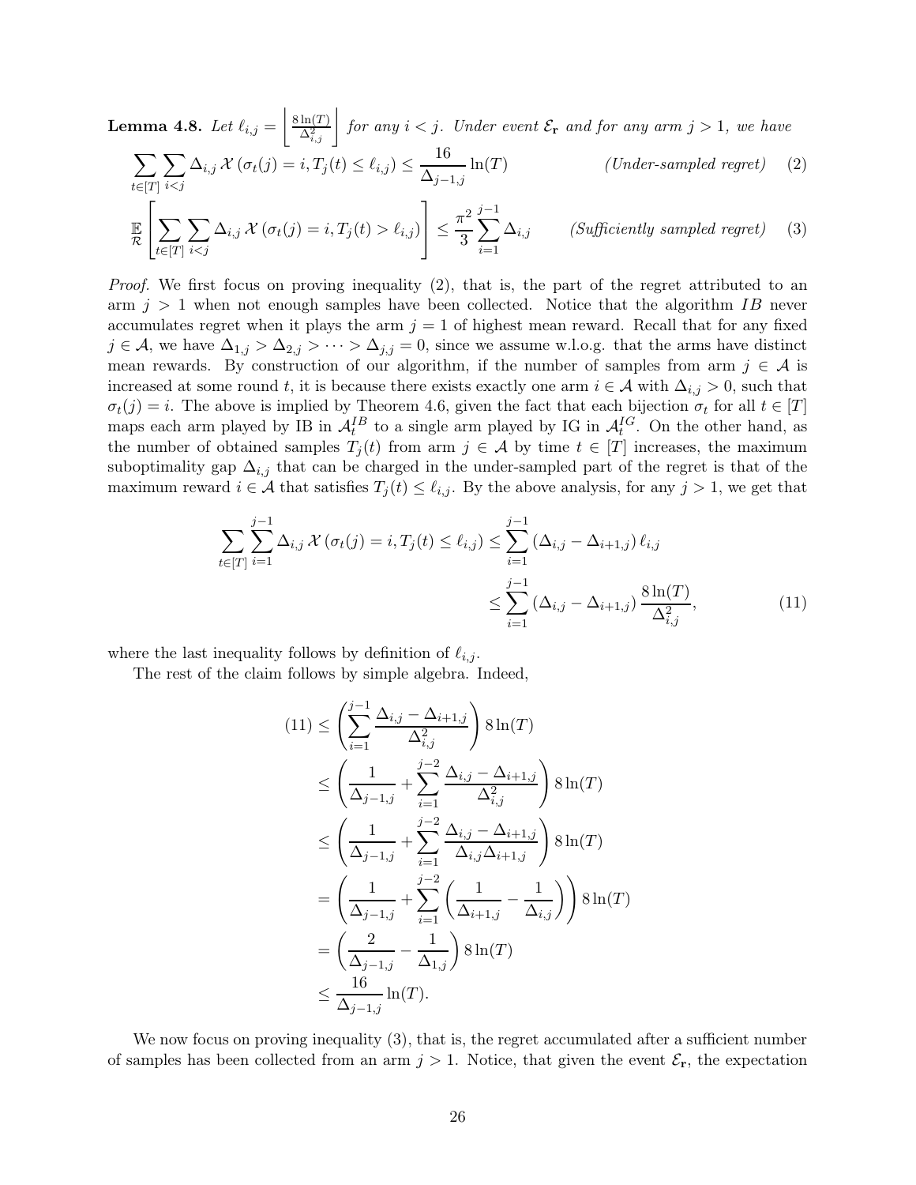**Lemma 4.8.** *Let $\ell_{i,j} = \left\lfloor \frac{8\ln(T)}{\Delta_{i,j}^2} \right\rfloor$ for any $i < j$. Under event $\mathcal{E}_{\mathbf{r}}$ and for any arm $j > 1$, we have*

$$\sum_{t\in[T]} \sum_{i<j} \Delta_{i,j}\, \mathcal{X}\left(\sigma_t(j) = i, T_j(t) \le \ell_{i,j}\right) \le \frac{16}{\Delta_{j-1,j}} \ln(T) \qquad \textit{(Under-sampled regret)} \quad (2)$$

$$\mathop{\mathbb{E}}_{\mathcal{R}}\left[\sum_{t\in[T]} \sum_{i<j} \Delta_{i,j}\, \mathcal{X}\left(\sigma_t(j) = i, T_j(t) > \ell_{i,j}\right)\right] \le \frac{\pi^2}{3} \sum_{i=1}^{j-1} \Delta_{i,j} \qquad \textit{(Sufficiently sampled regret)} \quad (3)$$

*Proof.* We first focus on proving inequality (2), that is, the part of the regret attributed to an arm $j > 1$ when not enough samples have been collected. Notice that the algorithm $IB$ never accumulates regret when it plays the arm $j = 1$ of highest mean reward. Recall that for any fixed $j \in \mathcal{A}$, we have $\Delta_{1,j} > \Delta_{2,j} > \cdots > \Delta_{j,j} = 0$, since we assume w.l.o.g. that the arms have distinct mean rewards. By construction of our algorithm, if the number of samples from arm $j \in \mathcal{A}$ is increased at some round $t$, it is because there exists exactly one arm $i \in \mathcal{A}$ with $\Delta_{i,j} > 0$, such that $\sigma_t(j) = i$. The above is implied by Theorem 4.6, given the fact that each bijection $\sigma_t$ for all $t \in [T]$ maps each arm played by IB in $\mathcal{A}_t^{IB}$ to a single arm played by IG in $\mathcal{A}_t^{IG}$. On the other hand, as the number of obtained samples $T_j(t)$ from arm $j \in \mathcal{A}$ by time $t \in [T]$ increases, the maximum suboptimality gap $\Delta_{i,j}$ that can be charged in the under-sampled part of the regret is that of the maximum reward $i \in \mathcal{A}$ that satisfies $T_j(t) \le \ell_{i,j}$. By the above analysis, for any $j > 1$, we get that

$$\begin{aligned}
\sum_{t\in[T]} \sum_{i=1}^{j-1} \Delta_{i,j}\, \mathcal{X}\left(\sigma_t(j) = i, T_j(t) \le \ell_{i,j}\right) &\le \sum_{i=1}^{j-1} \left(\Delta_{i,j} - \Delta_{i+1,j}\right) \ell_{i,j} \\
&\le \sum_{i=1}^{j-1} \left(\Delta_{i,j} - \Delta_{i+1,j}\right) \frac{8\ln(T)}{\Delta_{i,j}^2}, \qquad (11)
\end{aligned}$$

where the last inequality follows by definition of $\ell_{i,j}$.

The rest of the claim follows by simple algebra. Indeed,

$$\begin{aligned}
(11) &\le \left(\sum_{i=1}^{j-1} \frac{\Delta_{i,j} - \Delta_{i+1,j}}{\Delta_{i,j}^2}\right) 8\ln(T) \\
&\le \left(\frac{1}{\Delta_{j-1,j}} + \sum_{i=1}^{j-2} \frac{\Delta_{i,j} - \Delta_{i+1,j}}{\Delta_{i,j}^2}\right) 8\ln(T) \\
&\le \left(\frac{1}{\Delta_{j-1,j}} + \sum_{i=1}^{j-2} \frac{\Delta_{i,j} - \Delta_{i+1,j}}{\Delta_{i,j}\Delta_{i+1,j}}\right) 8\ln(T) \\
&= \left(\frac{1}{\Delta_{j-1,j}} + \sum_{i=1}^{j-2} \left(\frac{1}{\Delta_{i+1,j}} - \frac{1}{\Delta_{i,j}}\right)\right) 8\ln(T) \\
&= \left(\frac{2}{\Delta_{j-1,j}} - \frac{1}{\Delta_{1,j}}\right) 8\ln(T) \\
&\le \frac{16}{\Delta_{j-1,j}} \ln(T).
\end{aligned}$$

We now focus on proving inequality (3), that is, the regret accumulated after a sufficient number of samples has been collected from an arm $j > 1$. Notice, that given the event $\mathcal{E}_{\mathbf{r}}$, the expectation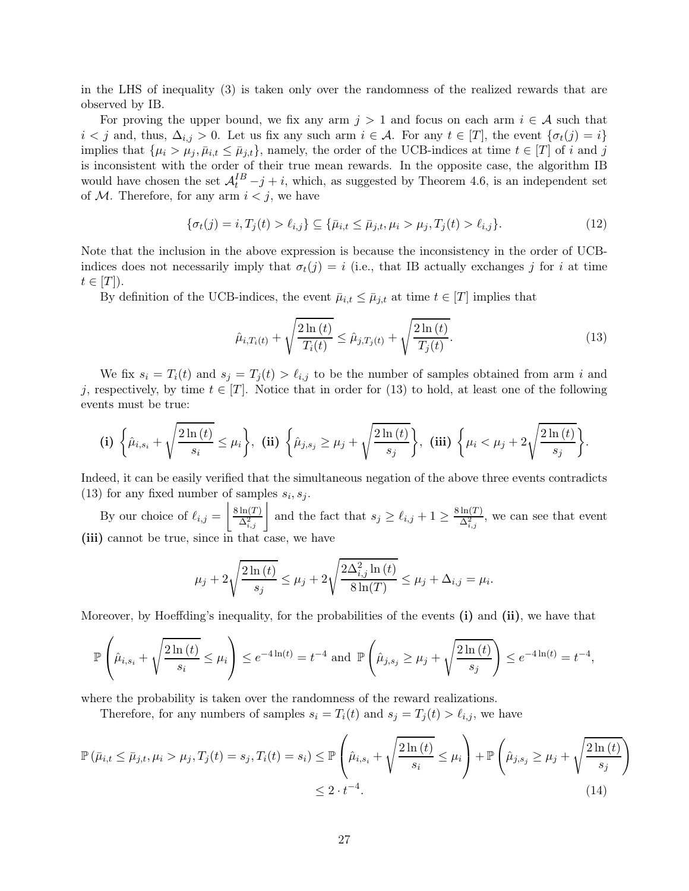in the LHS of inequality (3) is taken only over the randomness of the realized rewards that are observed by IB.

For proving the upper bound, we fix any arm $j > 1$ and focus on each arm $i \in \mathcal{A}$ such that $i < j$ and, thus, $\Delta_{i,j} > 0$. Let us fix any such arm $i \in \mathcal{A}$. For any $t \in [T]$, the event $\{\sigma_t(j) = i\}$ implies that $\{\mu_i > \mu_j, \bar{\mu}_{i,t} \leq \bar{\mu}_{j,t}\}$, namely, the order of the UCB-indices at time $t \in [T]$ of $i$ and $j$ is inconsistent with the order of their true mean rewards. In the opposite case, the algorithm IB would have chosen the set $\mathcal{A}_t^{IB} - j + i$, which, as suggested by Theorem 4.6, is an independent set of $\mathcal{M}$. Therefore, for any arm $i < j$, we have

$$\{\sigma_t(j) = i, T_j(t) > \ell_{i,j}\} \subseteq \{\bar{\mu}_{i,t} \leq \bar{\mu}_{j,t}, \mu_i > \mu_j, T_j(t) > \ell_{i,j}\}. \tag{12}$$

Note that the inclusion in the above expression is because the inconsistency in the order of UCB-indices does not necessarily imply that $\sigma_t(j) = i$ (i.e., that IB actually exchanges $j$ for $i$ at time $t \in [T]$).

By definition of the UCB-indices, the event $\bar{\mu}_{i,t} \leq \bar{\mu}_{j,t}$ at time $t \in [T]$ implies that

$$\hat{\mu}_{i,T_i(t)} + \sqrt{\frac{2\ln(t)}{T_i(t)}} \leq \hat{\mu}_{j,T_j(t)} + \sqrt{\frac{2\ln(t)}{T_j(t)}}. \tag{13}$$

We fix $s_i = T_i(t)$ and $s_j = T_j(t) > \ell_{i,j}$ to be the number of samples obtained from arm $i$ and $j$, respectively, by time $t \in [T]$. Notice that in order for (13) to hold, at least one of the following events must be true:

$$\textbf{(i)} \left\{\hat{\mu}_{i,s_i} + \sqrt{\frac{2\ln(t)}{s_i}} \leq \mu_i\right\}, \ \textbf{(ii)} \left\{\hat{\mu}_{j,s_j} \geq \mu_j + \sqrt{\frac{2\ln(t)}{s_j}}\right\}, \ \textbf{(iii)} \left\{\mu_i < \mu_j + 2\sqrt{\frac{2\ln(t)}{s_j}}\right\}.$$

Indeed, it can be easily verified that the simultaneous negation of the above three events contradicts (13) for any fixed number of samples $s_i, s_j$.

By our choice of $\ell_{i,j} = \left\lfloor \frac{8\ln(T)}{\Delta_{i,j}^2} \right\rfloor$ and the fact that $s_j \geq \ell_{i,j} + 1 \geq \frac{8\ln(T)}{\Delta_{i,j}^2}$, we can see that event **(iii)** cannot be true, since in that case, we have

$$\mu_j + 2\sqrt{\frac{2\ln(t)}{s_j}} \leq \mu_j + 2\sqrt{\frac{2\Delta_{i,j}^2 \ln(t)}{8\ln(T)}} \leq \mu_j + \Delta_{i,j} = \mu_i.$$

Moreover, by Hoeffding's inequality, for the probabilities of the events **(i)** and **(ii)**, we have that

$$\mathbb{P}\left(\hat{\mu}_{i,s_i} + \sqrt{\frac{2\ln(t)}{s_i}} \leq \mu_i\right) \leq e^{-4\ln(t)} = t^{-4} \text{ and } \mathbb{P}\left(\hat{\mu}_{j,s_j} \geq \mu_j + \sqrt{\frac{2\ln(t)}{s_j}}\right) \leq e^{-4\ln(t)} = t^{-4},$$

where the probability is taken over the randomness of the reward realizations.

Therefore, for any numbers of samples $s_i = T_i(t)$ and $s_j = T_j(t) > \ell_{i,j}$, we have

$$\begin{aligned}\mathbb{P}\left(\bar{\mu}_{i,t} \leq \bar{\mu}_{j,t}, \mu_i > \mu_j, T_j(t) = s_j, T_i(t) = s_i\right) &\leq \mathbb{P}\left(\hat{\mu}_{i,s_i} + \sqrt{\frac{2\ln(t)}{s_i}} \leq \mu_i\right) + \mathbb{P}\left(\hat{\mu}_{j,s_j} \geq \mu_j + \sqrt{\frac{2\ln(t)}{s_j}}\right) \\ &\leq 2 \cdot t^{-4}. \end{aligned} \tag{14}$$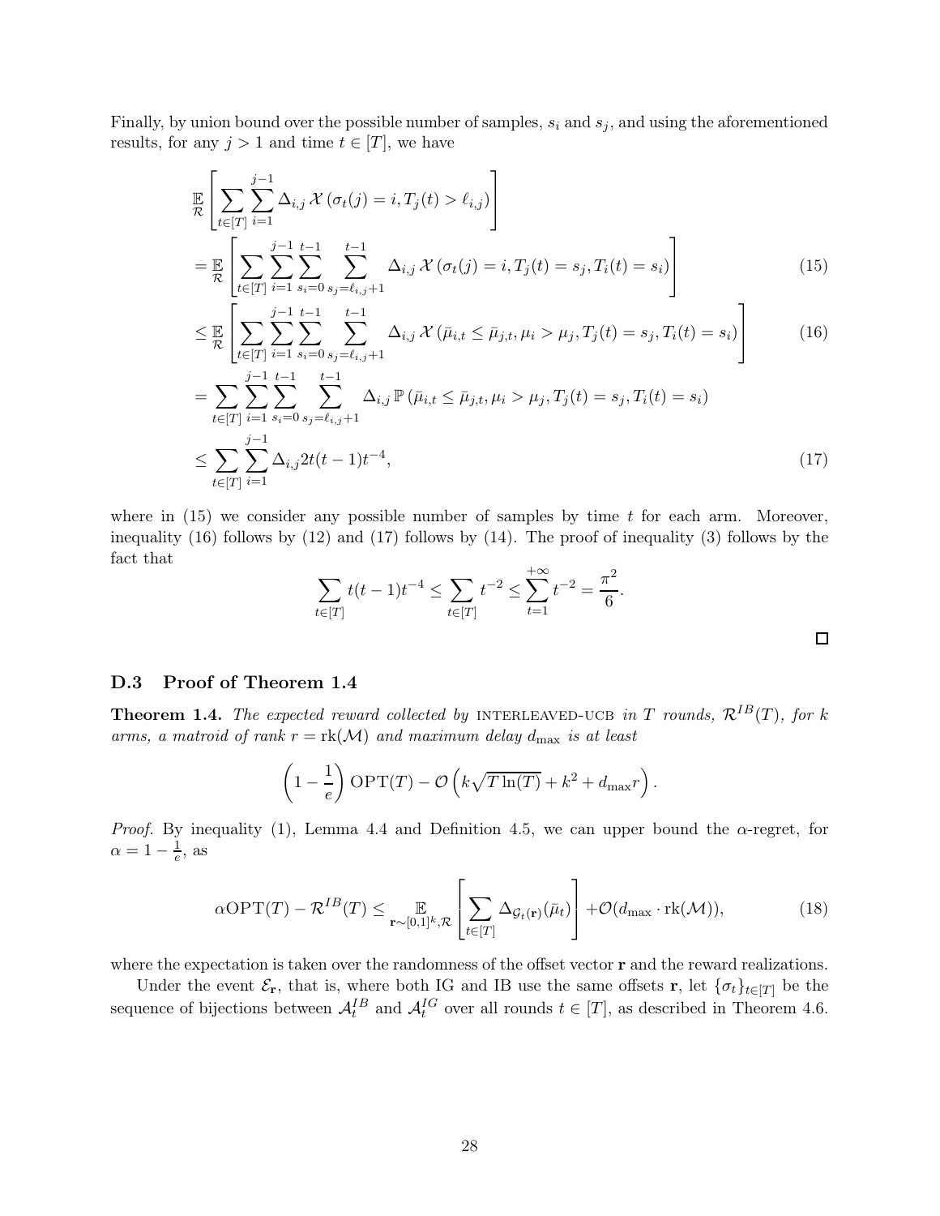Finally, by union bound over the possible number of samples, $s_i$ and $s_j$, and using the aforementioned results, for any $j > 1$ and time $t \in [T]$, we have

$$
\begin{aligned}
&\mathop{\mathbb{E}}_{\mathcal{R}}\left[\sum_{t\in[T]}\sum_{i=1}^{j-1}\Delta_{i,j}\,\mathcal{X}\left(\sigma_t(j)=i, T_j(t)>\ell_{i,j}\right)\right] \\
&= \mathop{\mathbb{E}}_{\mathcal{R}}\left[\sum_{t\in[T]}\sum_{i=1}^{j-1}\sum_{s_i=0}^{t-1}\sum_{s_j=\ell_{i,j}+1}^{t-1}\Delta_{i,j}\,\mathcal{X}\left(\sigma_t(j)=i, T_j(t)=s_j, T_i(t)=s_i\right)\right] && (15)\\
&\le \mathop{\mathbb{E}}_{\mathcal{R}}\left[\sum_{t\in[T]}\sum_{i=1}^{j-1}\sum_{s_i=0}^{t-1}\sum_{s_j=\ell_{i,j}+1}^{t-1}\Delta_{i,j}\,\mathcal{X}\left(\bar{\mu}_{i,t}\le\bar{\mu}_{j,t}, \mu_i>\mu_j, T_j(t)=s_j, T_i(t)=s_i\right)\right] && (16)\\
&= \sum_{t\in[T]}\sum_{i=1}^{j-1}\sum_{s_i=0}^{t-1}\sum_{s_j=\ell_{i,j}+1}^{t-1}\Delta_{i,j}\,\mathbb{P}\left(\bar{\mu}_{i,t}\le\bar{\mu}_{j,t}, \mu_i>\mu_j, T_j(t)=s_j, T_i(t)=s_i\right)\\
&\le \sum_{t\in[T]}\sum_{i=1}^{j-1}\Delta_{i,j}2t(t-1)t^{-4}, && (17)
\end{aligned}
$$

where in (15) we consider any possible number of samples by time $t$ for each arm. Moreover, inequality (16) follows by (12) and (17) follows by (14). The proof of inequality (3) follows by the fact that

$$\sum_{t\in[T]} t(t-1)t^{-4} \le \sum_{t\in[T]} t^{-2} \le \sum_{t=1}^{+\infty} t^{-2} = \frac{\pi^2}{6}.$$

□

### D.3 Proof of Theorem 1.4

**Theorem 1.4.** *The expected reward collected by* INTERLEAVED-UCB *in $T$ rounds, $\mathcal{R}^{IB}(T)$, for $k$ arms, a matroid of rank $r = \mathrm{rk}(\mathcal{M})$ and maximum delay $d_{\max}$ is at least*

$$\left(1-\frac{1}{e}\right)\mathrm{OPT}(T) - \mathcal{O}\left(k\sqrt{T\ln(T)} + k^2 + d_{\max} r\right).$$

*Proof.* By inequality (1), Lemma 4.4 and Definition 4.5, we can upper bound the $\alpha$-regret, for $\alpha = 1 - \frac{1}{e}$, as

$$\alpha\mathrm{OPT}(T) - \mathcal{R}^{IB}(T) \le \mathop{\mathbb{E}}_{\mathbf{r}\sim[0,1]^k,\mathcal{R}}\left[\sum_{t\in[T]}\Delta_{\mathcal{G}_t(\mathbf{r})}(\bar{\mu}_t)\right] + \mathcal{O}(d_{\max}\cdot\mathrm{rk}(\mathcal{M})), \tag{18}$$

where the expectation is taken over the randomness of the offset vector $\mathbf{r}$ and the reward realizations.

Under the event $\mathcal{E}_{\mathbf{r}}$, that is, where both IG and IB use the same offsets $\mathbf{r}$, let $\{\sigma_t\}_{t\in[T]}$ be the sequence of bijections between $\mathcal{A}_t^{IB}$ and $\mathcal{A}_t^{IG}$ over all rounds $t \in [T]$, as described in Theorem 4.6.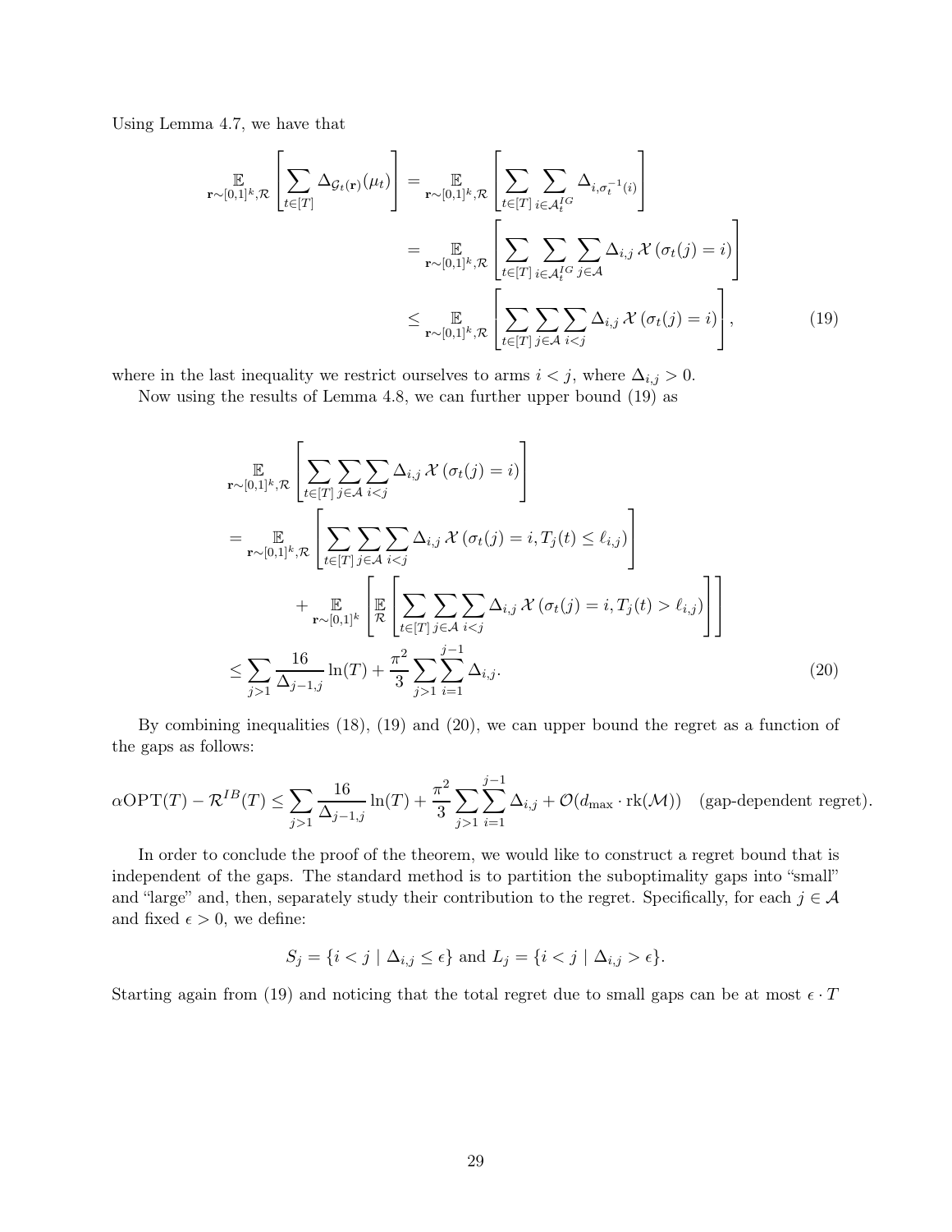Using Lemma 4.7, we have that

$$
\begin{aligned}
\underset{\mathbf{r}\sim[0,1]^k,\mathcal{R}}{\mathbb{E}}\left[\sum_{t\in[T]}\Delta_{\mathcal{G}_t(\mathbf{r})}(\mu_t)\right] &= \underset{\mathbf{r}\sim[0,1]^k,\mathcal{R}}{\mathbb{E}}\left[\sum_{t\in[T]}\sum_{i\in\mathcal{A}_t^{IG}}\Delta_{i,\sigma_t^{-1}(i)}\right] \\
&= \underset{\mathbf{r}\sim[0,1]^k,\mathcal{R}}{\mathbb{E}}\left[\sum_{t\in[T]}\sum_{i\in\mathcal{A}_t^{IG}}\sum_{j\in\mathcal{A}}\Delta_{i,j}\,\mathcal{X}\left(\sigma_t(j)=i\right)\right] \\
&\leq \underset{\mathbf{r}\sim[0,1]^k,\mathcal{R}}{\mathbb{E}}\left[\sum_{t\in[T]}\sum_{j\in\mathcal{A}}\sum_{i<j}\Delta_{i,j}\,\mathcal{X}\left(\sigma_t(j)=i\right)\right], \qquad (19)
\end{aligned}
$$

where in the last inequality we restrict ourselves to arms $i<j$, where $\Delta_{i,j}>0$.

Now using the results of Lemma 4.8, we can further upper bound (19) as

$$
\begin{aligned}
&\underset{\mathbf{r}\sim[0,1]^k,\mathcal{R}}{\mathbb{E}}\left[\sum_{t\in[T]}\sum_{j\in\mathcal{A}}\sum_{i<j}\Delta_{i,j}\,\mathcal{X}\left(\sigma_t(j)=i\right)\right] \\
&= \underset{\mathbf{r}\sim[0,1]^k,\mathcal{R}}{\mathbb{E}}\left[\sum_{t\in[T]}\sum_{j\in\mathcal{A}}\sum_{i<j}\Delta_{i,j}\,\mathcal{X}\left(\sigma_t(j)=i, T_j(t)\leq\ell_{i,j}\right)\right] \\
&\qquad + \underset{\mathbf{r}\sim[0,1]^k}{\mathbb{E}}\left[\underset{\mathcal{R}}{\mathbb{E}}\left[\sum_{t\in[T]}\sum_{j\in\mathcal{A}}\sum_{i<j}\Delta_{i,j}\,\mathcal{X}\left(\sigma_t(j)=i, T_j(t)>\ell_{i,j}\right)\right]\right] \\
&\leq \sum_{j>1}\frac{16}{\Delta_{j-1,j}}\ln(T) + \frac{\pi^2}{3}\sum_{j>1}\sum_{i=1}^{j-1}\Delta_{i,j}. \qquad (20)
\end{aligned}
$$

By combining inequalities (18), (19) and (20), we can upper bound the regret as a function of the gaps as follows:

$$
\alpha\mathrm{OPT}(T) - \mathcal{R}^{IB}(T) \leq \sum_{j>1}\frac{16}{\Delta_{j-1,j}}\ln(T) + \frac{\pi^2}{3}\sum_{j>1}\sum_{i=1}^{j-1}\Delta_{i,j} + \mathcal{O}(d_{\max}\cdot\mathrm{rk}(\mathcal{M})) \quad \text{(gap-dependent regret)}.
$$

In order to conclude the proof of the theorem, we would like to construct a regret bound that is independent of the gaps. The standard method is to partition the suboptimality gaps into "small" and "large" and, then, separately study their contribution to the regret. Specifically, for each $j\in\mathcal{A}$ and fixed $\epsilon>0$, we define:

$$
S_j = \{i<j \mid \Delta_{i,j}\leq\epsilon\} \text{ and } L_j = \{i<j \mid \Delta_{i,j}>\epsilon\}.
$$

Starting again from (19) and noticing that the total regret due to small gaps can be at most $\epsilon\cdot T$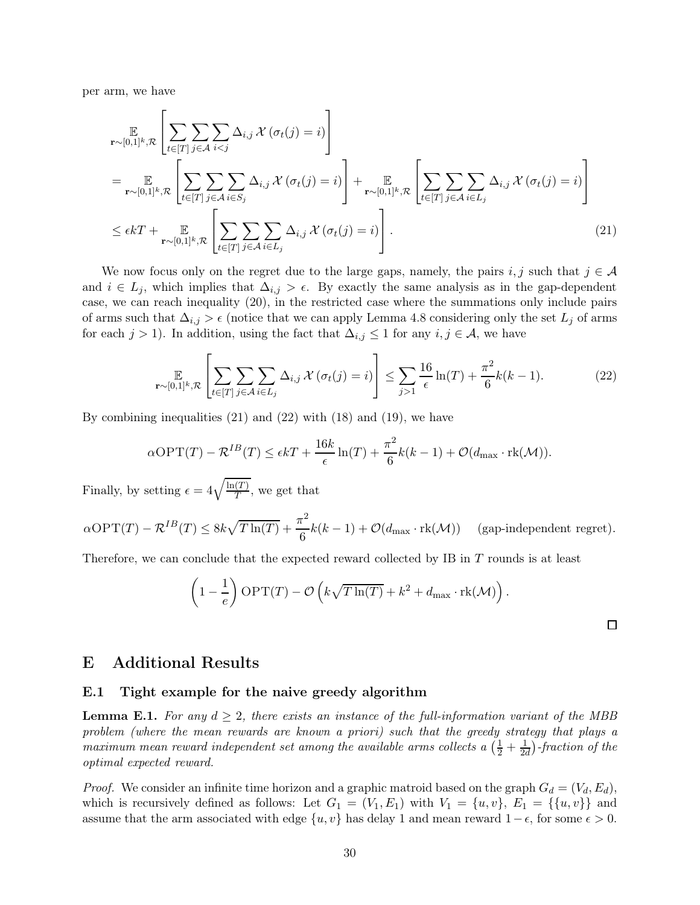per arm, we have

$$
\begin{aligned}
&\mathop{\mathbb{E}}_{\mathbf{r}\sim[0,1]^k,\mathcal{R}}\left[\sum_{t\in[T]}\sum_{j\in\mathcal{A}}\sum_{i<j}\Delta_{i,j}\,\mathcal{X}\left(\sigma_t(j)=i\right)\right] \\
&= \mathop{\mathbb{E}}_{\mathbf{r}\sim[0,1]^k,\mathcal{R}}\left[\sum_{t\in[T]}\sum_{j\in\mathcal{A}}\sum_{i\in S_j}\Delta_{i,j}\,\mathcal{X}\left(\sigma_t(j)=i\right)\right] + \mathop{\mathbb{E}}_{\mathbf{r}\sim[0,1]^k,\mathcal{R}}\left[\sum_{t\in[T]}\sum_{j\in\mathcal{A}}\sum_{i\in L_j}\Delta_{i,j}\,\mathcal{X}\left(\sigma_t(j)=i\right)\right] \\
&\leq \epsilon k T + \mathop{\mathbb{E}}_{\mathbf{r}\sim[0,1]^k,\mathcal{R}}\left[\sum_{t\in[T]}\sum_{j\in\mathcal{A}}\sum_{i\in L_j}\Delta_{i,j}\,\mathcal{X}\left(\sigma_t(j)=i\right)\right]. \qquad (21)
\end{aligned}
$$

We now focus only on the regret due to the large gaps, namely, the pairs $i,j$ such that $j\in\mathcal{A}$ and $i\in L_j$, which implies that $\Delta_{i,j}>\epsilon$. By exactly the same analysis as in the gap-dependent case, we can reach inequality (20), in the restricted case where the summations only include pairs of arms such that $\Delta_{i,j}>\epsilon$ (notice that we can apply Lemma 4.8 considering only the set $L_j$ of arms for each $j>1$). In addition, using the fact that $\Delta_{i,j}\leq 1$ for any $i,j\in\mathcal{A}$, we have

$$
\mathop{\mathbb{E}}_{\mathbf{r}\sim[0,1]^k,\mathcal{R}}\left[\sum_{t\in[T]}\sum_{j\in\mathcal{A}}\sum_{i\in L_j}\Delta_{i,j}\,\mathcal{X}\left(\sigma_t(j)=i\right)\right] \leq \sum_{j>1}\frac{16}{\epsilon}\ln(T) + \frac{\pi^2}{6}k(k-1). \qquad (22)
$$

By combining inequalities (21) and (22) with (18) and (19), we have

$$
\alpha\mathrm{OPT}(T) - \mathcal{R}^{IB}(T) \leq \epsilon k T + \frac{16k}{\epsilon}\ln(T) + \frac{\pi^2}{6}k(k-1) + \mathcal{O}(d_{\max}\cdot\mathrm{rk}(\mathcal{M})).
$$

Finally, by setting $\epsilon = 4\sqrt{\frac{\ln(T)}{T}}$, we get that

$$
\alpha\mathrm{OPT}(T) - \mathcal{R}^{IB}(T) \leq 8k\sqrt{T\ln(T)} + \frac{\pi^2}{6}k(k-1) + \mathcal{O}(d_{\max}\cdot\mathrm{rk}(\mathcal{M})) \qquad \text{(gap-independent regret).}
$$

Therefore, we can conclude that the expected reward collected by IB in $T$ rounds is at least

$$
\left(1-\frac{1}{e}\right)\mathrm{OPT}(T) - \mathcal{O}\left(k\sqrt{T\ln(T)} + k^2 + d_{\max}\cdot\mathrm{rk}(\mathcal{M})\right).
$$

□

# E Additional Results

## E.1 Tight example for the naive greedy algorithm

**Lemma E.1.** *For any $d\geq 2$, there exists an instance of the full-information variant of the MBB problem (where the mean rewards are known a priori) such that the greedy strategy that plays a maximum mean reward independent set among the available arms collects a $\left(\frac{1}{2}+\frac{1}{2d}\right)$-fraction of the optimal expected reward.*

*Proof.* We consider an infinite time horizon and a graphic matroid based on the graph $G_d=(V_d,E_d)$, which is recursively defined as follows: Let $G_1=(V_1,E_1)$ with $V_1=\{u,v\}$, $E_1=\{\{u,v\}\}$ and assume that the arm associated with edge $\{u,v\}$ has delay 1 and mean reward $1-\epsilon$, for some $\epsilon>0$.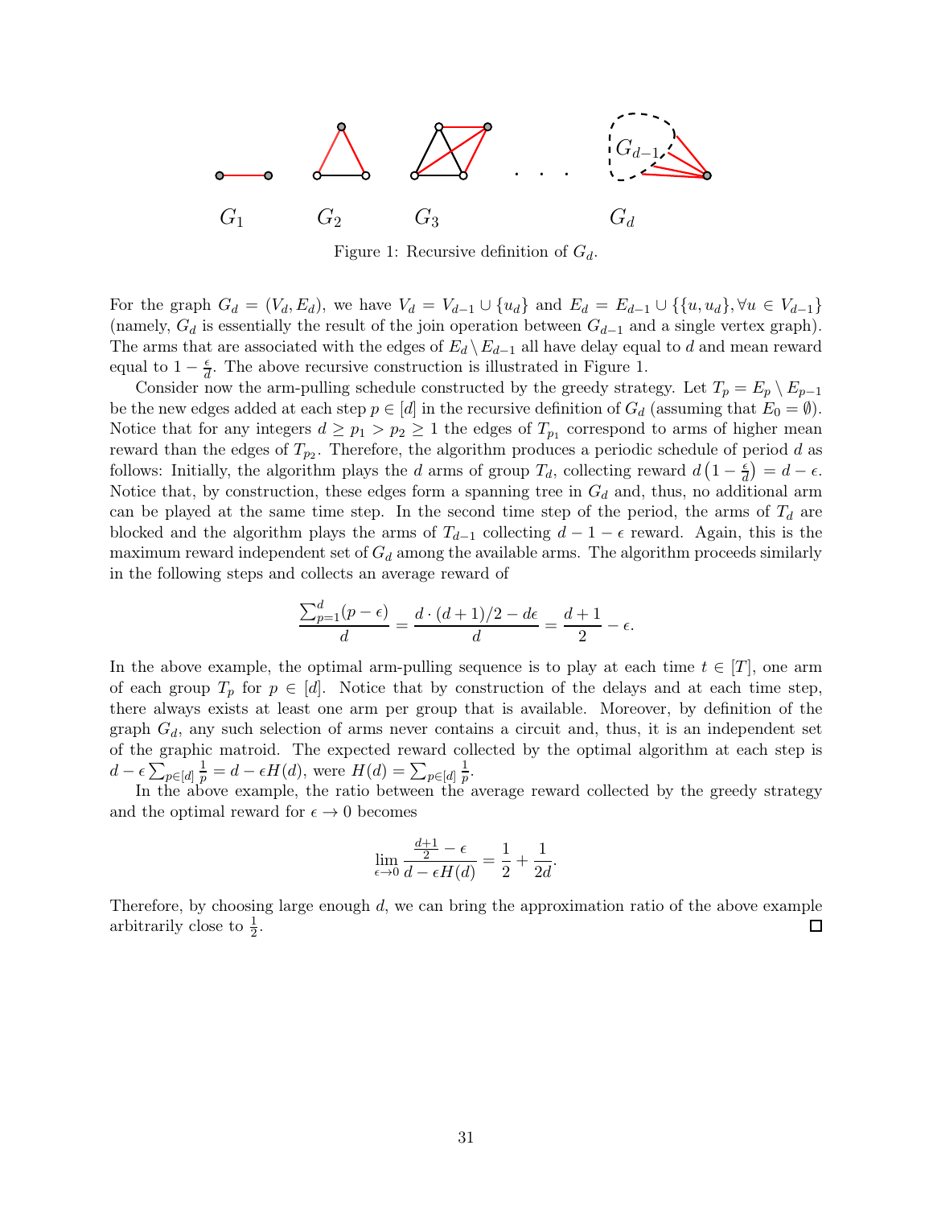$G_1$ $G_2$ $G_3$ . . . $G_d$

Figure 1: Recursive definition of $G_d$.

For the graph $G_d = (V_d, E_d)$, we have $V_d = V_{d-1} \cup \{u_d\}$ and $E_d = E_{d-1} \cup \{\{u, u_d\}, \forall u \in V_{d-1}\}$ (namely, $G_d$ is essentially the result of the join operation between $G_{d-1}$ and a single vertex graph). The arms that are associated with the edges of $E_d \setminus E_{d-1}$ all have delay equal to $d$ and mean reward equal to $1 - \frac{\epsilon}{d}$. The above recursive construction is illustrated in Figure 1.

Consider now the arm-pulling schedule constructed by the greedy strategy. Let $T_p = E_p \setminus E_{p-1}$ be the new edges added at each step $p \in [d]$ in the recursive definition of $G_d$ (assuming that $E_0 = \emptyset$). Notice that for any integers $d \geq p_1 > p_2 \geq 1$ the edges of $T_{p_1}$ correspond to arms of higher mean reward than the edges of $T_{p_2}$. Therefore, the algorithm produces a periodic schedule of period $d$ as follows: Initially, the algorithm plays the $d$ arms of group $T_d$, collecting reward $d\left(1 - \frac{\epsilon}{d}\right) = d - \epsilon$. Notice that, by construction, these edges form a spanning tree in $G_d$ and, thus, no additional arm can be played at the same time step. In the second time step of the period, the arms of $T_d$ are blocked and the algorithm plays the arms of $T_{d-1}$ collecting $d - 1 - \epsilon$ reward. Again, this is the maximum reward independent set of $G_d$ among the available arms. The algorithm proceeds similarly in the following steps and collects an average reward of

$$\frac{\sum_{p=1}^{d}(p - \epsilon)}{d} = \frac{d \cdot (d+1)/2 - d\epsilon}{d} = \frac{d+1}{2} - \epsilon.$$

In the above example, the optimal arm-pulling sequence is to play at each time $t \in [T]$, one arm of each group $T_p$ for $p \in [d]$. Notice that by construction of the delays and at each time step, there always exists at least one arm per group that is available. Moreover, by definition of the graph $G_d$, any such selection of arms never contains a circuit and, thus, it is an independent set of the graphic matroid. The expected reward collected by the optimal algorithm at each step is $d - \epsilon \sum_{p \in [d]} \frac{1}{p} = d - \epsilon H(d)$, were $H(d) = \sum_{p \in [d]} \frac{1}{p}$.

In the above example, the ratio between the average reward collected by the greedy strategy and the optimal reward for $\epsilon \to 0$ becomes

$$\lim_{\epsilon \to 0} \frac{\frac{d+1}{2} - \epsilon}{d - \epsilon H(d)} = \frac{1}{2} + \frac{1}{2d}.$$

Therefore, by choosing large enough $d$, we can bring the approximation ratio of the above example arbitrarily close to $\frac{1}{2}$. □